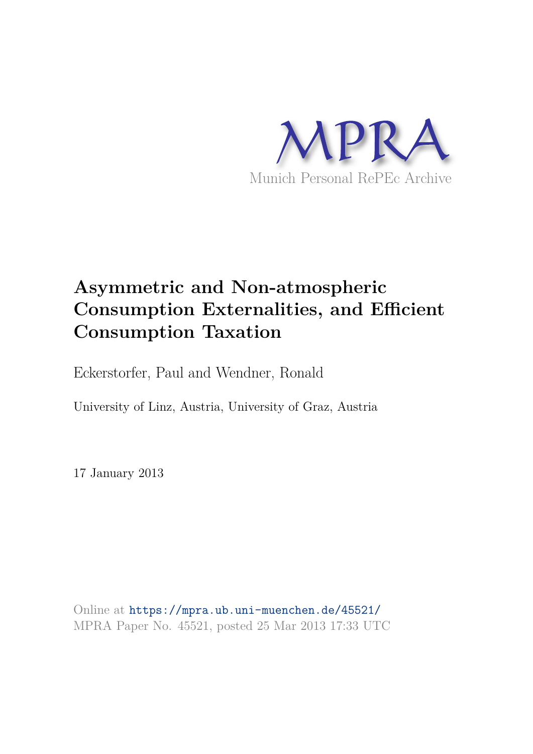MPRA

Munich Personal RePEc Archive

# Asymmetric and Non-atmospheric Consumption Externalities, and Efficient Consumption Taxation

Eckerstorfer, Paul and Wendner, Ronald

University of Linz, Austria, University of Graz, Austria

17 January 2013

Online at https://mpra.ub.uni-muenchen.de/45521/
MPRA Paper No. 45521, posted 25 Mar 2013 17:33 UTC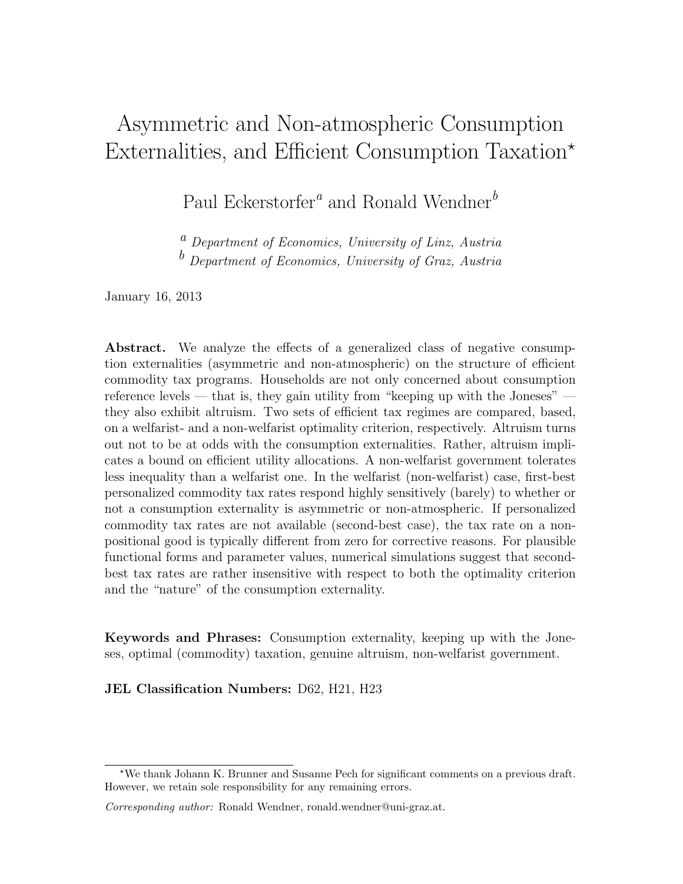# Asymmetric and Non-atmospheric Consumption Externalities, and Efficient Consumption Taxation*

Paul Eckerstorfer[a] and Ronald Wendner[b]

[a] *Department of Economics, University of Linz, Austria*
[b] *Department of Economics, University of Graz, Austria*

January 16, 2013

**Abstract.** We analyze the effects of a generalized class of negative consumption externalities (asymmetric and non-atmospheric) on the structure of efficient commodity tax programs. Households are not only concerned about consumption reference levels — that is, they gain utility from "keeping up with the Joneses" — they also exhibit altruism. Two sets of efficient tax regimes are compared, based, on a welfarist- and a non-welfarist optimality criterion, respectively. Altruism turns out not to be at odds with the consumption externalities. Rather, altruism implicates a bound on efficient utility allocations. A non-welfarist government tolerates less inequality than a welfarist one. In the welfarist (non-welfarist) case, first-best personalized commodity tax rates respond highly sensitively (barely) to whether or not a consumption externality is asymmetric or non-atmospheric. If personalized commodity tax rates are not available (second-best case), the tax rate on a non-positional good is typically different from zero for corrective reasons. For plausible functional forms and parameter values, numerical simulations suggest that second-best tax rates are rather insensitive with respect to both the optimality criterion and the "nature" of the consumption externality.

**Keywords and Phrases:** Consumption externality, keeping up with the Joneses, optimal (commodity) taxation, genuine altruism, non-welfarist government.

**JEL Classification Numbers:** D62, H21, H23

---

*We thank Johann K. Brunner and Susanne Pech for significant comments on a previous draft. However, we retain sole responsibility for any remaining errors.

*Corresponding author:* Ronald Wendner, ronald.wendner@uni-graz.at.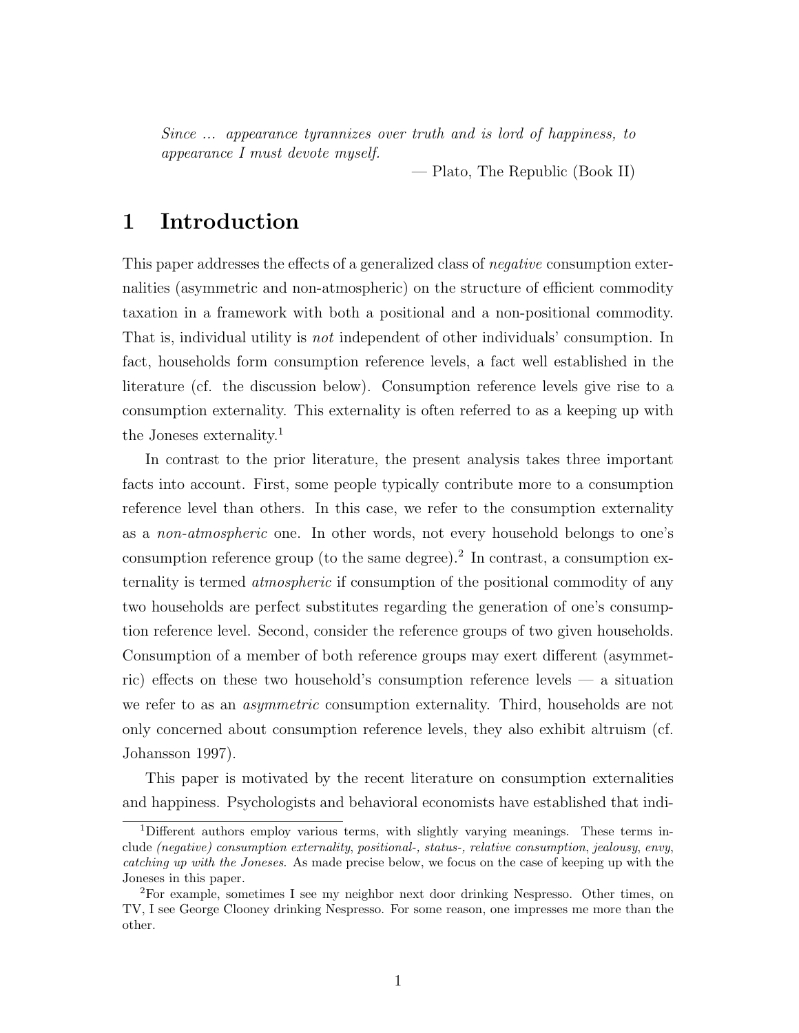*Since ... appearance tyrannizes over truth and is lord of happiness, to appearance I must devote myself.*

— Plato, The Republic (Book II)

# 1 Introduction

This paper addresses the effects of a generalized class of *negative* consumption externalities (asymmetric and non-atmospheric) on the structure of efficient commodity taxation in a framework with both a positional and a non-positional commodity. That is, individual utility is *not* independent of other individuals' consumption. In fact, households form consumption reference levels, a fact well established in the literature (cf. the discussion below). Consumption reference levels give rise to a consumption externality. This externality is often referred to as a keeping up with the Joneses externality.[1]

In contrast to the prior literature, the present analysis takes three important facts into account. First, some people typically contribute more to a consumption reference level than others. In this case, we refer to the consumption externality as a *non-atmospheric* one. In other words, not every household belongs to one's consumption reference group (to the same degree).[2] In contrast, a consumption externality is termed *atmospheric* if consumption of the positional commodity of any two households are perfect substitutes regarding the generation of one's consumption reference level. Second, consider the reference groups of two given households. Consumption of a member of both reference groups may exert different (asymmetric) effects on these two household's consumption reference levels — a situation we refer to as an *asymmetric* consumption externality. Third, households are not only concerned about consumption reference levels, they also exhibit altruism (cf. Johansson 1997).

This paper is motivated by the recent literature on consumption externalities and happiness. Psychologists and behavioral economists have established that indi-

[1] Different authors employ various terms, with slightly varying meanings. These terms include *(negative) consumption externality*, *positional-*, *status-*, *relative consumption*, *jealousy*, *envy*, *catching up with the Joneses*. As made precise below, we focus on the case of keeping up with the Joneses in this paper.

[2] For example, sometimes I see my neighbor next door drinking Nespresso. Other times, on TV, I see George Clooney drinking Nespresso. For some reason, one impresses me more than the other.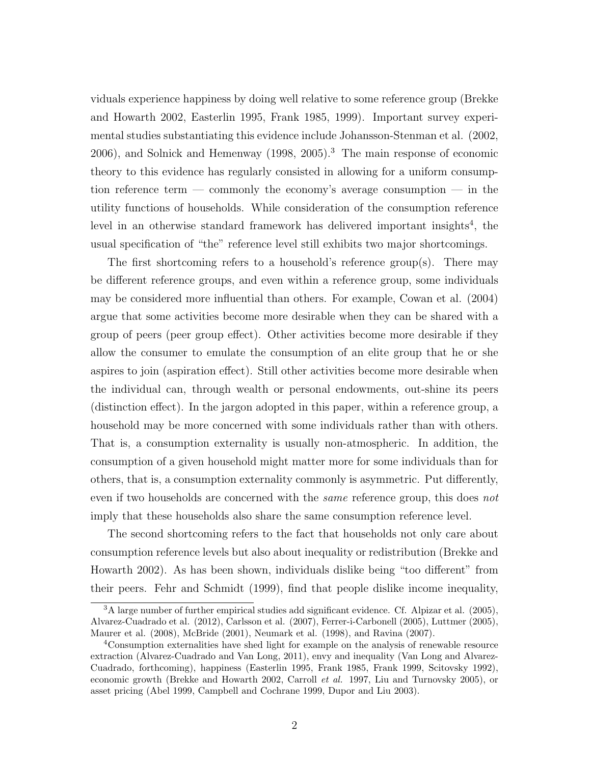viduals experience happiness by doing well relative to some reference group (Brekke and Howarth 2002, Easterlin 1995, Frank 1985, 1999). Important survey experimental studies substantiating this evidence include Johansson-Stenman et al. (2002, 2006), and Solnick and Hemenway (1998, 2005).[3] The main response of economic theory to this evidence has regularly consisted in allowing for a uniform consumption reference term — commonly the economy's average consumption — in the utility functions of households. While consideration of the consumption reference level in an otherwise standard framework has delivered important insights[4], the usual specification of "the" reference level still exhibits two major shortcomings.

The first shortcoming refers to a household's reference group(s). There may be different reference groups, and even within a reference group, some individuals may be considered more influential than others. For example, Cowan et al. (2004) argue that some activities become more desirable when they can be shared with a group of peers (peer group effect). Other activities become more desirable if they allow the consumer to emulate the consumption of an elite group that he or she aspires to join (aspiration effect). Still other activities become more desirable when the individual can, through wealth or personal endowments, out-shine its peers (distinction effect). In the jargon adopted in this paper, within a reference group, a household may be more concerned with some individuals rather than with others. That is, a consumption externality is usually non-atmospheric. In addition, the consumption of a given household might matter more for some individuals than for others, that is, a consumption externality commonly is asymmetric. Put differently, even if two households are concerned with the *same* reference group, this does *not* imply that these households also share the same consumption reference level.

The second shortcoming refers to the fact that households not only care about consumption reference levels but also about inequality or redistribution (Brekke and Howarth 2002). As has been shown, individuals dislike being "too different" from their peers. Fehr and Schmidt (1999), find that people dislike income inequality,

[3] A large number of further empirical studies add significant evidence. Cf. Alpizar et al. (2005), Alvarez-Cuadrado et al. (2012), Carlsson et al. (2007), Ferrer-i-Carbonell (2005), Luttmer (2005), Maurer et al. (2008), McBride (2001), Neumark et al. (1998), and Ravina (2007).

[4] Consumption externalities have shed light for example on the analysis of renewable resource extraction (Alvarez-Cuadrado and Van Long, 2011), envy and inequality (Van Long and Alvarez-Cuadrado, forthcoming), happiness (Easterlin 1995, Frank 1985, Frank 1999, Scitovsky 1992), economic growth (Brekke and Howarth 2002, Carroll *et al.* 1997, Liu and Turnovsky 2005), or asset pricing (Abel 1999, Campbell and Cochrane 1999, Dupor and Liu 2003).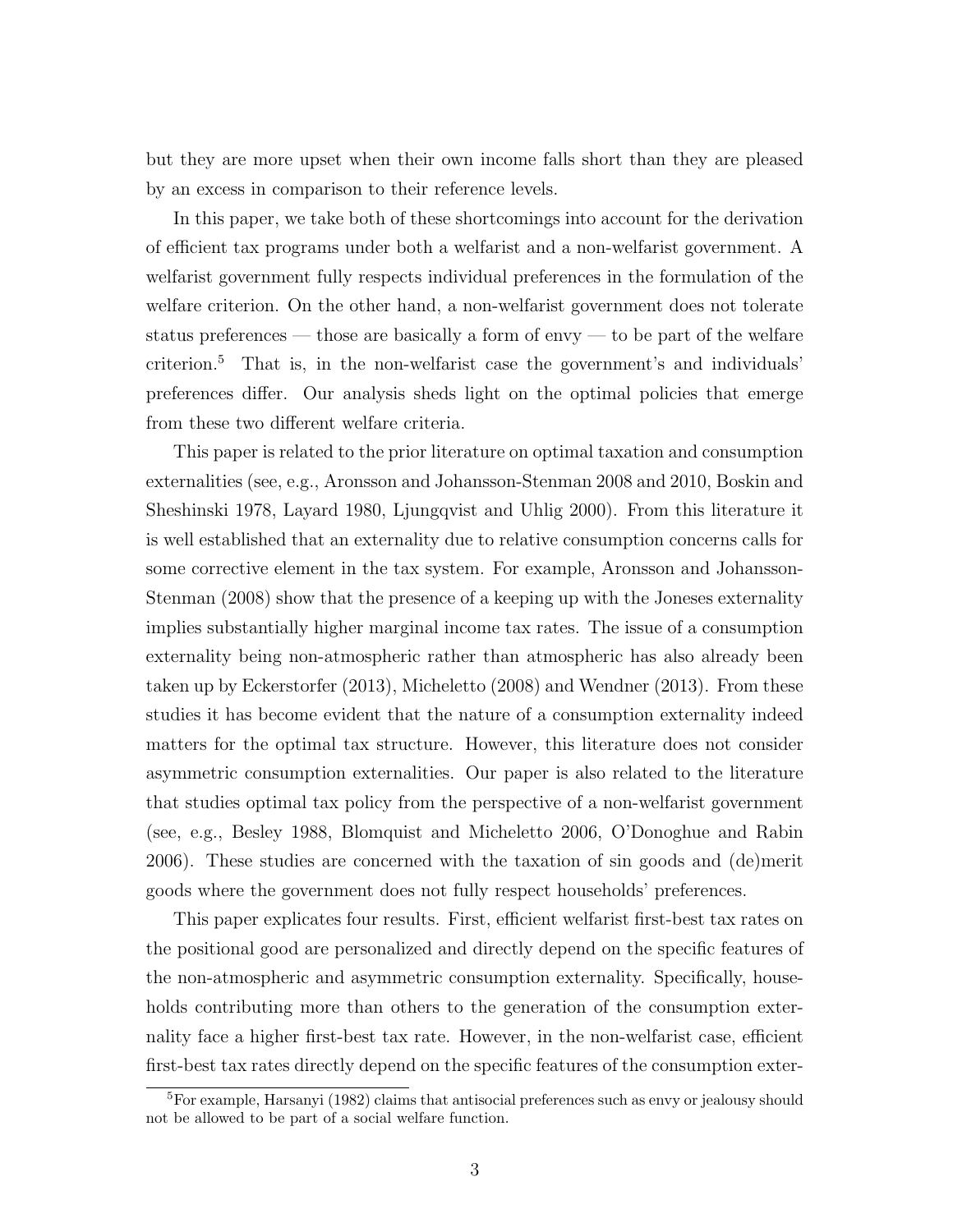but they are more upset when their own income falls short than they are pleased by an excess in comparison to their reference levels.

In this paper, we take both of these shortcomings into account for the derivation of efficient tax programs under both a welfarist and a non-welfarist government. A welfarist government fully respects individual preferences in the formulation of the welfare criterion. On the other hand, a non-welfarist government does not tolerate status preferences — those are basically a form of envy — to be part of the welfare criterion.[5] That is, in the non-welfarist case the government's and individuals' preferences differ. Our analysis sheds light on the optimal policies that emerge from these two different welfare criteria.

This paper is related to the prior literature on optimal taxation and consumption externalities (see, e.g., Aronsson and Johansson-Stenman 2008 and 2010, Boskin and Sheshinski 1978, Layard 1980, Ljungqvist and Uhlig 2000). From this literature it is well established that an externality due to relative consumption concerns calls for some corrective element in the tax system. For example, Aronsson and Johansson-Stenman (2008) show that the presence of a keeping up with the Joneses externality implies substantially higher marginal income tax rates. The issue of a consumption externality being non-atmospheric rather than atmospheric has also already been taken up by Eckerstorfer (2013), Micheletto (2008) and Wendner (2013). From these studies it has become evident that the nature of a consumption externality indeed matters for the optimal tax structure. However, this literature does not consider asymmetric consumption externalities. Our paper is also related to the literature that studies optimal tax policy from the perspective of a non-welfarist government (see, e.g., Besley 1988, Blomquist and Micheletto 2006, O'Donoghue and Rabin 2006). These studies are concerned with the taxation of sin goods and (de)merit goods where the government does not fully respect households' preferences.

This paper explicates four results. First, efficient welfarist first-best tax rates on the positional good are personalized and directly depend on the specific features of the non-atmospheric and asymmetric consumption externality. Specifically, households contributing more than others to the generation of the consumption externality face a higher first-best tax rate. However, in the non-welfarist case, efficient first-best tax rates directly depend on the specific features of the consumption exter-

[5] For example, Harsanyi (1982) claims that antisocial preferences such as envy or jealousy should not be allowed to be part of a social welfare function.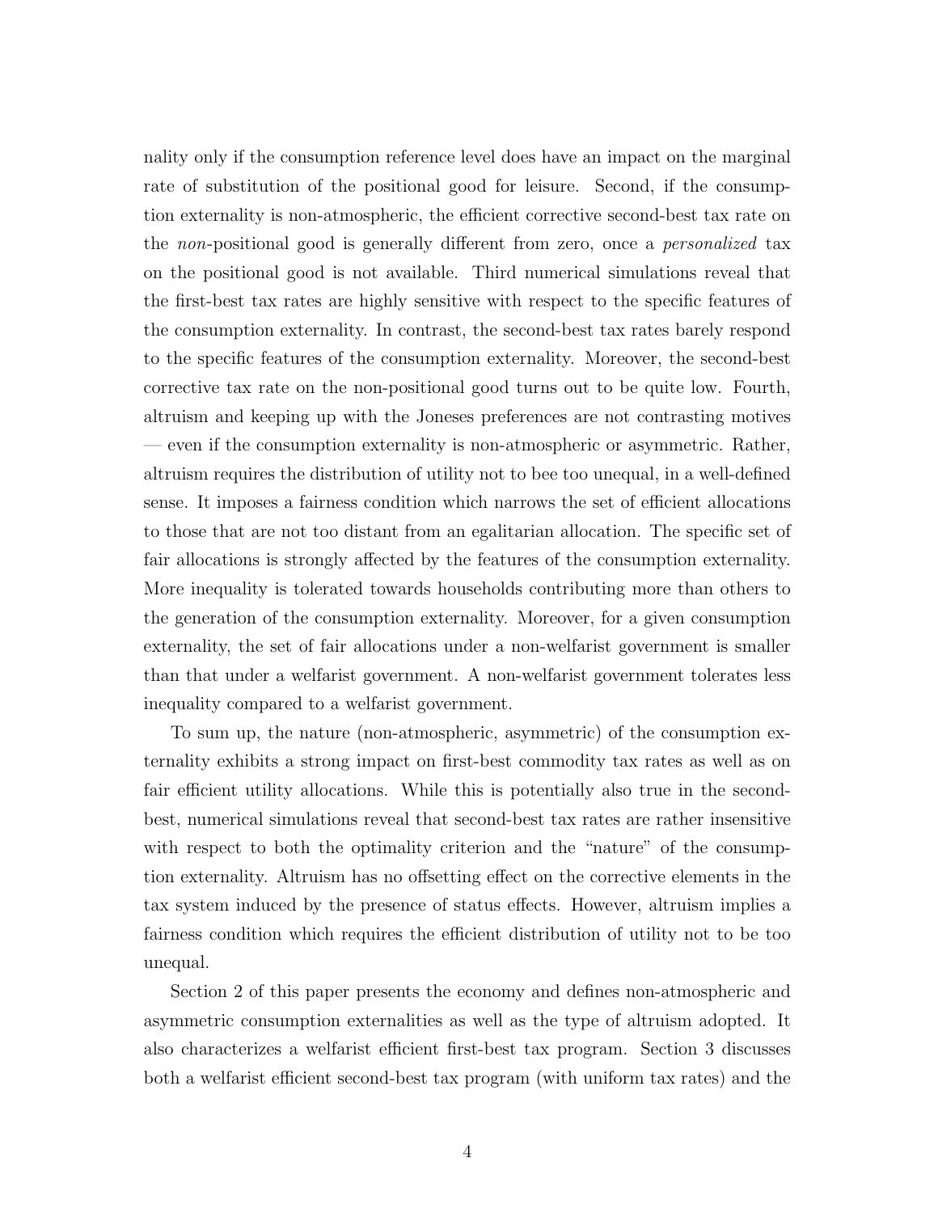nality only if the consumption reference level does have an impact on the marginal rate of substitution of the positional good for leisure. Second, if the consumption externality is non-atmospheric, the efficient corrective second-best tax rate on the *non*-positional good is generally different from zero, once a *personalized* tax on the positional good is not available. Third numerical simulations reveal that the first-best tax rates are highly sensitive with respect to the specific features of the consumption externality. In contrast, the second-best tax rates barely respond to the specific features of the consumption externality. Moreover, the second-best corrective tax rate on the non-positional good turns out to be quite low. Fourth, altruism and keeping up with the Joneses preferences are not contrasting motives — even if the consumption externality is non-atmospheric or asymmetric. Rather, altruism requires the distribution of utility not to bee too unequal, in a well-defined sense. It imposes a fairness condition which narrows the set of efficient allocations to those that are not too distant from an egalitarian allocation. The specific set of fair allocations is strongly affected by the features of the consumption externality. More inequality is tolerated towards households contributing more than others to the generation of the consumption externality. Moreover, for a given consumption externality, the set of fair allocations under a non-welfarist government is smaller than that under a welfarist government. A non-welfarist government tolerates less inequality compared to a welfarist government.

To sum up, the nature (non-atmospheric, asymmetric) of the consumption externality exhibits a strong impact on first-best commodity tax rates as well as on fair efficient utility allocations. While this is potentially also true in the second-best, numerical simulations reveal that second-best tax rates are rather insensitive with respect to both the optimality criterion and the "nature" of the consumption externality. Altruism has no offsetting effect on the corrective elements in the tax system induced by the presence of status effects. However, altruism implies a fairness condition which requires the efficient distribution of utility not to be too unequal.

Section 2 of this paper presents the economy and defines non-atmospheric and asymmetric consumption externalities as well as the type of altruism adopted. It also characterizes a welfarist efficient first-best tax program. Section 3 discusses both a welfarist efficient second-best tax program (with uniform tax rates) and the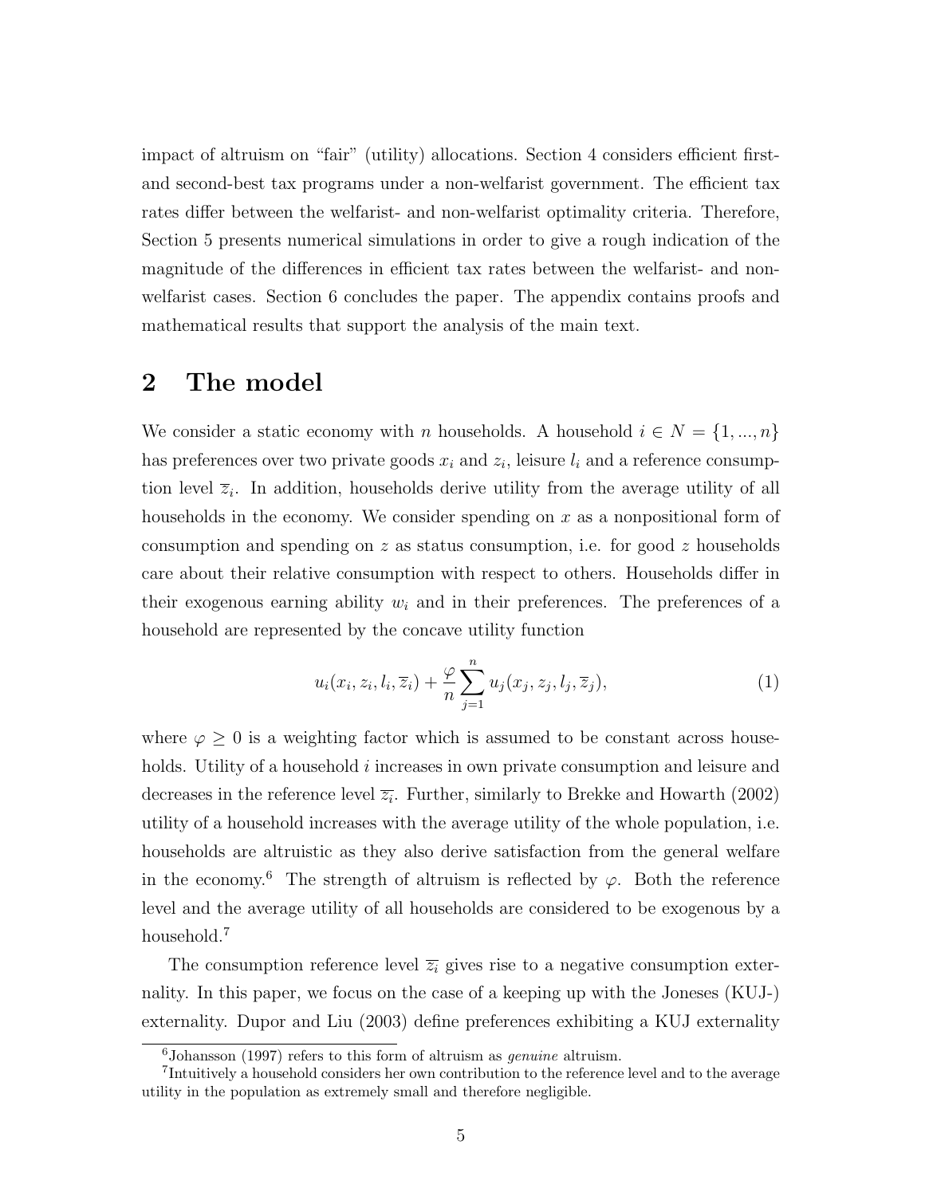impact of altruism on "fair" (utility) allocations. Section 4 considers efficient first- and second-best tax programs under a non-welfarist government. The efficient tax rates differ between the welfarist- and non-welfarist optimality criteria. Therefore, Section 5 presents numerical simulations in order to give a rough indication of the magnitude of the differences in efficient tax rates between the welfarist- and non-welfarist cases. Section 6 concludes the paper. The appendix contains proofs and mathematical results that support the analysis of the main text.

## 2 The model

We consider a static economy with $n$ households. A household $i \in N = \{1, ..., n\}$ has preferences over two private goods $x_i$ and $z_i$, leisure $l_i$ and a reference consumption level $\overline{z}_i$. In addition, households derive utility from the average utility of all households in the economy. We consider spending on $x$ as a nonpositional form of consumption and spending on $z$ as status consumption, i.e. for good $z$ households care about their relative consumption with respect to others. Households differ in their exogenous earning ability $w_i$ and in their preferences. The preferences of a household are represented by the concave utility function

$$u_i(x_i, z_i, l_i, \overline{z}_i) + \frac{\varphi}{n} \sum_{j=1}^{n} u_j(x_j, z_j, l_j, \overline{z}_j), \tag{1}$$

where $\varphi \geq 0$ is a weighting factor which is assumed to be constant across households. Utility of a household $i$ increases in own private consumption and leisure and decreases in the reference level $\overline{z_i}$. Further, similarly to Brekke and Howarth (2002) utility of a household increases with the average utility of the whole population, i.e. households are altruistic as they also derive satisfaction from the general welfare in the economy.[6] The strength of altruism is reflected by $\varphi$. Both the reference level and the average utility of all households are considered to be exogenous by a household.[7]

The consumption reference level $\overline{z_i}$ gives rise to a negative consumption externality. In this paper, we focus on the case of a keeping up with the Joneses (KUJ-) externality. Dupor and Liu (2003) define preferences exhibiting a KUJ externality

[6] Johansson (1997) refers to this form of altruism as *genuine* altruism.

[7] Intuitively a household considers her own contribution to the reference level and to the average utility in the population as extremely small and therefore negligible.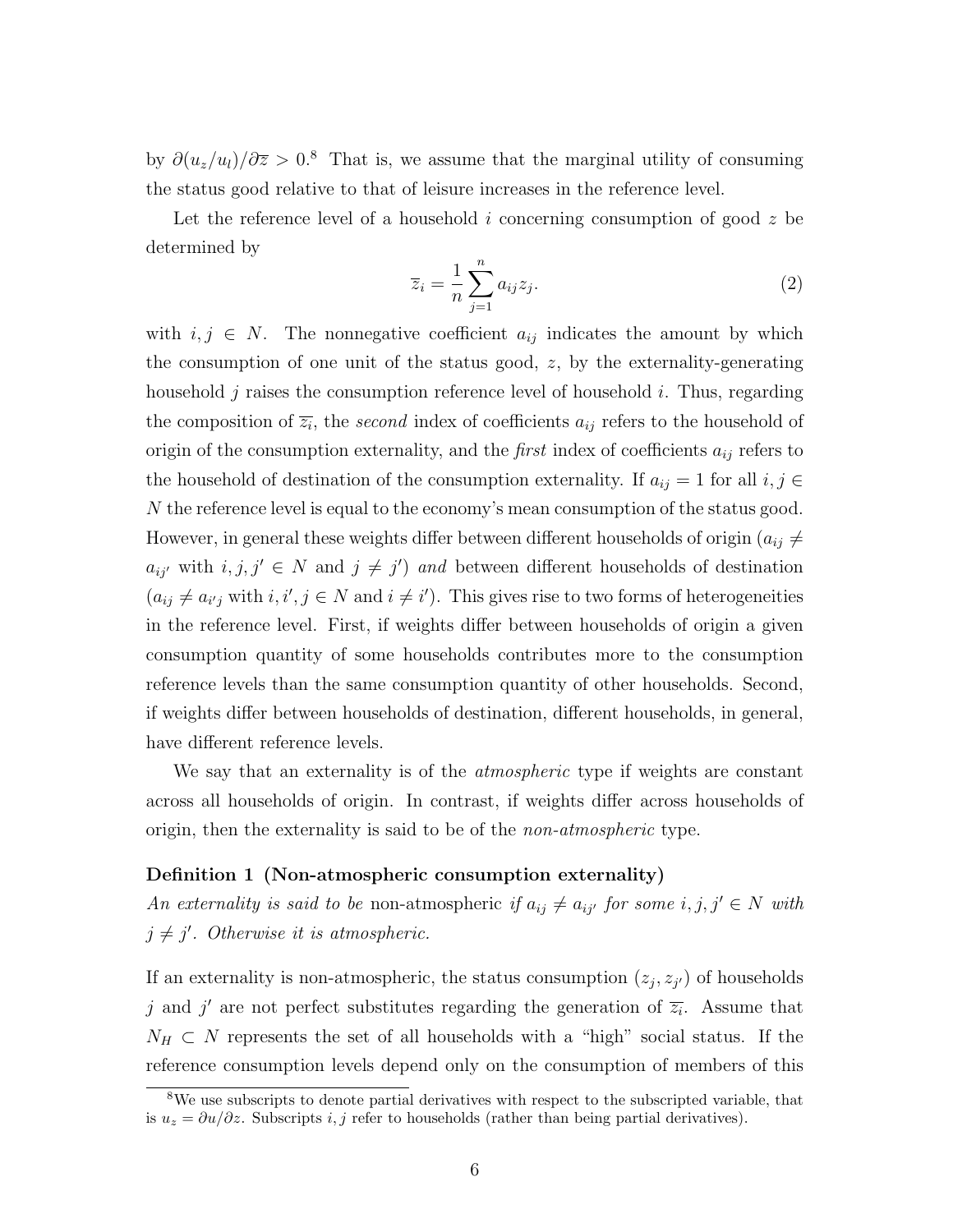by $\partial(u_z/u_l)/\partial\overline{z} > 0$.[8] That is, we assume that the marginal utility of consuming the status good relative to that of leisure increases in the reference level.

Let the reference level of a household $i$ concerning consumption of good $z$ be determined by

$$\overline{z}_i = \frac{1}{n}\sum_{j=1}^{n} a_{ij} z_j. \tag{2}$$

with $i, j \in N$. The nonnegative coefficient $a_{ij}$ indicates the amount by which the consumption of one unit of the status good, $z$, by the externality-generating household $j$ raises the consumption reference level of household $i$. Thus, regarding the composition of $\overline{z_i}$, the *second* index of coefficients $a_{ij}$ refers to the household of origin of the consumption externality, and the *first* index of coefficients $a_{ij}$ refers to the household of destination of the consumption externality. If $a_{ij} = 1$ for all $i, j \in N$ the reference level is equal to the economy's mean consumption of the status good. However, in general these weights differ between different households of origin ($a_{ij} \neq a_{ij'}$ with $i, j, j' \in N$ and $j \neq j'$) *and* between different households of destination ($a_{ij} \neq a_{i'j}$ with $i, i', j \in N$ and $i \neq i'$). This gives rise to two forms of heterogeneities in the reference level. First, if weights differ between households of origin a given consumption quantity of some households contributes more to the consumption reference levels than the same consumption quantity of other households. Second, if weights differ between households of destination, different households, in general, have different reference levels.

We say that an externality is of the *atmospheric* type if weights are constant across all households of origin. In contrast, if weights differ across households of origin, then the externality is said to be of the *non-atmospheric* type.

**Definition 1 (Non-atmospheric consumption externality)**
*An externality is said to be* non-atmospheric *if $a_{ij} \neq a_{ij'}$ for some $i, j, j' \in N$ with $j \neq j'$. Otherwise it is atmospheric.*

If an externality is non-atmospheric, the status consumption $(z_j, z_{j'})$ of households $j$ and $j'$ are not perfect substitutes regarding the generation of $\overline{z_i}$. Assume that $N_H \subset N$ represents the set of all households with a "high" social status. If the reference consumption levels depend only on the consumption of members of this

[8] We use subscripts to denote partial derivatives with respect to the subscripted variable, that is $u_z = \partial u/\partial z$. Subscripts $i, j$ refer to households (rather than being partial derivatives).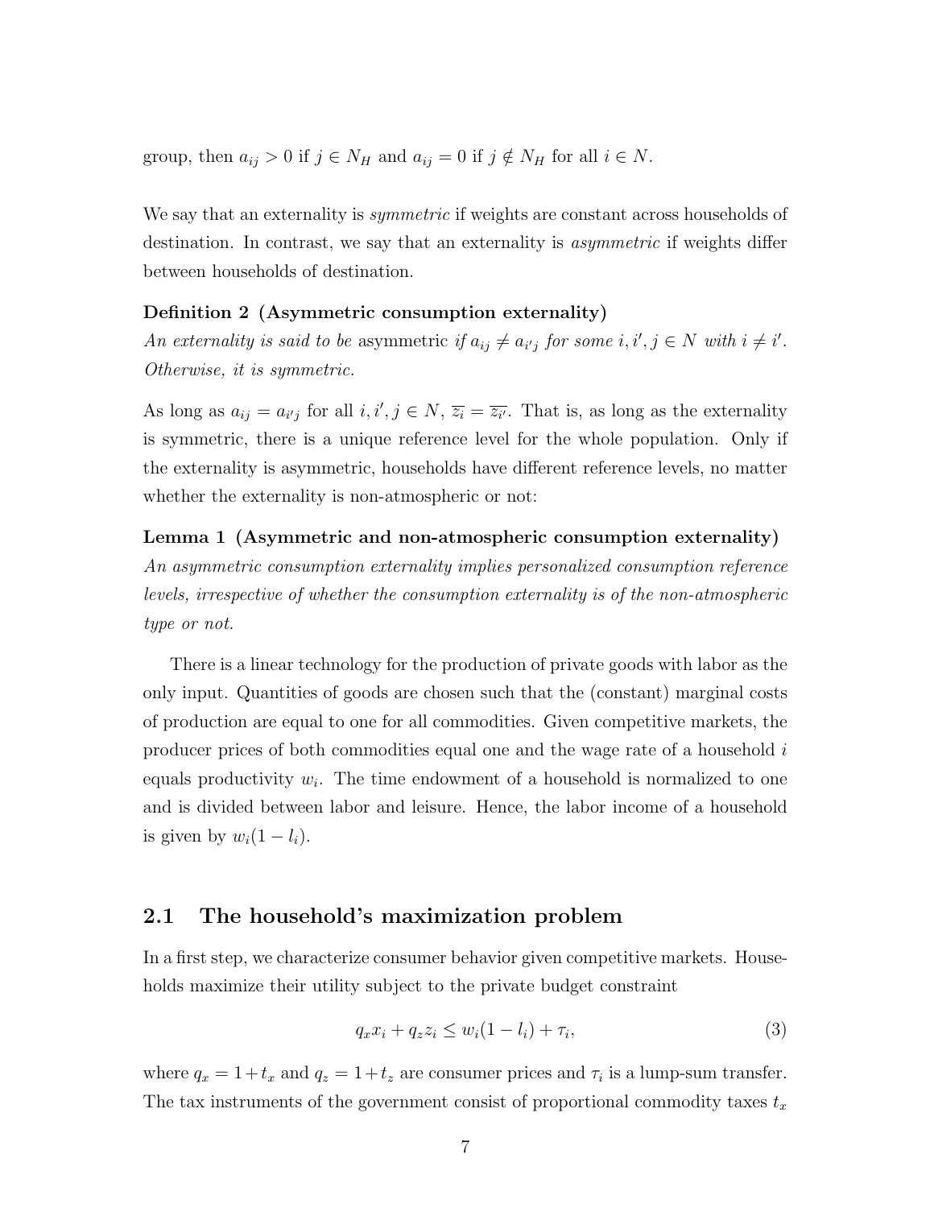group, then $a_{ij} > 0$ if $j \in N_H$ and $a_{ij} = 0$ if $j \notin N_H$ for all $i \in N$.

We say that an externality is *symmetric* if weights are constant across households of destination. In contrast, we say that an externality is *asymmetric* if weights differ between households of destination.

**Definition 2 (Asymmetric consumption externality)**
*An externality is said to be* asymmetric *if $a_{ij} \neq a_{i'j}$ for some $i, i', j \in N$ with $i \neq i'$. Otherwise, it is symmetric.*

As long as $a_{ij} = a_{i'j}$ for all $i, i', j \in N$, $\overline{z_i} = \overline{z_{i'}}$. That is, as long as the externality is symmetric, there is a unique reference level for the whole population. Only if the externality is asymmetric, households have different reference levels, no matter whether the externality is non-atmospheric or not:

**Lemma 1 (Asymmetric and non-atmospheric consumption externality)**
*An asymmetric consumption externality implies personalized consumption reference levels, irrespective of whether the consumption externality is of the non-atmospheric type or not.*

There is a linear technology for the production of private goods with labor as the only input. Quantities of goods are chosen such that the (constant) marginal costs of production are equal to one for all commodities. Given competitive markets, the producer prices of both commodities equal one and the wage rate of a household $i$ equals productivity $w_i$. The time endowment of a household is normalized to one and is divided between labor and leisure. Hence, the labor income of a household is given by $w_i(1 - l_i)$.

## 2.1 The household's maximization problem

In a first step, we characterize consumer behavior given competitive markets. Households maximize their utility subject to the private budget constraint

$$q_x x_i + q_z z_i \leq w_i(1 - l_i) + \tau_i, \tag{3}$$

where $q_x = 1 + t_x$ and $q_z = 1 + t_z$ are consumer prices and $\tau_i$ is a lump-sum transfer. The tax instruments of the government consist of proportional commodity taxes $t_x$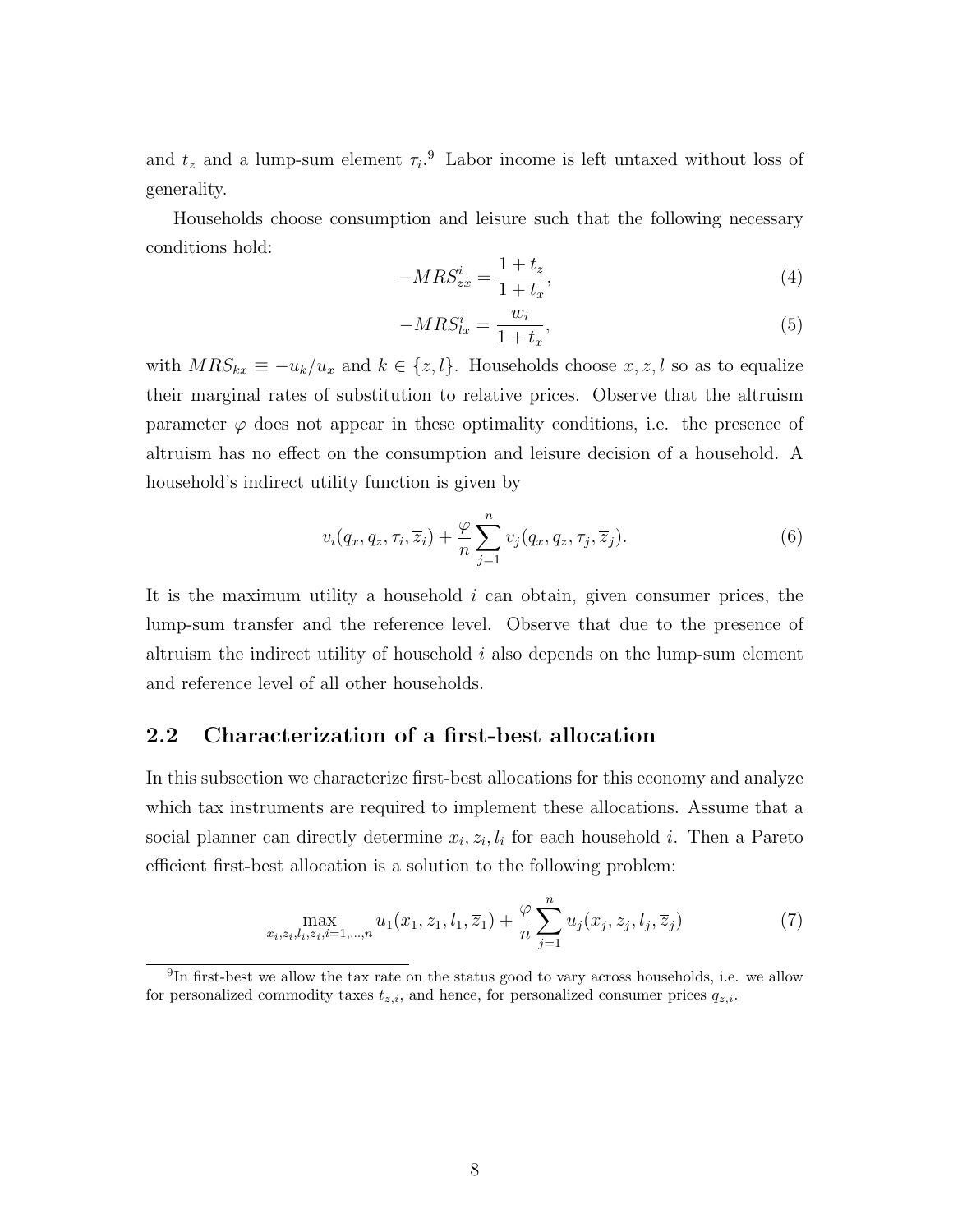and $t_z$ and a lump-sum element $\tau_i$.[9] Labor income is left untaxed without loss of generality.

Households choose consumption and leisure such that the following necessary conditions hold:

$$-MRS_{zx}^i = \frac{1+t_z}{1+t_x}, \tag{4}$$

$$-MRS_{lx}^i = \frac{w_i}{1+t_x}, \tag{5}$$

with $MRS_{kx} \equiv -u_k/u_x$ and $k \in \{z, l\}$. Households choose $x, z, l$ so as to equalize their marginal rates of substitution to relative prices. Observe that the altruism parameter $\varphi$ does not appear in these optimality conditions, i.e. the presence of altruism has no effect on the consumption and leisure decision of a household. A household's indirect utility function is given by

$$v_i(q_x, q_z, \tau_i, \overline{z}_i) + \frac{\varphi}{n} \sum_{j=1}^{n} v_j(q_x, q_z, \tau_j, \overline{z}_j). \tag{6}$$

It is the maximum utility a household $i$ can obtain, given consumer prices, the lump-sum transfer and the reference level. Observe that due to the presence of altruism the indirect utility of household $i$ also depends on the lump-sum element and reference level of all other households.

## 2.2 Characterization of a first-best allocation

In this subsection we characterize first-best allocations for this economy and analyze which tax instruments are required to implement these allocations. Assume that a social planner can directly determine $x_i, z_i, l_i$ for each household $i$. Then a Pareto efficient first-best allocation is a solution to the following problem:

$$\max_{x_i, z_i, l_i, \overline{z}_i, i=1,\ldots,n} u_1(x_1, z_1, l_1, \overline{z}_1) + \frac{\varphi}{n} \sum_{j=1}^{n} u_j(x_j, z_j, l_j, \overline{z}_j) \tag{7}$$

[9] In first-best we allow the tax rate on the status good to vary across households, i.e. we allow for personalized commodity taxes $t_{z,i}$, and hence, for personalized consumer prices $q_{z,i}$.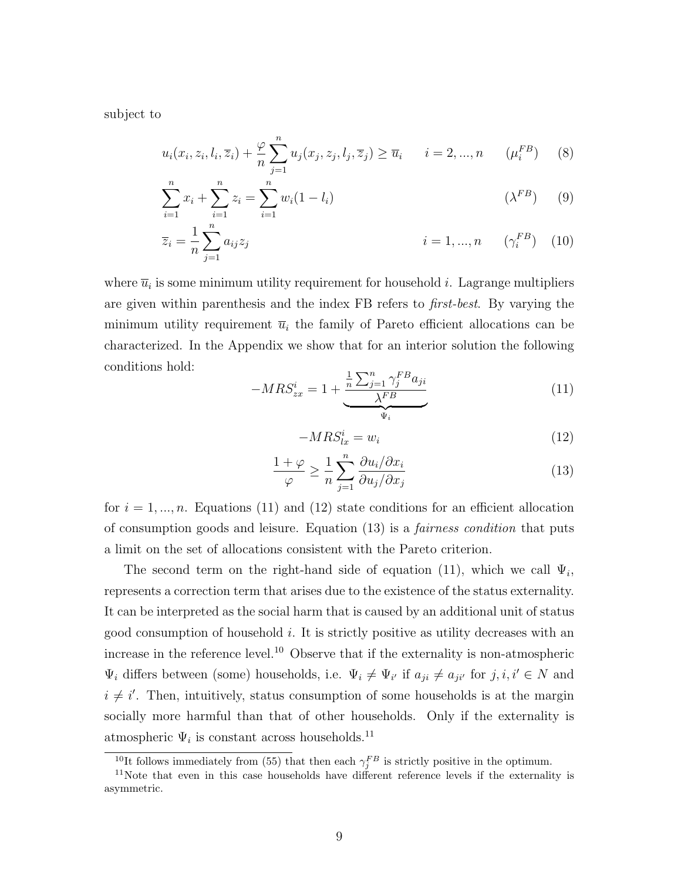subject to

$$u_i(x_i, z_i, l_i, \overline{z}_i) + \frac{\varphi}{n} \sum_{j=1}^{n} u_j(x_j, z_j, l_j, \overline{z}_j) \geq \overline{u}_i \qquad i = 2, ..., n \qquad (\mu_i^{FB}) \qquad (8)$$

$$\sum_{i=1}^{n} x_i + \sum_{i=1}^{n} z_i = \sum_{i=1}^{n} w_i(1 - l_i) \qquad (\lambda^{FB}) \qquad (9)$$

$$\overline{z}_i = \frac{1}{n} \sum_{j=1}^{n} a_{ij} z_j \qquad i = 1, ..., n \qquad (\gamma_i^{FB}) \qquad (10)$$

where $\overline{u}_i$ is some minimum utility requirement for household $i$. Lagrange multipliers are given within parenthesis and the index FB refers to *first-best*. By varying the minimum utility requirement $\overline{u}_i$ the family of Pareto efficient allocations can be characterized. In the Appendix we show that for an interior solution the following conditions hold:

$$-MRS_{zx}^{i} = 1 + \underbrace{\frac{\frac{1}{n}\sum_{j=1}^{n} \gamma_j^{FB} a_{ji}}{\lambda^{FB}}}_{\Psi_i} \qquad (11)$$

$$-MRS_{lx}^{i} = w_i \qquad (12)$$

$$\frac{1+\varphi}{\varphi} \geq \frac{1}{n} \sum_{j=1}^{n} \frac{\partial u_i / \partial x_i}{\partial u_j / \partial x_j} \qquad (13)$$

for $i = 1, ..., n$. Equations (11) and (12) state conditions for an efficient allocation of consumption goods and leisure. Equation (13) is a *fairness condition* that puts a limit on the set of allocations consistent with the Pareto criterion.

The second term on the right-hand side of equation (11), which we call $\Psi_i$, represents a correction term that arises due to the existence of the status externality. It can be interpreted as the social harm that is caused by an additional unit of status good consumption of household $i$. It is strictly positive as utility decreases with an increase in the reference level.[10] Observe that if the externality is non-atmospheric $\Psi_i$ differs between (some) households, i.e. $\Psi_i \neq \Psi_{i'}$ if $a_{ji} \neq a_{ji'}$ for $j, i, i' \in N$ and $i \neq i'$. Then, intuitively, status consumption of some households is at the margin socially more harmful than that of other households. Only if the externality is atmospheric $\Psi_i$ is constant across households.[11]

[10] It follows immediately from (55) that then each $\gamma_j^{FB}$ is strictly positive in the optimum.

[11] Note that even in this case households have different reference levels if the externality is asymmetric.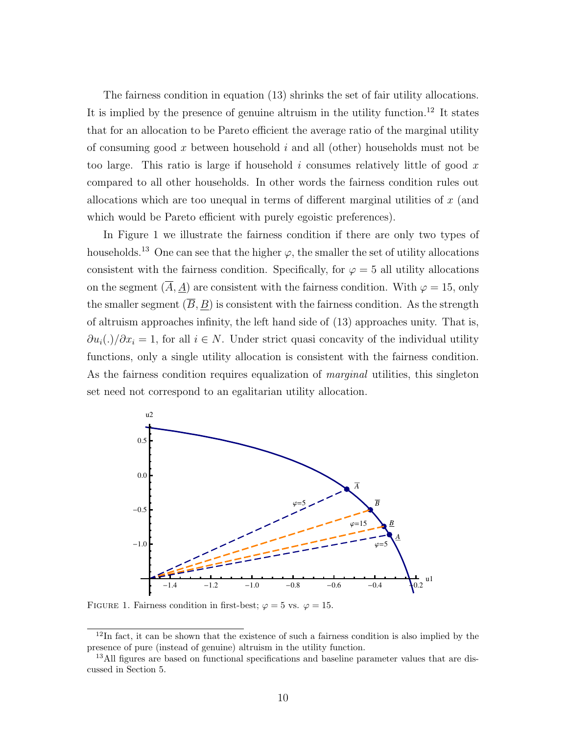The fairness condition in equation (13) shrinks the set of fair utility allocations. It is implied by the presence of genuine altruism in the utility function.[12] It states that for an allocation to be Pareto efficient the average ratio of the marginal utility of consuming good $x$ between household $i$ and all (other) households must not be too large. This ratio is large if household $i$ consumes relatively little of good $x$ compared to all other households. In other words the fairness condition rules out allocations which are too unequal in terms of different marginal utilities of $x$ (and which would be Pareto efficient with purely egoistic preferences).

In Figure 1 we illustrate the fairness condition if there are only two types of households.[13] One can see that the higher $\varphi$, the smaller the set of utility allocations consistent with the fairness condition. Specifically, for $\varphi = 5$ all utility allocations on the segment $(\overline{A}, \underline{A})$ are consistent with the fairness condition. With $\varphi = 15$, only the smaller segment $(\overline{B}, \underline{B})$ is consistent with the fairness condition. As the strength of altruism approaches infinity, the left hand side of (13) approaches unity. That is, $\partial u_i(.)/\partial x_i = 1$, for all $i \in N$. Under strict quasi concavity of the individual utility functions, only a single utility allocation is consistent with the fairness condition. As the fairness condition requires equalization of *marginal* utilities, this singleton set need not correspond to an egalitarian utility allocation.

FIGURE 1. Fairness condition in first-best; $\varphi = 5$ vs. $\varphi = 15$.

[12]In fact, it can be shown that the existence of such a fairness condition is also implied by the presence of pure (instead of genuine) altruism in the utility function.

[13]All figures are based on functional specifications and baseline parameter values that are discussed in Section 5.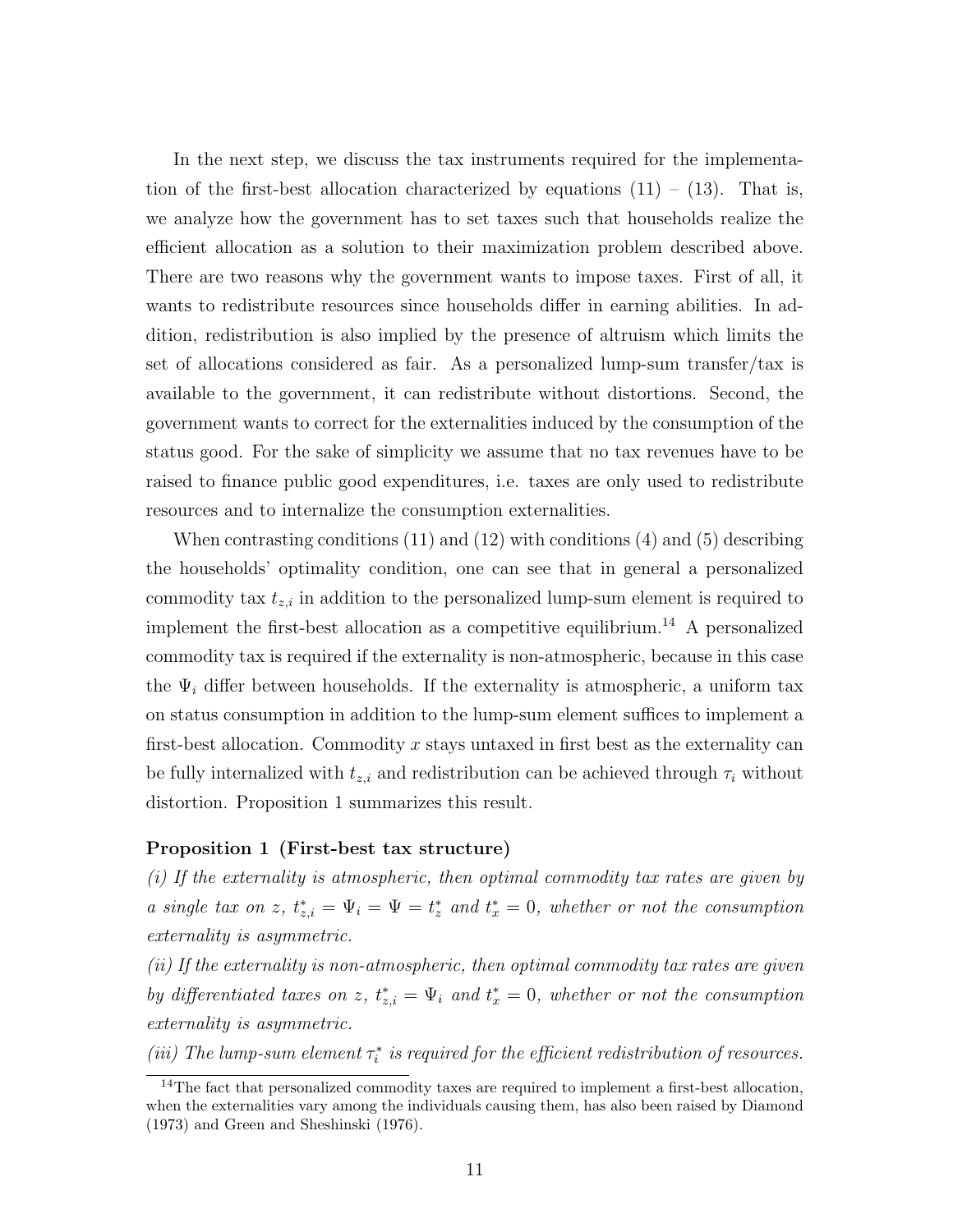In the next step, we discuss the tax instruments required for the implementation of the first-best allocation characterized by equations (11) – (13). That is, we analyze how the government has to set taxes such that households realize the efficient allocation as a solution to their maximization problem described above. There are two reasons why the government wants to impose taxes. First of all, it wants to redistribute resources since households differ in earning abilities. In addition, redistribution is also implied by the presence of altruism which limits the set of allocations considered as fair. As a personalized lump-sum transfer/tax is available to the government, it can redistribute without distortions. Second, the government wants to correct for the externalities induced by the consumption of the status good. For the sake of simplicity we assume that no tax revenues have to be raised to finance public good expenditures, i.e. taxes are only used to redistribute resources and to internalize the consumption externalities.

When contrasting conditions (11) and (12) with conditions (4) and (5) describing the households' optimality condition, one can see that in general a personalized commodity tax $t_{z,i}$ in addition to the personalized lump-sum element is required to implement the first-best allocation as a competitive equilibrium.[14] A personalized commodity tax is required if the externality is non-atmospheric, because in this case the $\Psi_i$ differ between households. If the externality is atmospheric, a uniform tax on status consumption in addition to the lump-sum element suffices to implement a first-best allocation. Commodity $x$ stays untaxed in first best as the externality can be fully internalized with $t_{z,i}$ and redistribution can be achieved through $\tau_i$ without distortion. Proposition 1 summarizes this result.

**Proposition 1 (First-best tax structure)**

*(i) If the externality is atmospheric, then optimal commodity tax rates are given by a single tax on z, $t^*_{z,i} = \Psi_i = \Psi = t^*_z$ and $t^*_x = 0$, whether or not the consumption externality is asymmetric.*

*(ii) If the externality is non-atmospheric, then optimal commodity tax rates are given by differentiated taxes on z, $t^*_{z,i} = \Psi_i$ and $t^*_x = 0$, whether or not the consumption externality is asymmetric.*

*(iii) The lump-sum element $\tau^*_i$ is required for the efficient redistribution of resources.*

[14] The fact that personalized commodity taxes are required to implement a first-best allocation, when the externalities vary among the individuals causing them, has also been raised by Diamond (1973) and Green and Sheshinski (1976).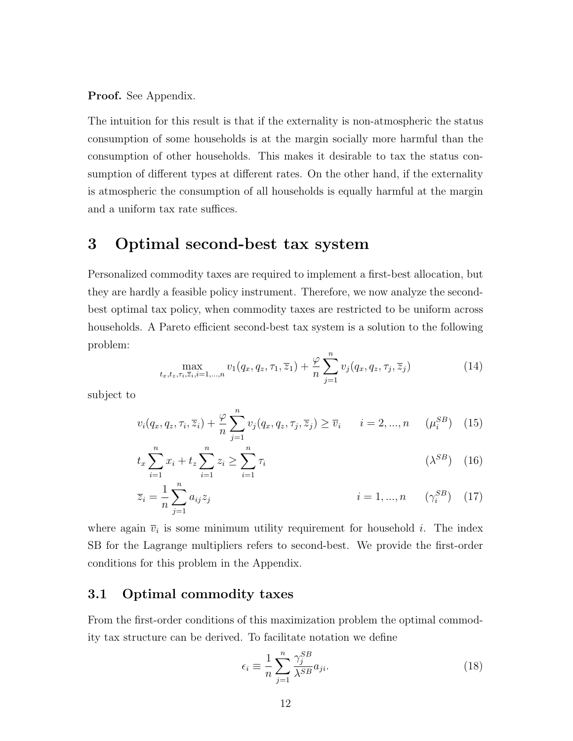**Proof.** See Appendix.

The intuition for this result is that if the externality is non-atmospheric the status consumption of some households is at the margin socially more harmful than the consumption of other households. This makes it desirable to tax the status consumption of different types at different rates. On the other hand, if the externality is atmospheric the consumption of all households is equally harmful at the margin and a uniform tax rate suffices.

# 3 Optimal second-best tax system

Personalized commodity taxes are required to implement a first-best allocation, but they are hardly a feasible policy instrument. Therefore, we now analyze the second-best optimal tax policy, when commodity taxes are restricted to be uniform across households. A Pareto efficient second-best tax system is a solution to the following problem:

$$\max_{t_x, t_z, \tau_i, \overline{z}_i, i=1,...,n} v_1(q_x, q_z, \tau_1, \overline{z}_1) + \frac{\varphi}{n} \sum_{j=1}^{n} v_j(q_x, q_z, \tau_j, \overline{z}_j) \tag{14}$$

subject to

$$v_i(q_x, q_z, \tau_i, \overline{z}_i) + \frac{\varphi}{n} \sum_{j=1}^{n} v_j(q_x, q_z, \tau_j, \overline{z}_j) \geq \overline{v}_i \qquad i = 2, ..., n \qquad (\mu_i^{SB}) \tag{15}$$

$$t_x \sum_{i=1}^{n} x_i + t_z \sum_{i=1}^{n} z_i \geq \sum_{i=1}^{n} \tau_i \qquad (\lambda^{SB}) \tag{16}$$

$$\overline{z}_i = \frac{1}{n} \sum_{j=1}^{n} a_{ij} z_j \qquad i = 1, ..., n \qquad (\gamma_i^{SB}) \tag{17}$$

where again $\overline{v}_i$ is some minimum utility requirement for household $i$. The index SB for the Lagrange multipliers refers to second-best. We provide the first-order conditions for this problem in the Appendix.

## 3.1 Optimal commodity taxes

From the first-order conditions of this maximization problem the optimal commodity tax structure can be derived. To facilitate notation we define

$$\epsilon_i \equiv \frac{1}{n} \sum_{j=1}^{n} \frac{\gamma_j^{SB}}{\lambda^{SB}} a_{ji}. \tag{18}$$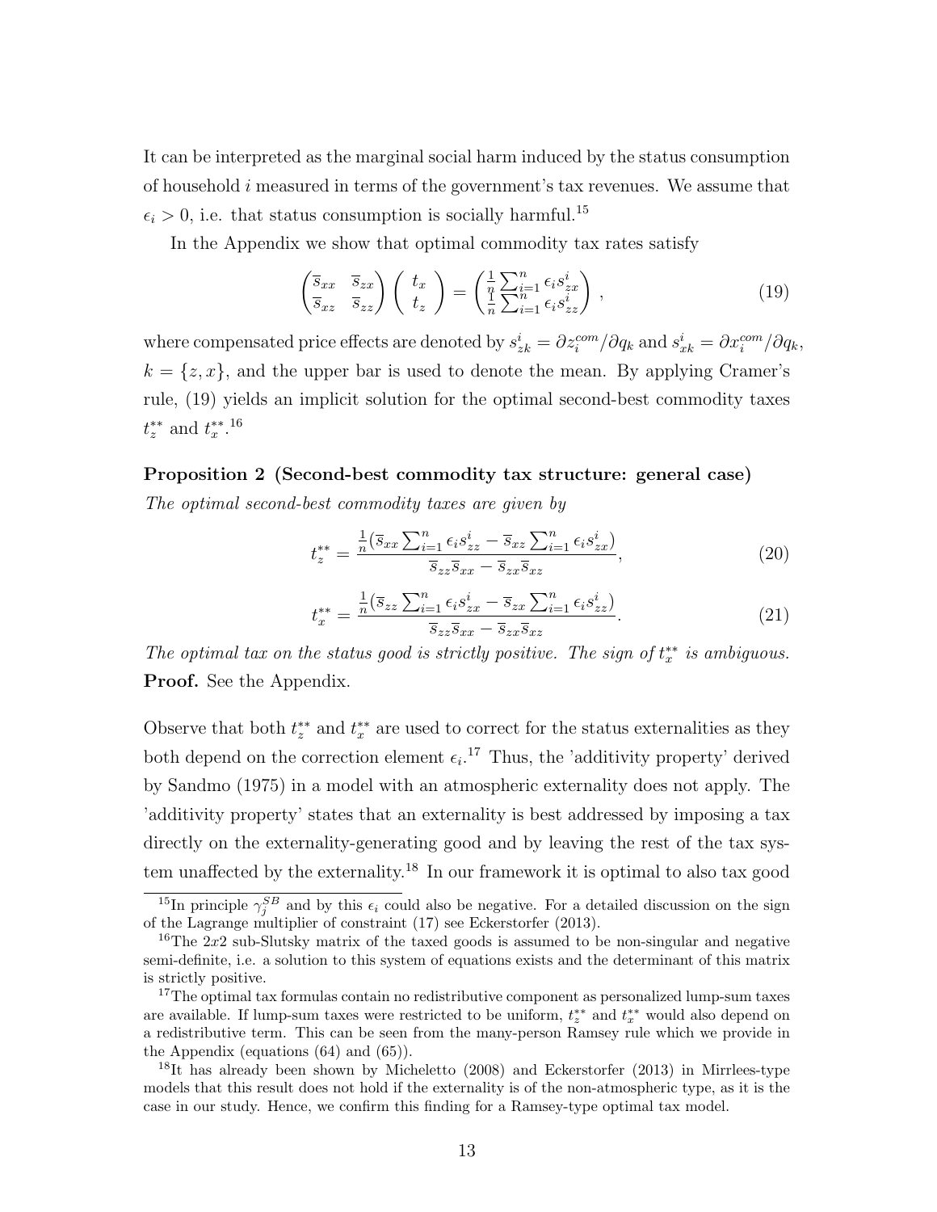It can be interpreted as the marginal social harm induced by the status consumption of household $i$ measured in terms of the government's tax revenues. We assume that $\epsilon_i > 0$, i.e. that status consumption is socially harmful.[15]

In the Appendix we show that optimal commodity tax rates satisfy

$$\begin{pmatrix} \overline{s}_{xx} & \overline{s}_{zx} \\ \overline{s}_{xz} & \overline{s}_{zz} \end{pmatrix} \begin{pmatrix} t_x \\ t_z \end{pmatrix} = \begin{pmatrix} \frac{1}{n}\sum_{i=1}^{n} \epsilon_i s_{zx}^i \\ \frac{1}{n}\sum_{i=1}^{n} \epsilon_i s_{zz}^i \end{pmatrix}, \tag{19}$$

where compensated price effects are denoted by $s_{zk}^i = \partial z_i^{com}/\partial q_k$ and $s_{xk}^i = \partial x_i^{com}/\partial q_k$, $k = \{z, x\}$, and the upper bar is used to denote the mean. By applying Cramer's rule, (19) yields an implicit solution for the optimal second-best commodity taxes $t_z^{**}$ and $t_x^{**}$.[16]

**Proposition 2 (Second-best commodity tax structure: general case)**
*The optimal second-best commodity taxes are given by*

$$t_z^{**} = \frac{\frac{1}{n}\left(\overline{s}_{xx}\sum_{i=1}^{n}\epsilon_i s_{zz}^i - \overline{s}_{xz}\sum_{i=1}^{n}\epsilon_i s_{zx}^i\right)}{\overline{s}_{zz}\overline{s}_{xx} - \overline{s}_{zx}\overline{s}_{xz}}, \tag{20}$$

$$t_x^{**} = \frac{\frac{1}{n}\left(\overline{s}_{zz}\sum_{i=1}^{n}\epsilon_i s_{zx}^i - \overline{s}_{zx}\sum_{i=1}^{n}\epsilon_i s_{zz}^i\right)}{\overline{s}_{zz}\overline{s}_{xx} - \overline{s}_{zx}\overline{s}_{xz}}. \tag{21}$$

*The optimal tax on the status good is strictly positive. The sign of $t_x^{**}$ is ambiguous.*
**Proof.** See the Appendix.

Observe that both $t_z^{**}$ and $t_x^{**}$ are used to correct for the status externalities as they both depend on the correction element $\epsilon_i$.[17] Thus, the 'additivity property' derived by Sandmo (1975) in a model with an atmospheric externality does not apply. The 'additivity property' states that an externality is best addressed by imposing a tax directly on the externality-generating good and by leaving the rest of the tax system unaffected by the externality.[18] In our framework it is optimal to also tax good

---

[15] In principle $\gamma_j^{SB}$ and by this $\epsilon_i$ could also be negative. For a detailed discussion on the sign of the Lagrange multiplier of constraint (17) see Eckerstorfer (2013).

[16] The $2x2$ sub-Slutsky matrix of the taxed goods is assumed to be non-singular and negative semi-definite, i.e. a solution to this system of equations exists and the determinant of this matrix is strictly positive.

[17] The optimal tax formulas contain no redistributive component as personalized lump-sum taxes are available. If lump-sum taxes were restricted to be uniform, $t_z^{**}$ and $t_x^{**}$ would also depend on a redistributive term. This can be seen from the many-person Ramsey rule which we provide in the Appendix (equations (64) and (65)).

[18] It has already been shown by Micheletto (2008) and Eckerstorfer (2013) in Mirrlees-type models that this result does not hold if the externality is of the non-atmospheric type, as it is the case in our study. Hence, we confirm this finding for a Ramsey-type optimal tax model.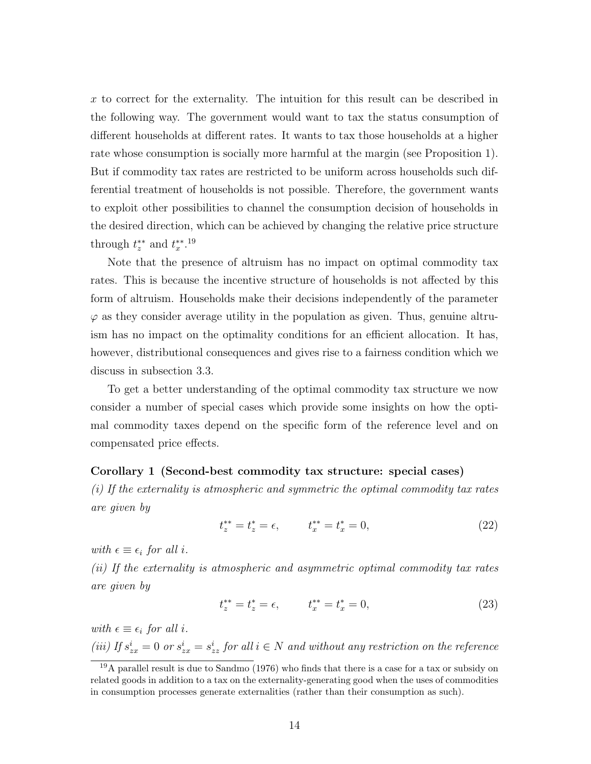$x$ to correct for the externality. The intuition for this result can be described in the following way. The government would want to tax the status consumption of different households at different rates. It wants to tax those households at a higher rate whose consumption is socially more harmful at the margin (see Proposition 1). But if commodity tax rates are restricted to be uniform across households such differential treatment of households is not possible. Therefore, the government wants to exploit other possibilities to channel the consumption decision of households in the desired direction, which can be achieved by changing the relative price structure through $t_z^{**}$ and $t_x^{**}$.[19]

Note that the presence of altruism has no impact on optimal commodity tax rates. This is because the incentive structure of households is not affected by this form of altruism. Households make their decisions independently of the parameter $\varphi$ as they consider average utility in the population as given. Thus, genuine altruism has no impact on the optimality conditions for an efficient allocation. It has, however, distributional consequences and gives rise to a fairness condition which we discuss in subsection 3.3.

To get a better understanding of the optimal commodity tax structure we now consider a number of special cases which provide some insights on how the optimal commodity taxes depend on the specific form of the reference level and on compensated price effects.

**Corollary 1 (Second-best commodity tax structure: special cases)**
*(i) If the externality is atmospheric and symmetric the optimal commodity tax rates are given by*

$$t_z^{**} = t_z^* = \epsilon, \qquad t_x^{**} = t_x^* = 0, \tag{22}$$

*with $\epsilon \equiv \epsilon_i$ for all $i$.*
*(ii) If the externality is atmospheric and asymmetric optimal commodity tax rates are given by*

$$t_z^{**} = t_z^* = \epsilon, \qquad t_x^{**} = t_x^* = 0, \tag{23}$$

*with $\epsilon \equiv \epsilon_i$ for all $i$.*
*(iii) If $s_{zx}^i = 0$ or $s_{zx}^i = s_{zz}^i$ for all $i \in N$ and without any restriction on the reference*

[19] A parallel result is due to Sandmo (1976) who finds that there is a case for a tax or subsidy on related goods in addition to a tax on the externality-generating good when the uses of commodities in consumption processes generate externalities (rather than their consumption as such).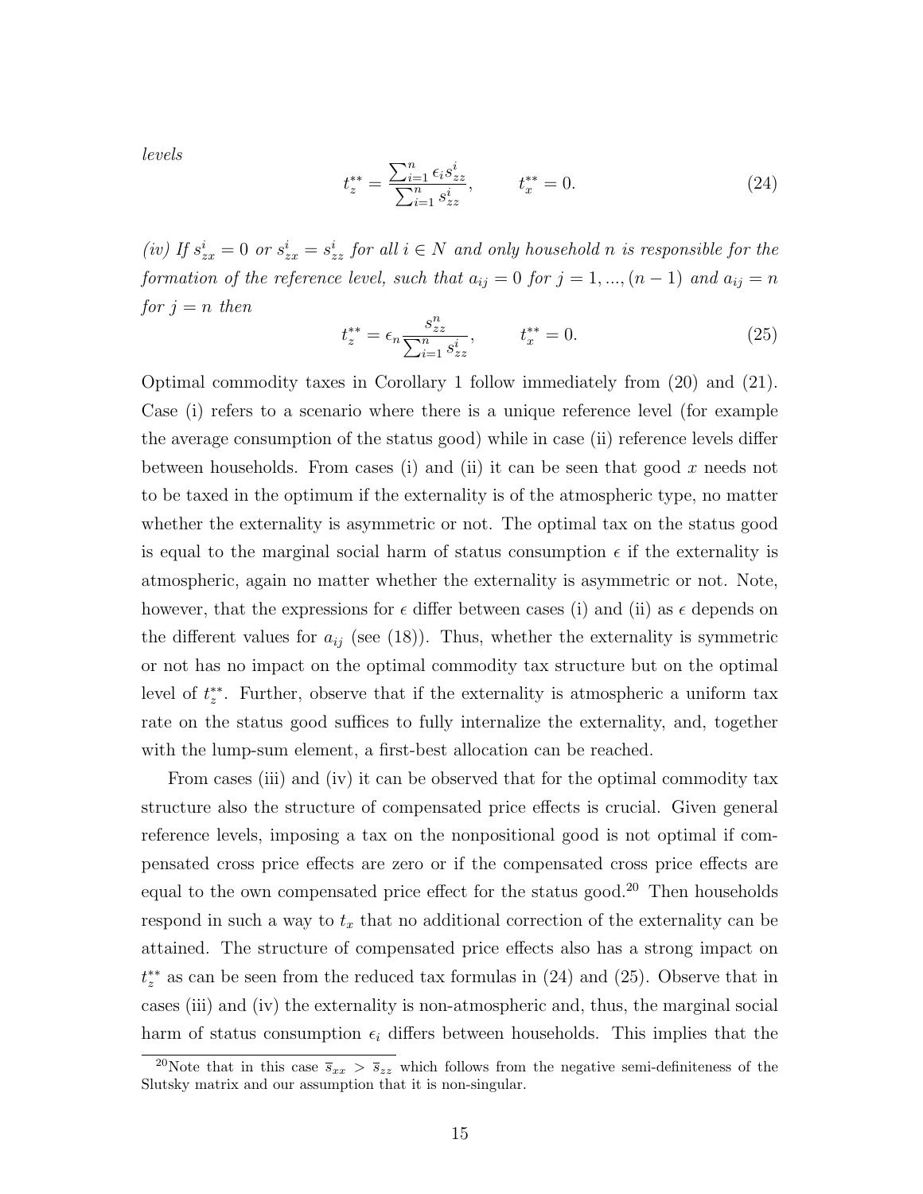*levels*

$$t_z^{**} = \frac{\sum_{i=1}^{n} \epsilon_i s_{zz}^i}{\sum_{i=1}^{n} s_{zz}^i}, \qquad t_x^{**} = 0. \tag{24}$$

*(iv) If $s_{zx}^i = 0$ or $s_{zx}^i = s_{zz}^i$ for all $i \in N$ and only household $n$ is responsible for the formation of the reference level, such that $a_{ij} = 0$ for $j = 1, ..., (n-1)$ and $a_{ij} = n$ for $j = n$ then*

$$t_z^{**} = \epsilon_n \frac{s_{zz}^n}{\sum_{i=1}^{n} s_{zz}^i}, \qquad t_x^{**} = 0. \tag{25}$$

Optimal commodity taxes in Corollary 1 follow immediately from (20) and (21). Case (i) refers to a scenario where there is a unique reference level (for example the average consumption of the status good) while in case (ii) reference levels differ between households. From cases (i) and (ii) it can be seen that good $x$ needs not to be taxed in the optimum if the externality is of the atmospheric type, no matter whether the externality is asymmetric or not. The optimal tax on the status good is equal to the marginal social harm of status consumption $\epsilon$ if the externality is atmospheric, again no matter whether the externality is asymmetric or not. Note, however, that the expressions for $\epsilon$ differ between cases (i) and (ii) as $\epsilon$ depends on the different values for $a_{ij}$ (see (18)). Thus, whether the externality is symmetric or not has no impact on the optimal commodity tax structure but on the optimal level of $t_z^{**}$. Further, observe that if the externality is atmospheric a uniform tax rate on the status good suffices to fully internalize the externality, and, together with the lump-sum element, a first-best allocation can be reached.

From cases (iii) and (iv) it can be observed that for the optimal commodity tax structure also the structure of compensated price effects is crucial. Given general reference levels, imposing a tax on the nonpositional good is not optimal if compensated cross price effects are zero or if the compensated cross price effects are equal to the own compensated price effect for the status good.[20] Then households respond in such a way to $t_x$ that no additional correction of the externality can be attained. The structure of compensated price effects also has a strong impact on $t_z^{**}$ as can be seen from the reduced tax formulas in (24) and (25). Observe that in cases (iii) and (iv) the externality is non-atmospheric and, thus, the marginal social harm of status consumption $\epsilon_i$ differs between households. This implies that the

[20]Note that in this case $\bar{s}_{xx} > \bar{s}_{zz}$ which follows from the negative semi-definiteness of the Slutsky matrix and our assumption that it is non-singular.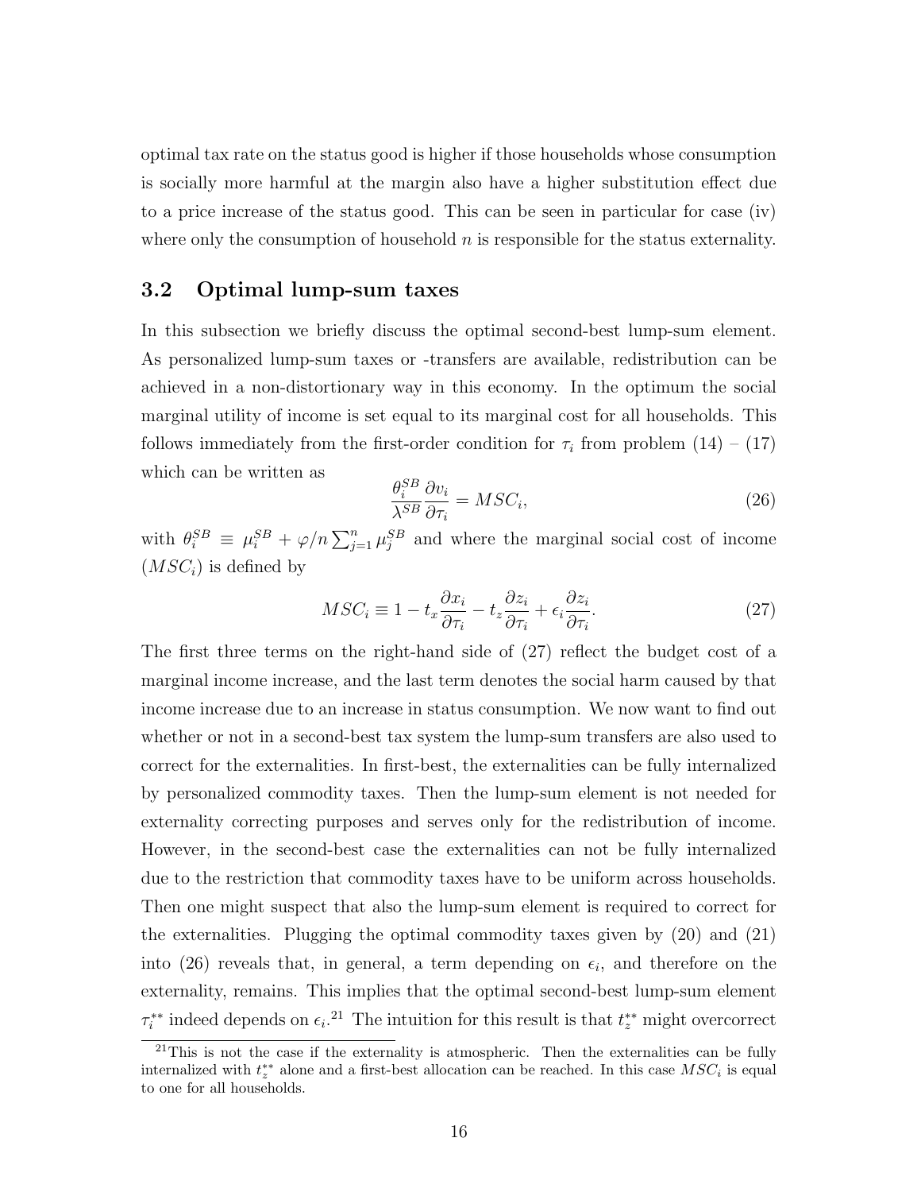optimal tax rate on the status good is higher if those households whose consumption is socially more harmful at the margin also have a higher substitution effect due to a price increase of the status good. This can be seen in particular for case (iv) where only the consumption of household $n$ is responsible for the status externality.

## 3.2 Optimal lump-sum taxes

In this subsection we briefly discuss the optimal second-best lump-sum element. As personalized lump-sum taxes or -transfers are available, redistribution can be achieved in a non-distortionary way in this economy. In the optimum the social marginal utility of income is set equal to its marginal cost for all households. This follows immediately from the first-order condition for $\tau_i$ from problem (14) – (17) which can be written as

$$\frac{\theta_i^{SB}}{\lambda^{SB}}\frac{\partial v_i}{\partial \tau_i} = MSC_i, \tag{26}$$

with $\theta_i^{SB} \equiv \mu_i^{SB} + \varphi/n\sum_{j=1}^{n}\mu_j^{SB}$ and where the marginal social cost of income ($MSC_i$) is defined by

$$MSC_i \equiv 1 - t_x\frac{\partial x_i}{\partial \tau_i} - t_z\frac{\partial z_i}{\partial \tau_i} + \epsilon_i\frac{\partial z_i}{\partial \tau_i}. \tag{27}$$

The first three terms on the right-hand side of (27) reflect the budget cost of a marginal income increase, and the last term denotes the social harm caused by that income increase due to an increase in status consumption. We now want to find out whether or not in a second-best tax system the lump-sum transfers are also used to correct for the externalities. In first-best, the externalities can be fully internalized by personalized commodity taxes. Then the lump-sum element is not needed for externality correcting purposes and serves only for the redistribution of income. However, in the second-best case the externalities can not be fully internalized due to the restriction that commodity taxes have to be uniform across households. Then one might suspect that also the lump-sum element is required to correct for the externalities. Plugging the optimal commodity taxes given by (20) and (21) into (26) reveals that, in general, a term depending on $\epsilon_i$, and therefore on the externality, remains. This implies that the optimal second-best lump-sum element $\tau_i^{**}$ indeed depends on $\epsilon_i$.[21] The intuition for this result is that $t_z^{**}$ might overcorrect

[21] This is not the case if the externality is atmospheric. Then the externalities can be fully internalized with $t_z^{**}$ alone and a first-best allocation can be reached. In this case $MSC_i$ is equal to one for all households.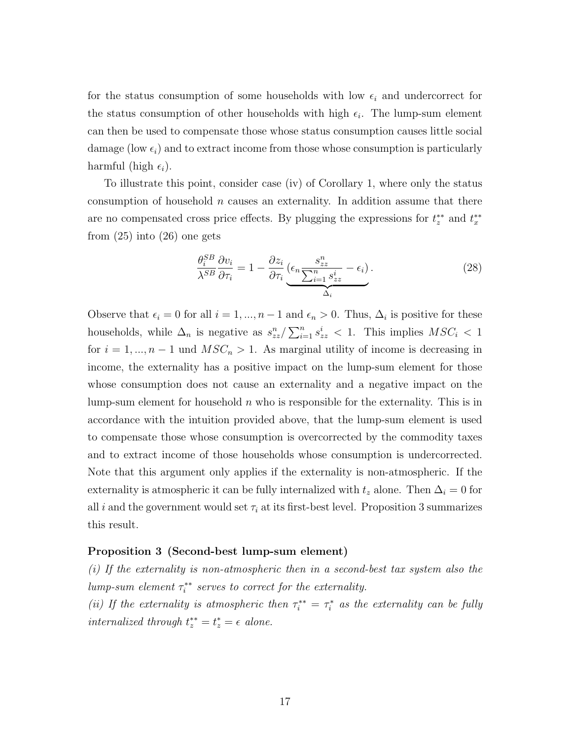for the status consumption of some households with low $\epsilon_i$ and undercorrect for the status consumption of other households with high $\epsilon_i$. The lump-sum element can then be used to compensate those whose status consumption causes little social damage (low $\epsilon_i$) and to extract income from those whose consumption is particularly harmful (high $\epsilon_i$).

To illustrate this point, consider case (iv) of Corollary 1, where only the status consumption of household $n$ causes an externality. In addition assume that there are no compensated cross price effects. By plugging the expressions for $t_z^{**}$ and $t_x^{**}$ from (25) into (26) one gets

$$\frac{\theta_i^{SB}}{\lambda^{SB}} \frac{\partial v_i}{\partial \tau_i} = 1 - \frac{\partial z_i}{\partial \tau_i} \underbrace{\left(\epsilon_n \frac{s_{zz}^n}{\sum_{i=1}^n s_{zz}^i} - \epsilon_i\right)}_{\Delta_i}. \tag{28}$$

Observe that $\epsilon_i = 0$ for all $i = 1, ..., n-1$ and $\epsilon_n > 0$. Thus, $\Delta_i$ is positive for these households, while $\Delta_n$ is negative as $s_{zz}^n / \sum_{i=1}^n s_{zz}^i < 1$. This implies $MSC_i < 1$ for $i = 1, ..., n-1$ und $MSC_n > 1$. As marginal utility of income is decreasing in income, the externality has a positive impact on the lump-sum element for those whose consumption does not cause an externality and a negative impact on the lump-sum element for household $n$ who is responsible for the externality. This is in accordance with the intuition provided above, that the lump-sum element is used to compensate those whose consumption is overcorrected by the commodity taxes and to extract income of those households whose consumption is undercorrected. Note that this argument only applies if the externality is non-atmospheric. If the externality is atmospheric it can be fully internalized with $t_z$ alone. Then $\Delta_i = 0$ for all $i$ and the government would set $\tau_i$ at its first-best level. Proposition 3 summarizes this result.

**Proposition 3 (Second-best lump-sum element)**

*(i) If the externality is non-atmospheric then in a second-best tax system also the lump-sum element $\tau_i^{**}$ serves to correct for the externality.*

*(ii) If the externality is atmospheric then $\tau_i^{**} = \tau_i^*$ as the externality can be fully internalized through $t_z^{**} = t_z^* = \epsilon$ alone.*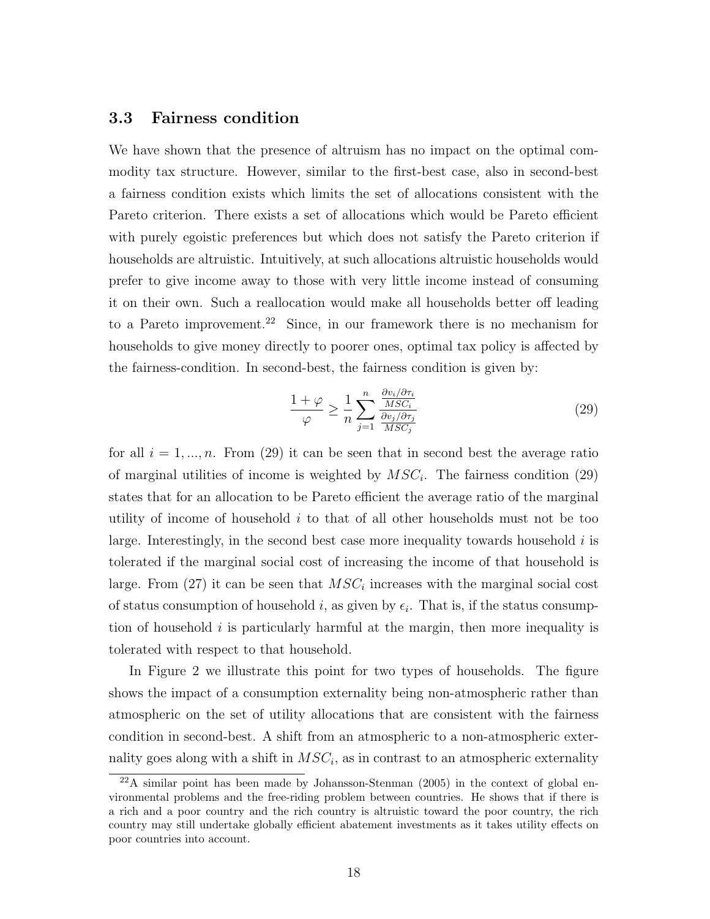### 3.3 Fairness condition

We have shown that the presence of altruism has no impact on the optimal commodity tax structure. However, similar to the first-best case, also in second-best a fairness condition exists which limits the set of allocations consistent with the Pareto criterion. There exists a set of allocations which would be Pareto efficient with purely egoistic preferences but which does not satisfy the Pareto criterion if households are altruistic. Intuitively, at such allocations altruistic households would prefer to give income away to those with very little income instead of consuming it on their own. Such a reallocation would make all households better off leading to a Pareto improvement.[22] Since, in our framework there is no mechanism for households to give money directly to poorer ones, optimal tax policy is affected by the fairness-condition. In second-best, the fairness condition is given by:

$$\frac{1+\varphi}{\varphi} \geq \frac{1}{n} \sum_{j=1}^{n} \frac{\frac{\partial v_i/\partial \tau_i}{MSC_i}}{\frac{\partial v_j/\partial \tau_j}{MSC_j}} \tag{29}$$

for all $i = 1, ..., n$. From (29) it can be seen that in second best the average ratio of marginal utilities of income is weighted by $MSC_i$. The fairness condition (29) states that for an allocation to be Pareto efficient the average ratio of the marginal utility of income of household $i$ to that of all other households must not be too large. Interestingly, in the second best case more inequality towards household $i$ is tolerated if the marginal social cost of increasing the income of that household is large. From (27) it can be seen that $MSC_i$ increases with the marginal social cost of status consumption of household $i$, as given by $\epsilon_i$. That is, if the status consumption of household $i$ is particularly harmful at the margin, then more inequality is tolerated with respect to that household.

In Figure 2 we illustrate this point for two types of households. The figure shows the impact of a consumption externality being non-atmospheric rather than atmospheric on the set of utility allocations that are consistent with the fairness condition in second-best. A shift from an atmospheric to a non-atmospheric externality goes along with a shift in $MSC_i$, as in contrast to an atmospheric externality

[22] A similar point has been made by Johansson-Stenman (2005) in the context of global environmental problems and the free-riding problem between countries. He shows that if there is a rich and a poor country and the rich country is altruistic toward the poor country, the rich country may still undertake globally efficient abatement investments as it takes utility effects on poor countries into account.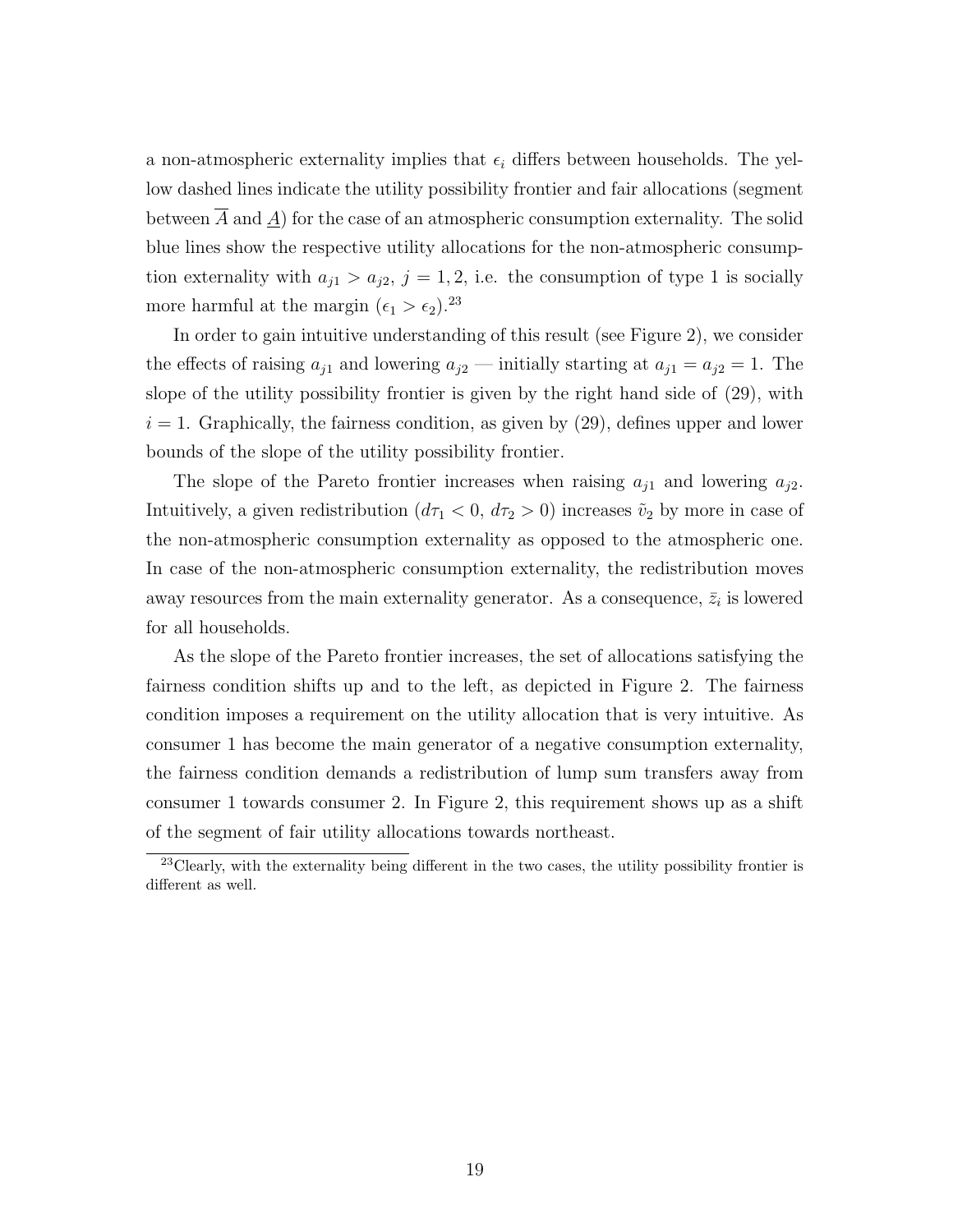a non-atmospheric externality implies that $\epsilon_i$ differs between households. The yellow dashed lines indicate the utility possibility frontier and fair allocations (segment between $\overline{A}$ and $\underline{A}$) for the case of an atmospheric consumption externality. The solid blue lines show the respective utility allocations for the non-atmospheric consumption externality with $a_{j1} > a_{j2}$, $j = 1, 2$, i.e. the consumption of type 1 is socially more harmful at the margin ($\epsilon_1 > \epsilon_2$).[23]

In order to gain intuitive understanding of this result (see Figure 2), we consider the effects of raising $a_{j1}$ and lowering $a_{j2}$ — initially starting at $a_{j1} = a_{j2} = 1$. The slope of the utility possibility frontier is given by the right hand side of (29), with $i = 1$. Graphically, the fairness condition, as given by (29), defines upper and lower bounds of the slope of the utility possibility frontier.

The slope of the Pareto frontier increases when raising $a_{j1}$ and lowering $a_{j2}$. Intuitively, a given redistribution ($d\tau_1 < 0$, $d\tau_2 > 0$) increases $\tilde{v}_2$ by more in case of the non-atmospheric consumption externality as opposed to the atmospheric one. In case of the non-atmospheric consumption externality, the redistribution moves away resources from the main externality generator. As a consequence, $\bar{z}_i$ is lowered for all households.

As the slope of the Pareto frontier increases, the set of allocations satisfying the fairness condition shifts up and to the left, as depicted in Figure 2. The fairness condition imposes a requirement on the utility allocation that is very intuitive. As consumer 1 has become the main generator of a negative consumption externality, the fairness condition demands a redistribution of lump sum transfers away from consumer 1 towards consumer 2. In Figure 2, this requirement shows up as a shift of the segment of fair utility allocations towards northeast.

[23] Clearly, with the externality being different in the two cases, the utility possibility frontier is different as well.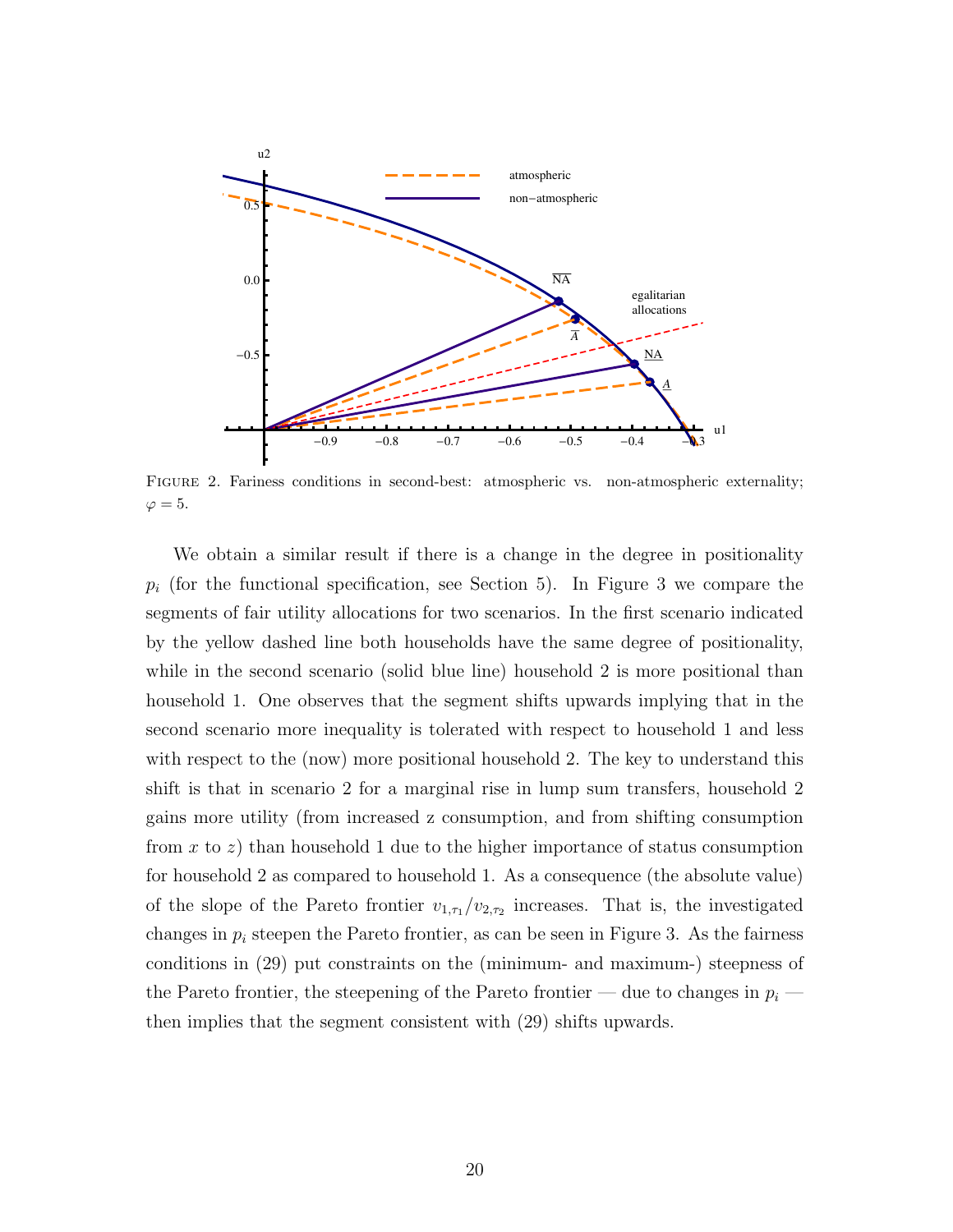FIGURE 2. Fariness conditions in second-best: atmospheric vs. non-atmospheric externality; $\varphi = 5$.

We obtain a similar result if there is a change in the degree in positionality $p_i$ (for the functional specification, see Section 5). In Figure 3 we compare the segments of fair utility allocations for two scenarios. In the first scenario indicated by the yellow dashed line both households have the same degree of positionality, while in the second scenario (solid blue line) household 2 is more positional than household 1. One observes that the segment shifts upwards implying that in the second scenario more inequality is tolerated with respect to household 1 and less with respect to the (now) more positional household 2. The key to understand this shift is that in scenario 2 for a marginal rise in lump sum transfers, household 2 gains more utility (from increased z consumption, and from shifting consumption from $x$ to $z$) than household 1 due to the higher importance of status consumption for household 2 as compared to household 1. As a consequence (the absolute value) of the slope of the Pareto frontier $v_{1,\tau_1}/v_{2,\tau_2}$ increases. That is, the investigated changes in $p_i$ steepen the Pareto frontier, as can be seen in Figure 3. As the fairness conditions in (29) put constraints on the (minimum- and maximum-) steepness of the Pareto frontier, the steepening of the Pareto frontier — due to changes in $p_i$ — then implies that the segment consistent with (29) shifts upwards.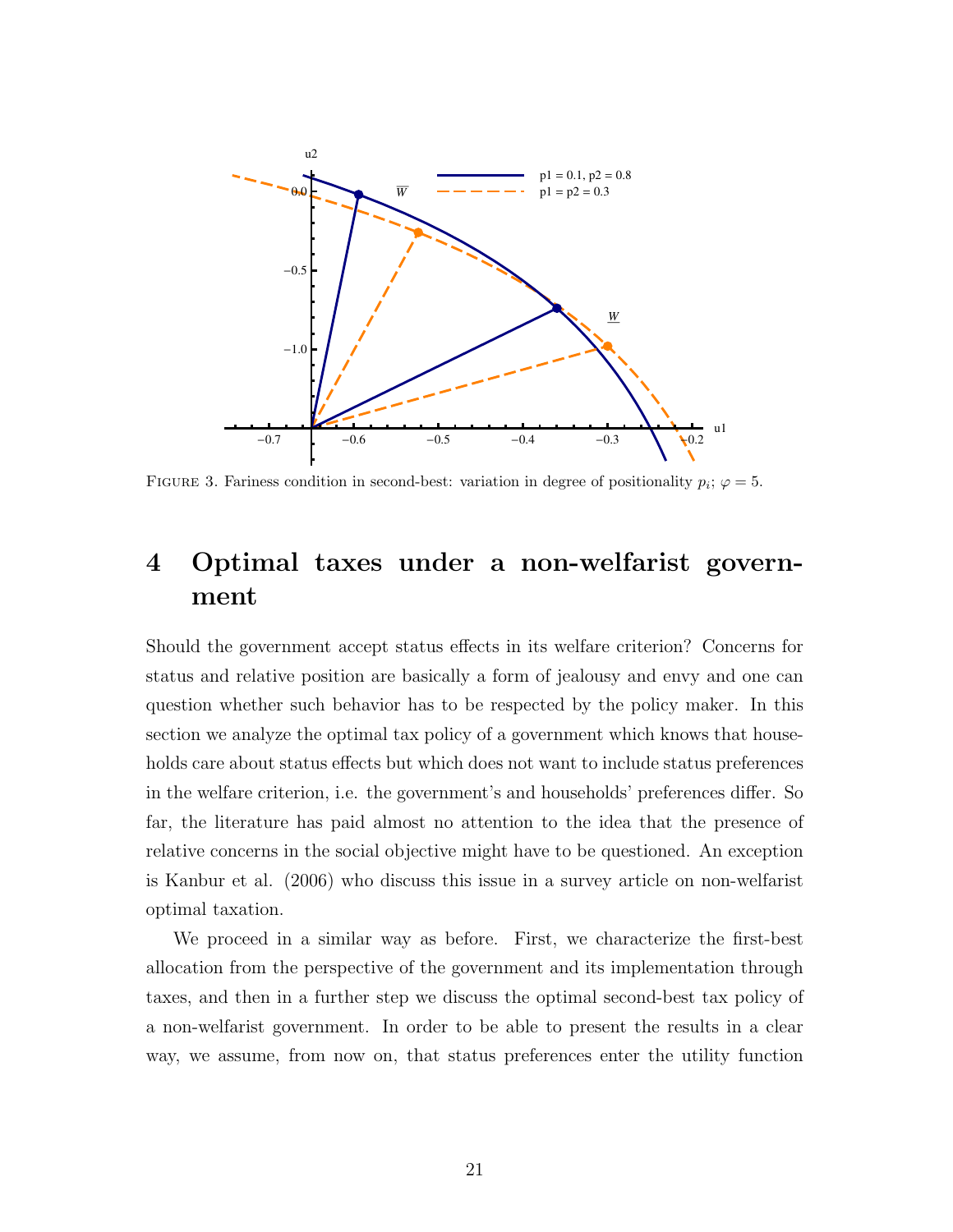FIGURE 3. Fariness condition in second-best: variation in degree of positionality $p_i$; $\varphi = 5$.

# 4 Optimal taxes under a non-welfarist government

Should the government accept status effects in its welfare criterion? Concerns for status and relative position are basically a form of jealousy and envy and one can question whether such behavior has to be respected by the policy maker. In this section we analyze the optimal tax policy of a government which knows that households care about status effects but which does not want to include status preferences in the welfare criterion, i.e. the government's and households' preferences differ. So far, the literature has paid almost no attention to the idea that the presence of relative concerns in the social objective might have to be questioned. An exception is Kanbur et al. (2006) who discuss this issue in a survey article on non-welfarist optimal taxation.

We proceed in a similar way as before. First, we characterize the first-best allocation from the perspective of the government and its implementation through taxes, and then in a further step we discuss the optimal second-best tax policy of a non-welfarist government. In order to be able to present the results in a clear way, we assume, from now on, that status preferences enter the utility function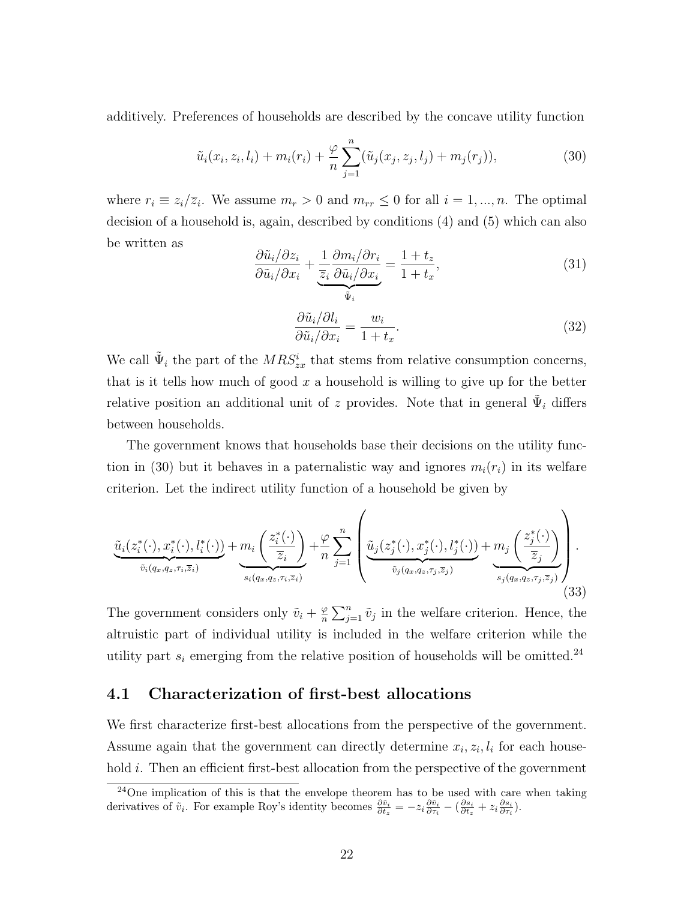additively. Preferences of households are described by the concave utility function

$$\tilde{u}_i(x_i, z_i, l_i) + m_i(r_i) + \frac{\varphi}{n}\sum_{j=1}^{n}(\tilde{u}_j(x_j, z_j, l_j) + m_j(r_j)), \tag{30}$$

where $r_i \equiv z_i/\overline{z}_i$. We assume $m_r > 0$ and $m_{rr} \leq 0$ for all $i = 1, ..., n$. The optimal decision of a household is, again, described by conditions (4) and (5) which can also be written as

$$\frac{\partial \tilde{u}_i/\partial z_i}{\partial \tilde{u}_i/\partial x_i} + \underbrace{\frac{1}{\overline{z}_i}\frac{\partial m_i/\partial r_i}{\partial \tilde{u}_i/\partial x_i}}_{\tilde{\Psi}_i} = \frac{1+t_z}{1+t_x}, \tag{31}$$

$$\frac{\partial \tilde{u}_i/\partial l_i}{\partial \tilde{u}_i/\partial x_i} = \frac{w_i}{1+t_x}. \tag{32}$$

We call $\tilde{\Psi}_i$ the part of the $MRS^i_{zx}$ that stems from relative consumption concerns, that is it tells how much of good $x$ a household is willing to give up for the better relative position an additional unit of $z$ provides. Note that in general $\tilde{\Psi}_i$ differs between households.

The government knows that households base their decisions on the utility function in (30) but it behaves in a paternalistic way and ignores $m_i(r_i)$ in its welfare criterion. Let the indirect utility function of a household be given by

$$\underbrace{\tilde{u}_i(z_i^*(\cdot), x_i^*(\cdot), l_i^*(\cdot))}_{\tilde{v}_i(q_x, q_z, \tau_i, \overline{z}_i)} + \underbrace{m_i\left(\frac{z_i^*(\cdot)}{\overline{z}_i}\right)}_{s_i(q_x, q_z, \tau_i, \overline{z}_i)} + \frac{\varphi}{n}\sum_{j=1}^{n}\left(\underbrace{\tilde{u}_j(z_j^*(\cdot), x_j^*(\cdot), l_j^*(\cdot))}_{\tilde{v}_j(q_x, q_z, \tau_j, \overline{z}_j)} + \underbrace{m_j\left(\frac{z_j^*(\cdot)}{\overline{z}_j}\right)}_{s_j(q_x, q_z, \tau_j, \overline{z}_j)}\right). \tag{33}$$

The government considers only $\tilde{v}_i + \frac{\varphi}{n}\sum_{j=1}^{n}\tilde{v}_j$ in the welfare criterion. Hence, the altruistic part of individual utility is included in the welfare criterion while the utility part $s_i$ emerging from the relative position of households will be omitted.[24]

## 4.1 Characterization of first-best allocations

We first characterize first-best allocations from the perspective of the government. Assume again that the government can directly determine $x_i, z_i, l_i$ for each household $i$. Then an efficient first-best allocation from the perspective of the government

[24]One implication of this is that the envelope theorem has to be used with care when taking derivatives of $\tilde{v}_i$. For example Roy's identity becomes $\frac{\partial \tilde{v}_i}{\partial t_z} = -z_i\frac{\partial \tilde{v}_i}{\partial \tau_i} - (\frac{\partial s_i}{\partial t_z} + z_i\frac{\partial s_i}{\partial \tau_i})$.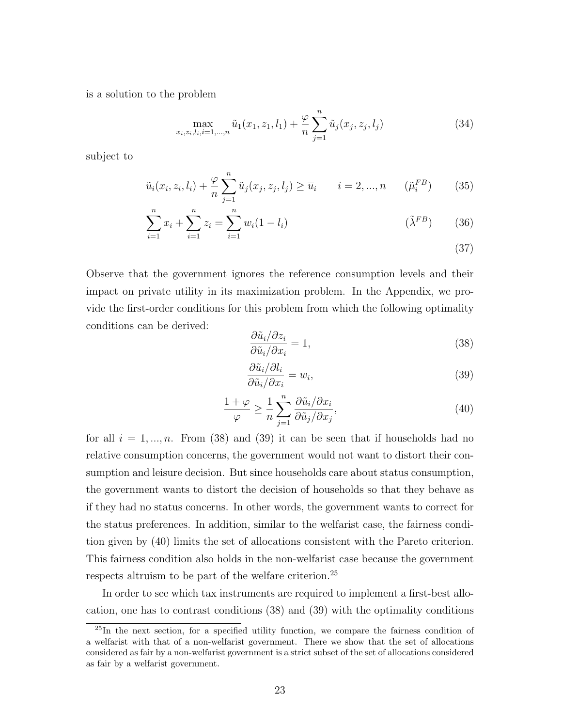is a solution to the problem

$$\max_{x_i,z_i,l_i,i=1,...,n} \tilde{u}_1(x_1,z_1,l_1) + \frac{\varphi}{n}\sum_{j=1}^{n}\tilde{u}_j(x_j,z_j,l_j) \tag{34}$$

subject to

$$\tilde{u}_i(x_i,z_i,l_i) + \frac{\varphi}{n}\sum_{j=1}^{n}\tilde{u}_j(x_j,z_j,l_j) \geq \overline{u}_i \qquad i=2,...,n \qquad (\tilde{\mu}_i^{FB}) \tag{35}$$

$$\sum_{i=1}^{n} x_i + \sum_{i=1}^{n} z_i = \sum_{i=1}^{n} w_i(1-l_i) \qquad (\tilde{\lambda}^{FB}) \tag{36}$$

$$\tag{37}$$

Observe that the government ignores the reference consumption levels and their impact on private utility in its maximization problem. In the Appendix, we provide the first-order conditions for this problem from which the following optimality conditions can be derived:

$$\frac{\partial\tilde{u}_i/\partial z_i}{\partial\tilde{u}_i/\partial x_i} = 1, \tag{38}$$

$$\frac{\partial\tilde{u}_i/\partial l_i}{\partial\tilde{u}_i/\partial x_i} = w_i, \tag{39}$$

$$\frac{1+\varphi}{\varphi} \geq \frac{1}{n}\sum_{j=1}^{n}\frac{\partial\tilde{u}_i/\partial x_i}{\partial\tilde{u}_j/\partial x_j}, \tag{40}$$

for all $i = 1,...,n$. From (38) and (39) it can be seen that if households had no relative consumption concerns, the government would not want to distort their consumption and leisure decision. But since households care about status consumption, the government wants to distort the decision of households so that they behave as if they had no status concerns. In other words, the government wants to correct for the status preferences. In addition, similar to the welfarist case, the fairness condition given by (40) limits the set of allocations consistent with the Pareto criterion. This fairness condition also holds in the non-welfarist case because the government respects altruism to be part of the welfare criterion.[25]

In order to see which tax instruments are required to implement a first-best allocation, one has to contrast conditions (38) and (39) with the optimality conditions

[25] In the next section, for a specified utility function, we compare the fairness condition of a welfarist with that of a non-welfarist government. There we show that the set of allocations considered as fair by a non-welfarist government is a strict subset of the set of allocations considered as fair by a welfarist government.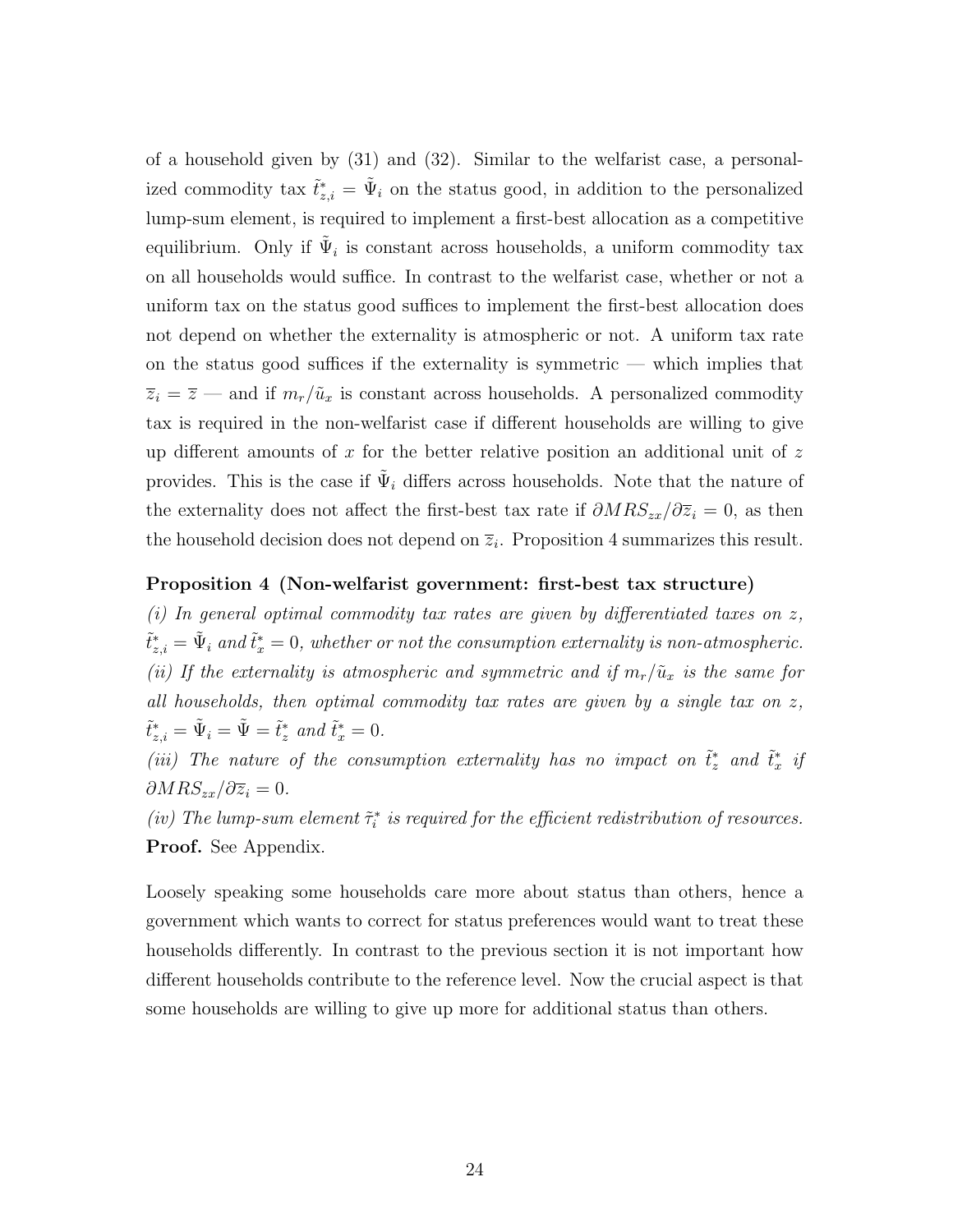of a household given by (31) and (32). Similar to the welfarist case, a personalized commodity tax $\tilde{t}^*_{z,i} = \tilde{\Psi}_i$ on the status good, in addition to the personalized lump-sum element, is required to implement a first-best allocation as a competitive equilibrium. Only if $\tilde{\Psi}_i$ is constant across households, a uniform commodity tax on all households would suffice. In contrast to the welfarist case, whether or not a uniform tax on the status good suffices to implement the first-best allocation does not depend on whether the externality is atmospheric or not. A uniform tax rate on the status good suffices if the externality is symmetric — which implies that $\overline{z}_i = \overline{z}$ — and if $m_r/\tilde{u}_x$ is constant across households. A personalized commodity tax is required in the non-welfarist case if different households are willing to give up different amounts of $x$ for the better relative position an additional unit of $z$ provides. This is the case if $\tilde{\Psi}_i$ differs across households. Note that the nature of the externality does not affect the first-best tax rate if $\partial MRS_{zx}/\partial \overline{z}_i = 0$, as then the household decision does not depend on $\overline{z}_i$. Proposition 4 summarizes this result.

**Proposition 4 (Non-welfarist government: first-best tax structure)**
*(i) In general optimal commodity tax rates are given by differentiated taxes on $z$, $\tilde{t}^*_{z,i} = \tilde{\Psi}_i$ and $\tilde{t}^*_x = 0$, whether or not the consumption externality is non-atmospheric.*
*(ii) If the externality is atmospheric and symmetric and if $m_r/\tilde{u}_x$ is the same for all households, then optimal commodity tax rates are given by a single tax on $z$, $\tilde{t}^*_{z,i} = \tilde{\Psi}_i = \tilde{\Psi} = \tilde{t}^*_z$ and $\tilde{t}^*_x = 0$.*
*(iii) The nature of the consumption externality has no impact on $\tilde{t}^*_z$ and $\tilde{t}^*_x$ if $\partial MRS_{zx}/\partial \overline{z}_i = 0$.*
*(iv) The lump-sum element $\tilde{\tau}^*_i$ is required for the efficient redistribution of resources.*
**Proof.** See Appendix.

Loosely speaking some households care more about status than others, hence a government which wants to correct for status preferences would want to treat these households differently. In contrast to the previous section it is not important how different households contribute to the reference level. Now the crucial aspect is that some households are willing to give up more for additional status than others.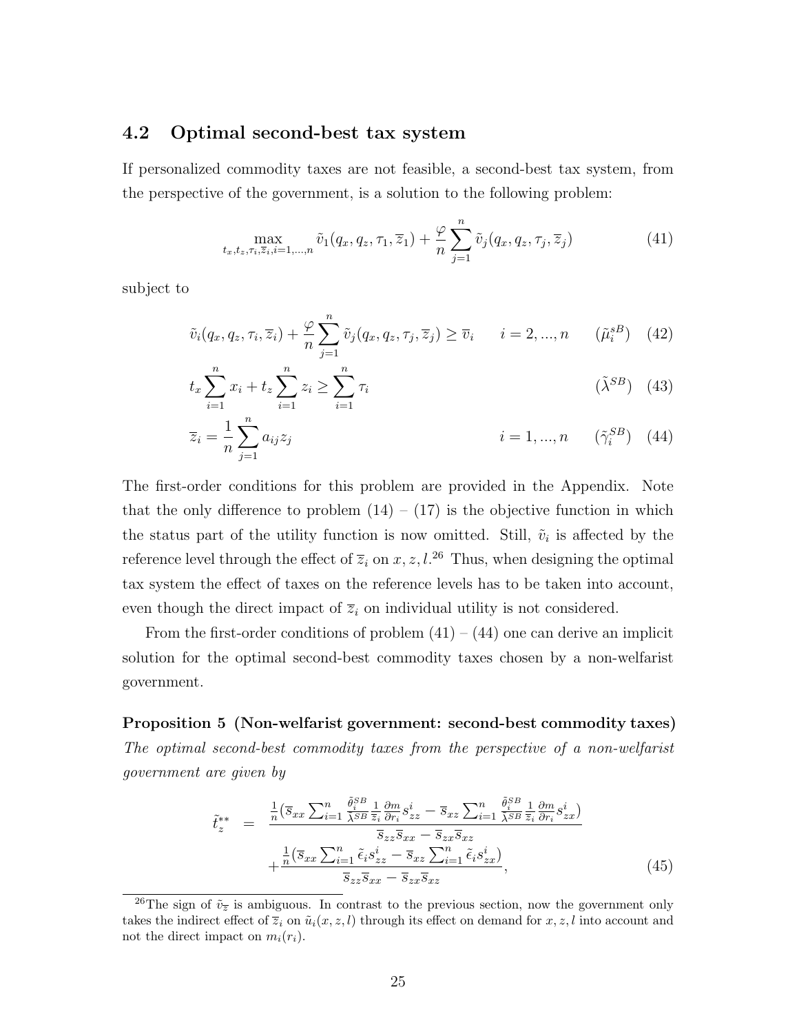## 4.2 Optimal second-best tax system

If personalized commodity taxes are not feasible, a second-best tax system, from the perspective of the government, is a solution to the following problem:

$$\max_{t_x, t_z, \tau_i, \overline{z}_i, i=1,...,n} \tilde{v}_1(q_x, q_z, \tau_1, \overline{z}_1) + \frac{\varphi}{n} \sum_{j=1}^{n} \tilde{v}_j(q_x, q_z, \tau_j, \overline{z}_j) \tag{41}$$

subject to

$$\tilde{v}_i(q_x, q_z, \tau_i, \overline{z}_i) + \frac{\varphi}{n} \sum_{j=1}^{n} \tilde{v}_j(q_x, q_z, \tau_j, \overline{z}_j) \geq \overline{v}_i \qquad i = 2, ..., n \qquad (\tilde{\mu}_i^{sB}) \tag{42}$$

$$t_x \sum_{i=1}^{n} x_i + t_z \sum_{i=1}^{n} z_i \geq \sum_{i=1}^{n} \tau_i \qquad (\tilde{\lambda}^{SB}) \tag{43}$$

$$\overline{z}_i = \frac{1}{n} \sum_{j=1}^{n} a_{ij} z_j \qquad i = 1, ..., n \qquad (\tilde{\gamma}_i^{SB}) \tag{44}$$

The first-order conditions for this problem are provided in the Appendix. Note that the only difference to problem (14) – (17) is the objective function in which the status part of the utility function is now omitted. Still, $\tilde{v}_i$ is affected by the reference level through the effect of $\overline{z}_i$ on $x, z, l$.[26] Thus, when designing the optimal tax system the effect of taxes on the reference levels has to be taken into account, even though the direct impact of $\overline{z}_i$ on individual utility is not considered.

From the first-order conditions of problem (41) – (44) one can derive an implicit solution for the optimal second-best commodity taxes chosen by a non-welfarist government.

**Proposition 5 (Non-welfarist government: second-best commodity taxes)** *The optimal second-best commodity taxes from the perspective of a non-welfarist government are given by*

$$\begin{aligned} \tilde{t}_z^{**} \;=\; & \frac{\frac{1}{n}\left(\overline{s}_{xx} \sum_{i=1}^{n} \frac{\tilde{\theta}_i^{SB}}{\tilde{\lambda}^{SB}} \frac{1}{\overline{z}_i} \frac{\partial m}{\partial r_i} s_{zz}^i - \overline{s}_{xz} \sum_{i=1}^{n} \frac{\tilde{\theta}_i^{SB}}{\tilde{\lambda}^{SB}} \frac{1}{\overline{z}_i} \frac{\partial m}{\partial r_i} s_{zx}^i\right)}{\overline{s}_{zz}\overline{s}_{xx} - \overline{s}_{zx}\overline{s}_{xz}} \\ & + \frac{\frac{1}{n}\left(\overline{s}_{xx} \sum_{i=1}^{n} \tilde{\epsilon}_i s_{zz}^i - \overline{s}_{xz} \sum_{i=1}^{n} \tilde{\epsilon}_i s_{zx}^i\right)}{\overline{s}_{zz}\overline{s}_{xx} - \overline{s}_{zx}\overline{s}_{xz}}, \end{aligned} \tag{45}$$

[26]The sign of $\tilde{v}_{\overline{z}}$ is ambiguous. In contrast to the previous section, now the government only takes the indirect effect of $\overline{z}_i$ on $\tilde{u}_i(x, z, l)$ through its effect on demand for $x, z, l$ into account and not the direct impact on $m_i(r_i)$.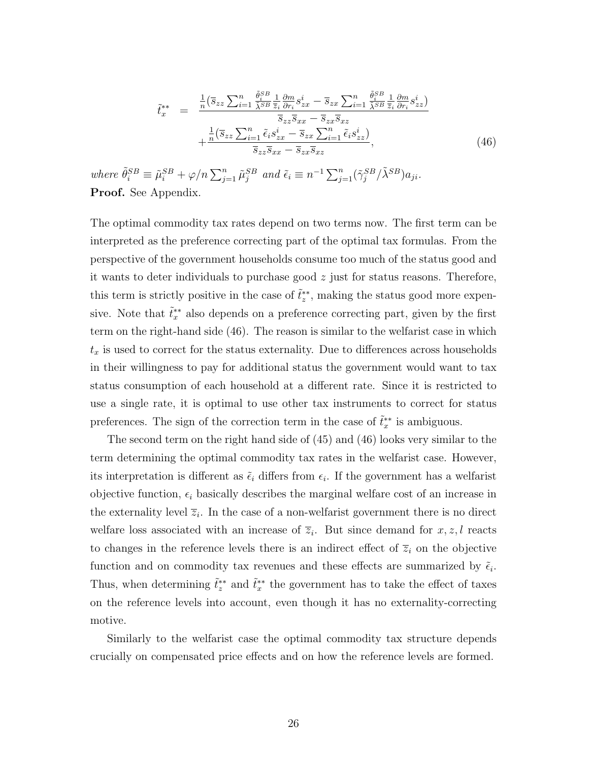$$\tilde{t}_x^{**} = \frac{\frac{1}{n}\left(\overline{s}_{zz}\sum_{i=1}^{n}\frac{\tilde{\theta}_i^{SB}}{\tilde{\lambda}^{SB}}\frac{1}{\overline{z}_i}\frac{\partial m}{\partial r_i}s_{zx}^i - \overline{s}_{zx}\sum_{i=1}^{n}\frac{\tilde{\theta}_i^{SB}}{\tilde{\lambda}^{SB}}\frac{1}{\overline{z}_i}\frac{\partial m}{\partial r_i}s_{zz}^i\right)}{\overline{s}_{zz}\overline{s}_{xx} - \overline{s}_{zx}\overline{s}_{xz}} + \frac{\frac{1}{n}\left(\overline{s}_{zz}\sum_{i=1}^{n}\tilde{\epsilon}_i s_{zx}^i - \overline{s}_{zx}\sum_{i=1}^{n}\tilde{\epsilon}_i s_{zz}^i\right)}{\overline{s}_{zz}\overline{s}_{xx} - \overline{s}_{zx}\overline{s}_{xz}}, \tag{46}$$

*where* $\tilde{\theta}_i^{SB} \equiv \tilde{\mu}_i^{SB} + \varphi/n\sum_{j=1}^{n}\tilde{\mu}_j^{SB}$ *and* $\tilde{\epsilon}_i \equiv n^{-1}\sum_{j=1}^{n}(\tilde{\gamma}_j^{SB}/\tilde{\lambda}^{SB})a_{ji}$.

**Proof.** See Appendix.

The optimal commodity tax rates depend on two terms now. The first term can be interpreted as the preference correcting part of the optimal tax formulas. From the perspective of the government households consume too much of the status good and it wants to deter individuals to purchase good $z$ just for status reasons. Therefore, this term is strictly positive in the case of $\tilde{t}_z^{**}$, making the status good more expensive. Note that $\tilde{t}_x^{**}$ also depends on a preference correcting part, given by the first term on the right-hand side (46). The reason is similar to the welfarist case in which $t_x$ is used to correct for the status externality. Due to differences across households in their willingness to pay for additional status the government would want to tax status consumption of each household at a different rate. Since it is restricted to use a single rate, it is optimal to use other tax instruments to correct for status preferences. The sign of the correction term in the case of $\tilde{t}_x^{**}$ is ambiguous.

The second term on the right hand side of (45) and (46) looks very similar to the term determining the optimal commodity tax rates in the welfarist case. However, its interpretation is different as $\tilde{\epsilon}_i$ differs from $\epsilon_i$. If the government has a welfarist objective function, $\epsilon_i$ basically describes the marginal welfare cost of an increase in the externality level $\overline{z}_i$. In the case of a non-welfarist government there is no direct welfare loss associated with an increase of $\overline{z}_i$. But since demand for $x, z, l$ reacts to changes in the reference levels there is an indirect effect of $\overline{z}_i$ on the objective function and on commodity tax revenues and these effects are summarized by $\tilde{\epsilon}_i$. Thus, when determining $\tilde{t}_z^{**}$ and $\tilde{t}_x^{**}$ the government has to take the effect of taxes on the reference levels into account, even though it has no externality-correcting motive.

Similarly to the welfarist case the optimal commodity tax structure depends crucially on compensated price effects and on how the reference levels are formed.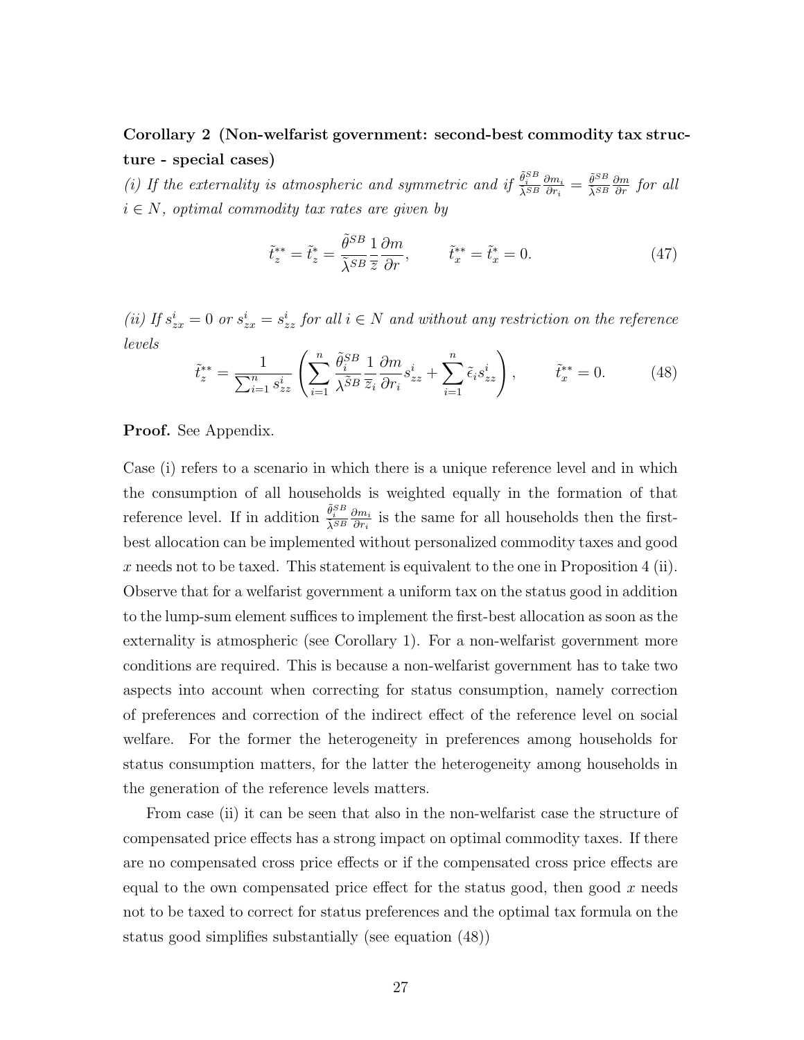**Corollary 2 (Non-welfarist government: second-best commodity tax structure - special cases)**
*(i) If the externality is atmospheric and symmetric and if* $\frac{\tilde{\theta}_i^{SB}}{\tilde{\lambda}^{SB}}\frac{\partial m_i}{\partial r_i} = \frac{\tilde{\theta}^{SB}}{\tilde{\lambda}^{SB}}\frac{\partial m}{\partial r}$ *for all* $i \in N$*, optimal commodity tax rates are given by*

$$\tilde{t}_z^{**} = \tilde{t}_z^{*} = \frac{\tilde{\theta}^{SB}}{\tilde{\lambda}^{SB}}\frac{1}{\overline{z}}\frac{\partial m}{\partial r}, \qquad \tilde{t}_x^{**} = \tilde{t}_x^{*} = 0. \tag{47}$$

*(ii) If* $s_{zx}^i = 0$ *or* $s_{zx}^i = s_{zz}^i$ *for all* $i \in N$ *and without any restriction on the reference levels*

$$\tilde{t}_z^{**} = \frac{1}{\sum_{i=1}^n s_{zz}^i}\left(\sum_{i=1}^n \frac{\tilde{\theta}_i^{SB}}{\tilde{\lambda}^{SB}}\frac{1}{\overline{z}_i}\frac{\partial m}{\partial r_i}s_{zz}^i + \sum_{i=1}^n \tilde{\epsilon}_i s_{zz}^i\right), \qquad \tilde{t}_x^{**} = 0. \tag{48}$$

**Proof.** See Appendix.

Case (i) refers to a scenario in which there is a unique reference level and in which the consumption of all households is weighted equally in the formation of that reference level. If in addition $\frac{\tilde{\theta}_i^{SB}}{\tilde{\lambda}^{SB}}\frac{\partial m_i}{\partial r_i}$ is the same for all households then the first-best allocation can be implemented without personalized commodity taxes and good $x$ needs not to be taxed. This statement is equivalent to the one in Proposition 4 (ii). Observe that for a welfarist government a uniform tax on the status good in addition to the lump-sum element suffices to implement the first-best allocation as soon as the externality is atmospheric (see Corollary 1). For a non-welfarist government more conditions are required. This is because a non-welfarist government has to take two aspects into account when correcting for status consumption, namely correction of preferences and correction of the indirect effect of the reference level on social welfare. For the former the heterogeneity in preferences among households for status consumption matters, for the latter the heterogeneity among households in the generation of the reference levels matters.

From case (ii) it can be seen that also in the non-welfarist case the structure of compensated price effects has a strong impact on optimal commodity taxes. If there are no compensated cross price effects or if the compensated cross price effects are equal to the own compensated price effect for the status good, then good $x$ needs not to be taxed to correct for status preferences and the optimal tax formula on the status good simplifies substantially (see equation (48))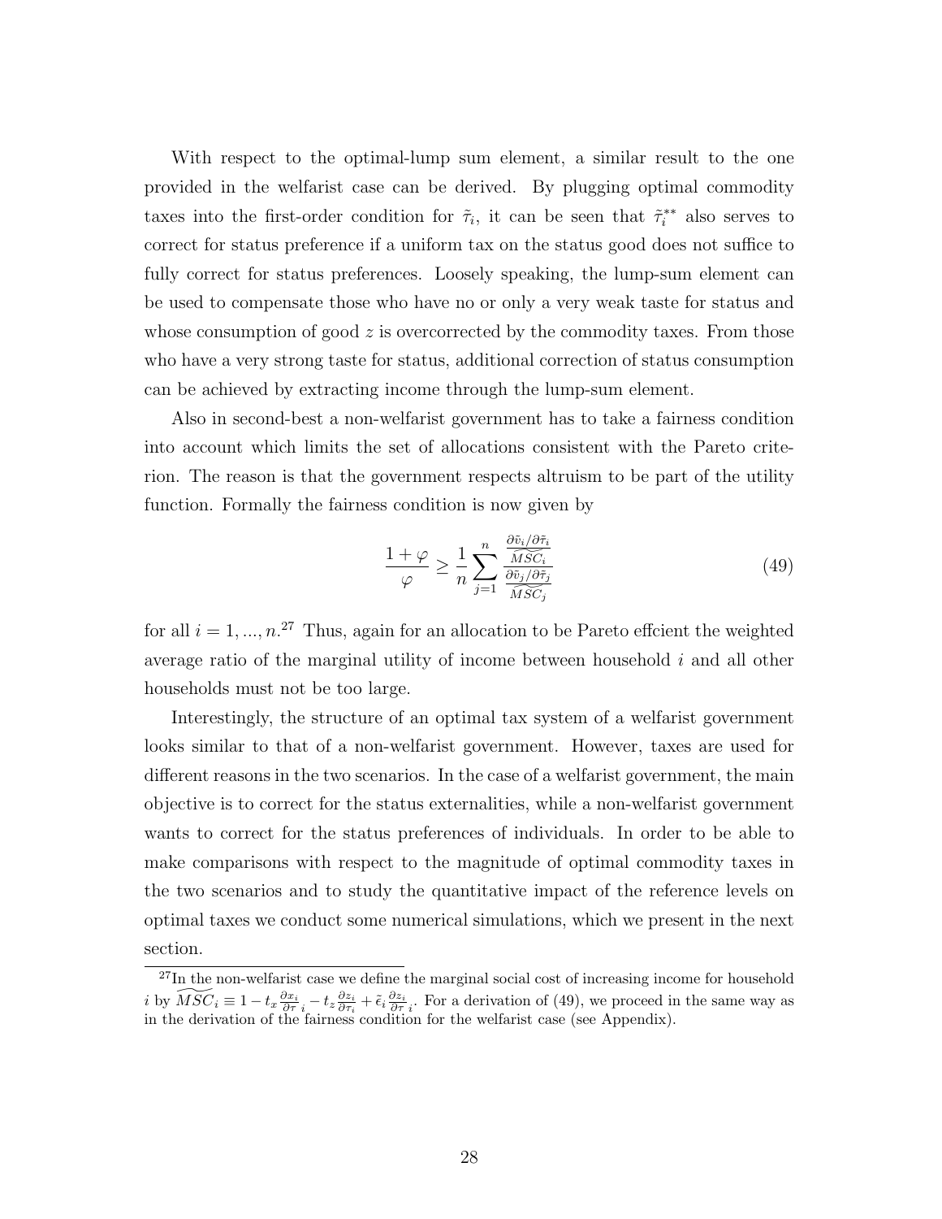With respect to the optimal-lump sum element, a similar result to the one provided in the welfarist case can be derived. By plugging optimal commodity taxes into the first-order condition for $\tilde{\tau}_i$, it can be seen that $\tilde{\tau}_i^{**}$ also serves to correct for status preference if a uniform tax on the status good does not suffice to fully correct for status preferences. Loosely speaking, the lump-sum element can be used to compensate those who have no or only a very weak taste for status and whose consumption of good $z$ is overcorrected by the commodity taxes. From those who have a very strong taste for status, additional correction of status consumption can be achieved by extracting income through the lump-sum element.

Also in second-best a non-welfarist government has to take a fairness condition into account which limits the set of allocations consistent with the Pareto criterion. The reason is that the government respects altruism to be part of the utility function. Formally the fairness condition is now given by

$$\frac{1+\varphi}{\varphi} \geq \frac{1}{n} \sum_{j=1}^{n} \frac{\frac{\partial \tilde{v}_i / \partial \tilde{\tau}_i}{\widetilde{MSC}_i}}{\frac{\partial \tilde{v}_j / \partial \tilde{\tau}_j}{\widetilde{MSC}_j}} \tag{49}$$

for all $i = 1, ..., n$.[27] Thus, again for an allocation to be Pareto effcient the weighted average ratio of the marginal utility of income between household $i$ and all other households must not be too large.

Interestingly, the structure of an optimal tax system of a welfarist government looks similar to that of a non-welfarist government. However, taxes are used for different reasons in the two scenarios. In the case of a welfarist government, the main objective is to correct for the status externalities, while a non-welfarist government wants to correct for the status preferences of individuals. In order to be able to make comparisons with respect to the magnitude of optimal commodity taxes in the two scenarios and to study the quantitative impact of the reference levels on optimal taxes we conduct some numerical simulations, which we present in the next section.

[27]In the non-welfarist case we define the marginal social cost of increasing income for household $i$ by $\widetilde{MSC}_i \equiv 1 - t_x \frac{\partial x_i}{\partial \tau}_i - t_z \frac{\partial z_i}{\partial \tau_i} + \tilde{\epsilon}_i \frac{\partial z_i}{\partial \tau}_i$. For a derivation of (49), we proceed in the same way as in the derivation of the fairness condition for the welfarist case (see Appendix).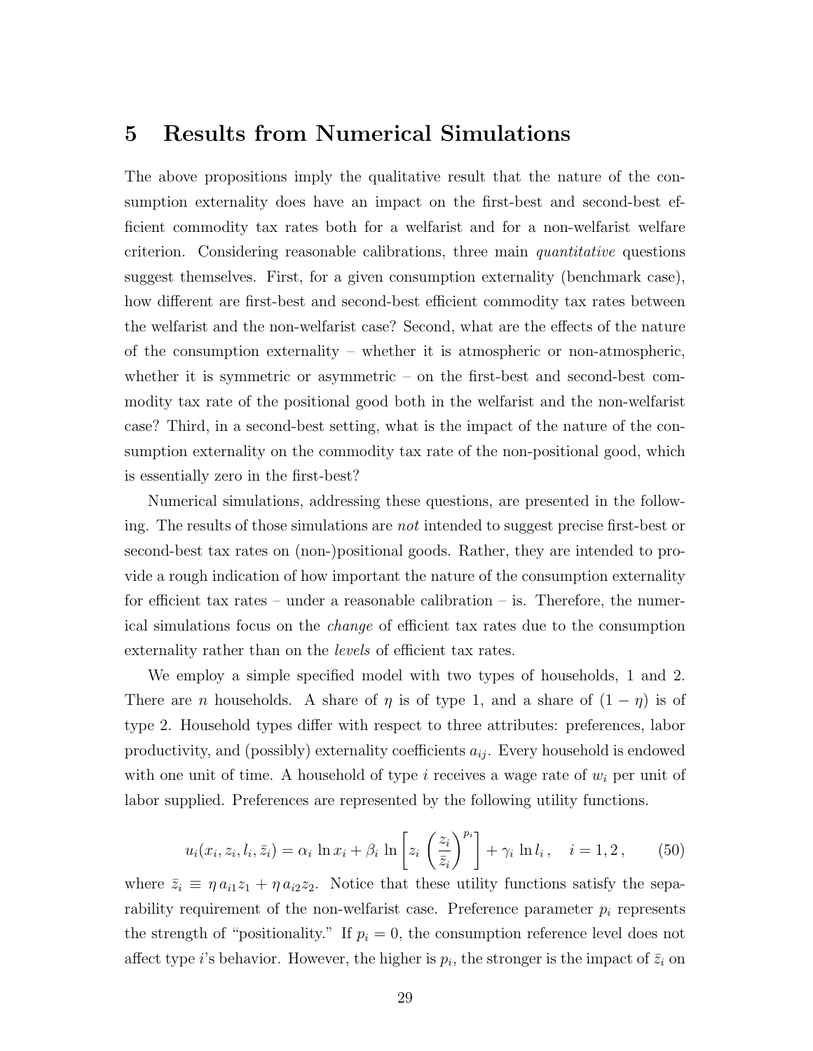# 5 Results from Numerical Simulations

The above propositions imply the qualitative result that the nature of the consumption externality does have an impact on the first-best and second-best efficient commodity tax rates both for a welfarist and for a non-welfarist welfare criterion. Considering reasonable calibrations, three main *quantitative* questions suggest themselves. First, for a given consumption externality (benchmark case), how different are first-best and second-best efficient commodity tax rates between the welfarist and the non-welfarist case? Second, what are the effects of the nature of the consumption externality – whether it is atmospheric or non-atmospheric, whether it is symmetric or asymmetric – on the first-best and second-best commodity tax rate of the positional good both in the welfarist and the non-welfarist case? Third, in a second-best setting, what is the impact of the nature of the consumption externality on the commodity tax rate of the non-positional good, which is essentially zero in the first-best?

Numerical simulations, addressing these questions, are presented in the following. The results of those simulations are *not* intended to suggest precise first-best or second-best tax rates on (non-)positional goods. Rather, they are intended to provide a rough indication of how important the nature of the consumption externality for efficient tax rates – under a reasonable calibration – is. Therefore, the numerical simulations focus on the *change* of efficient tax rates due to the consumption externality rather than on the *levels* of efficient tax rates.

We employ a simple specified model with two types of households, 1 and 2. There are $n$ households. A share of $\eta$ is of type 1, and a share of $(1-\eta)$ is of type 2. Household types differ with respect to three attributes: preferences, labor productivity, and (possibly) externality coefficients $a_{ij}$. Every household is endowed with one unit of time. A household of type $i$ receives a wage rate of $w_i$ per unit of labor supplied. Preferences are represented by the following utility functions.

$$u_i(x_i, z_i, l_i, \bar{z}_i) = \alpha_i \ln x_i + \beta_i \ln \left[ z_i \left( \frac{z_i}{\bar{z}_i} \right)^{p_i} \right] + \gamma_i \ln l_i \,, \quad i = 1, 2 \,, \qquad (50)$$

where $\bar{z}_i \equiv \eta \, a_{i1} z_1 + \eta \, a_{i2} z_2$. Notice that these utility functions satisfy the separability requirement of the non-welfarist case. Preference parameter $p_i$ represents the strength of "positionality." If $p_i = 0$, the consumption reference level does not affect type $i$'s behavior. However, the higher is $p_i$, the stronger is the impact of $\bar{z}_i$ on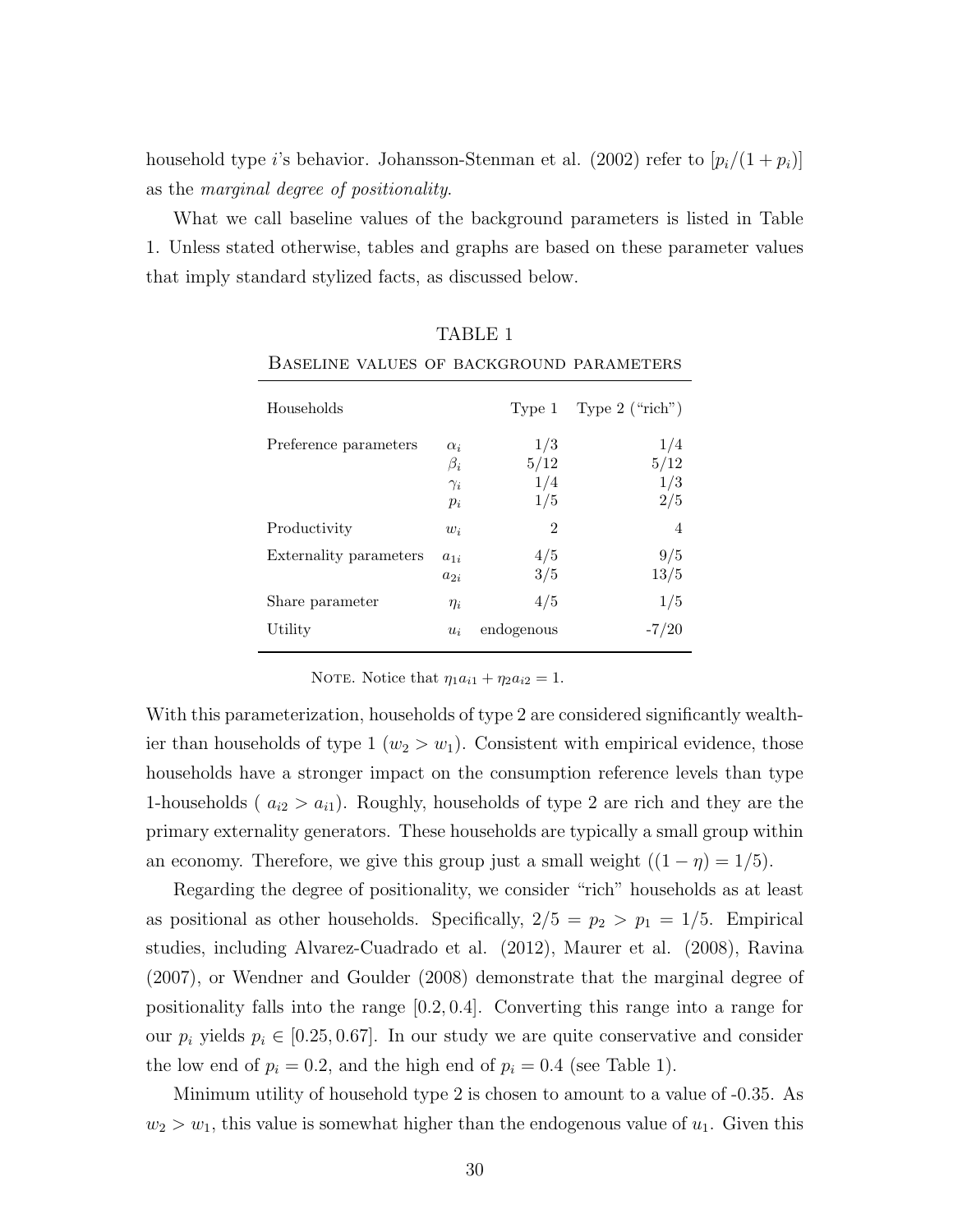household type $i$'s behavior. Johansson-Stenman et al. (2002) refer to $[p_i/(1 + p_i)]$ as the *marginal degree of positionality*.

What we call baseline values of the background parameters is listed in Table 1. Unless stated otherwise, tables and graphs are based on these parameter values that imply standard stylized facts, as discussed below.

TABLE 1

BASELINE VALUES OF BACKGROUND PARAMETERS

| Households | | Type 1 | Type 2 ("rich") |
|---|---|---|---|
| Preference parameters | $\alpha_i$ | 1/3 | 1/4 |
| | $\beta_i$ | 5/12 | 5/12 |
| | $\gamma_i$ | 1/4 | 1/3 |
| | $p_i$ | 1/5 | 2/5 |
| Productivity | $w_i$ | 2 | 4 |
| Externality parameters | $a_{1i}$ | 4/5 | 9/5 |
| | $a_{2i}$ | 3/5 | 13/5 |
| Share parameter | $\eta_i$ | 4/5 | 1/5 |
| Utility | $u_i$ | endogenous | -7/20 |

NOTE. Notice that $\eta_1 a_{i1} + \eta_2 a_{i2} = 1$.

With this parameterization, households of type 2 are considered significantly wealthier than households of type 1 ($w_2 > w_1$). Consistent with empirical evidence, those households have a stronger impact on the consumption reference levels than type 1-households ( $a_{i2} > a_{i1}$). Roughly, households of type 2 are rich and they are the primary externality generators. These households are typically a small group within an economy. Therefore, we give this group just a small weight ($(1 - \eta) = 1/5$).

Regarding the degree of positionality, we consider "rich" households as at least as positional as other households. Specifically, $2/5 = p_2 > p_1 = 1/5$. Empirical studies, including Alvarez-Cuadrado et al. (2012), Maurer et al. (2008), Ravina (2007), or Wendner and Goulder (2008) demonstrate that the marginal degree of positionality falls into the range $[0.2, 0.4]$. Converting this range into a range for our $p_i$ yields $p_i \in [0.25, 0.67]$. In our study we are quite conservative and consider the low end of $p_i = 0.2$, and the high end of $p_i = 0.4$ (see Table 1).

Minimum utility of household type 2 is chosen to amount to a value of -0.35. As $w_2 > w_1$, this value is somewhat higher than the endogenous value of $u_1$. Given this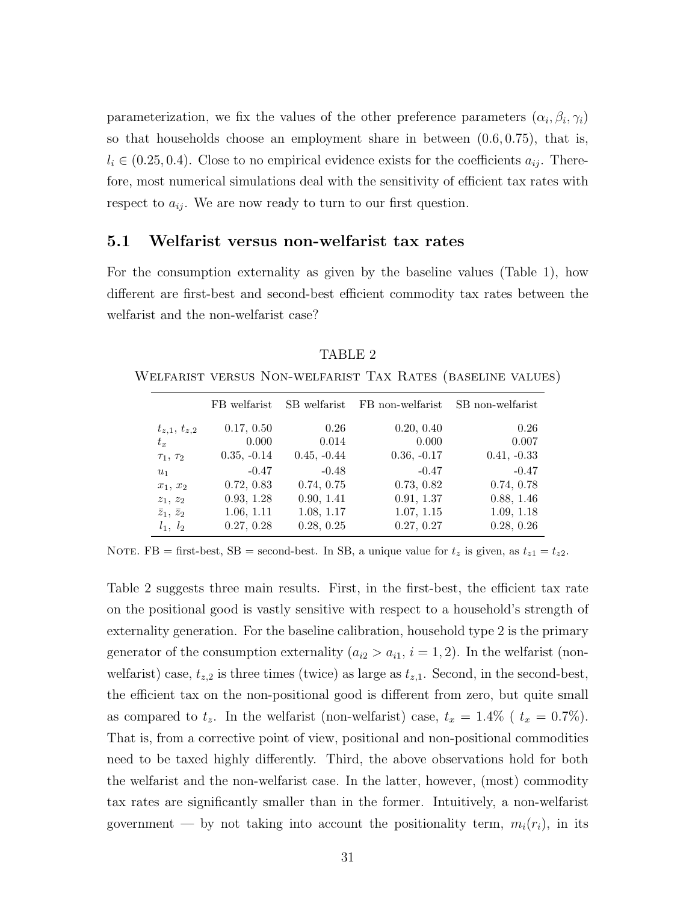parameterization, we fix the values of the other preference parameters $(\alpha_i, \beta_i, \gamma_i)$ so that households choose an employment share in between $(0.6, 0.75)$, that is, $l_i \in (0.25, 0.4)$. Close to no empirical evidence exists for the coefficients $a_{ij}$. Therefore, most numerical simulations deal with the sensitivity of efficient tax rates with respect to $a_{ij}$. We are now ready to turn to our first question.

## 5.1 Welfarist versus non-welfarist tax rates

For the consumption externality as given by the baseline values (Table 1), how different are first-best and second-best efficient commodity tax rates between the welfarist and the non-welfarist case?

TABLE 2

Welfarist versus Non-welfarist Tax Rates (baseline values)

| | FB welfarist | SB welfarist | FB non-welfarist | SB non-welfarist |
|---|---|---|---|---|
| $t_{z,1}$, $t_{z,2}$ | 0.17, 0.50 | 0.26 | 0.20, 0.40 | 0.26 |
| $t_x$ | 0.000 | 0.014 | 0.000 | 0.007 |
| $\tau_1$, $\tau_2$ | 0.35, -0.14 | 0.45, -0.44 | 0.36, -0.17 | 0.41, -0.33 |
| $u_1$ | -0.47 | -0.48 | -0.47 | -0.47 |
| $x_1$, $x_2$ | 0.72, 0.83 | 0.74, 0.75 | 0.73, 0.82 | 0.74, 0.78 |
| $z_1$, $z_2$ | 0.93, 1.28 | 0.90, 1.41 | 0.91, 1.37 | 0.88, 1.46 |
| $\bar{z}_1$, $\bar{z}_2$ | 1.06, 1.11 | 1.08, 1.17 | 1.07, 1.15 | 1.09, 1.18 |
| $l_1$, $l_2$ | 0.27, 0.28 | 0.28, 0.25 | 0.27, 0.27 | 0.28, 0.26 |

Note. FB = first-best, SB = second-best. In SB, a unique value for $t_z$ is given, as $t_{z1} = t_{z2}$.

Table 2 suggests three main results. First, in the first-best, the efficient tax rate on the positional good is vastly sensitive with respect to a household's strength of externality generation. For the baseline calibration, household type 2 is the primary generator of the consumption externality ($a_{i2} > a_{i1}$, $i = 1, 2$). In the welfarist (non-welfarist) case, $t_{z,2}$ is three times (twice) as large as $t_{z,1}$. Second, in the second-best, the efficient tax on the non-positional good is different from zero, but quite small as compared to $t_z$. In the welfarist (non-welfarist) case, $t_x = 1.4\%$ ( $t_x = 0.7\%$). That is, from a corrective point of view, positional and non-positional commodities need to be taxed highly differently. Third, the above observations hold for both the welfarist and the non-welfarist case. In the latter, however, (most) commodity tax rates are significantly smaller than in the former. Intuitively, a non-welfarist government — by not taking into account the positionality term, $m_i(r_i)$, in its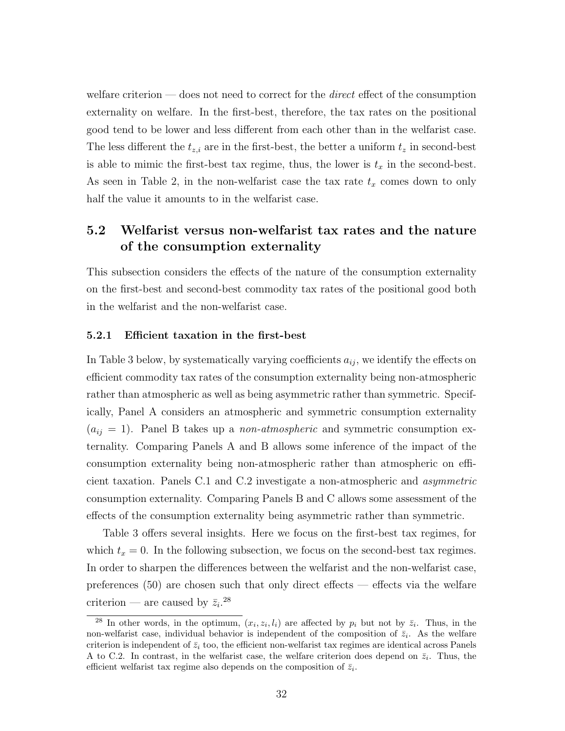welfare criterion — does not need to correct for the *direct* effect of the consumption externality on welfare. In the first-best, therefore, the tax rates on the positional good tend to be lower and less different from each other than in the welfarist case. The less different the $t_{z,i}$ are in the first-best, the better a uniform $t_z$ in second-best is able to mimic the first-best tax regime, thus, the lower is $t_x$ in the second-best. As seen in Table 2, in the non-welfarist case the tax rate $t_x$ comes down to only half the value it amounts to in the welfarist case.

## 5.2 Welfarist versus non-welfarist tax rates and the nature of the consumption externality

This subsection considers the effects of the nature of the consumption externality on the first-best and second-best commodity tax rates of the positional good both in the welfarist and the non-welfarist case.

### 5.2.1 Efficient taxation in the first-best

In Table 3 below, by systematically varying coefficients $a_{ij}$, we identify the effects on efficient commodity tax rates of the consumption externality being non-atmospheric rather than atmospheric as well as being asymmetric rather than symmetric. Specifically, Panel A considers an atmospheric and symmetric consumption externality ($a_{ij} = 1$). Panel B takes up a *non-atmospheric* and symmetric consumption externality. Comparing Panels A and B allows some inference of the impact of the consumption externality being non-atmospheric rather than atmospheric on efficient taxation. Panels C.1 and C.2 investigate a non-atmospheric and *asymmetric* consumption externality. Comparing Panels B and C allows some assessment of the effects of the consumption externality being asymmetric rather than symmetric.

Table 3 offers several insights. Here we focus on the first-best tax regimes, for which $t_x = 0$. In the following subsection, we focus on the second-best tax regimes. In order to sharpen the differences between the welfarist and the non-welfarist case, preferences (50) are chosen such that only direct effects — effects via the welfare criterion — are caused by $\bar{z}_i$.[28]

[28] In other words, in the optimum, $(x_i, z_i, l_i)$ are affected by $p_i$ but not by $\bar{z}_i$. Thus, in the non-welfarist case, individual behavior is independent of the composition of $\bar{z}_i$. As the welfare criterion is independent of $\bar{z}_i$ too, the efficient non-welfarist tax regimes are identical across Panels A to C.2. In contrast, in the welfarist case, the welfare criterion does depend on $\bar{z}_i$. Thus, the efficient welfarist tax regime also depends on the composition of $\bar{z}_i$.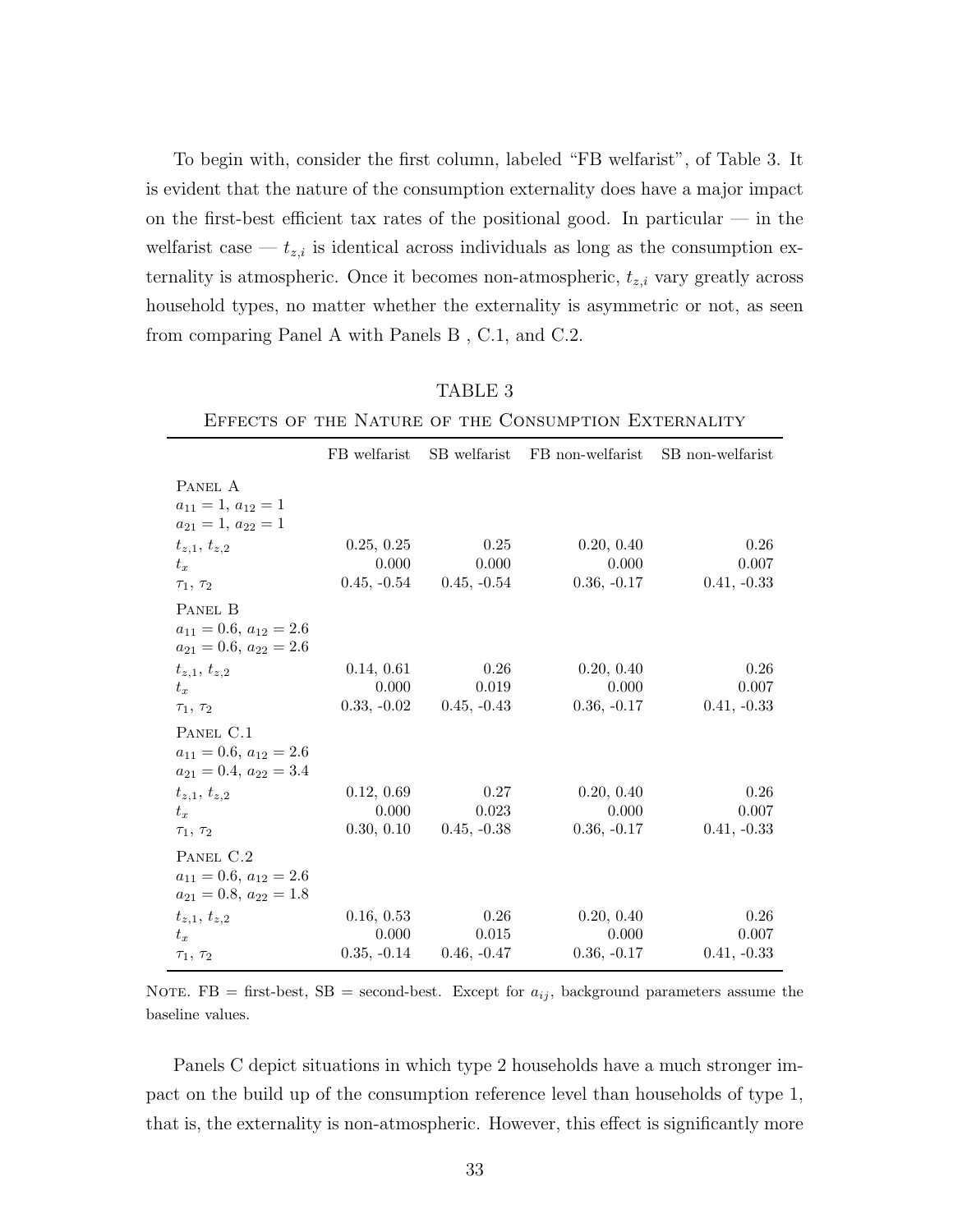To begin with, consider the first column, labeled "FB welfarist", of Table 3. It is evident that the nature of the consumption externality does have a major impact on the first-best efficient tax rates of the positional good. In particular — in the welfarist case — $t_{z,i}$ is identical across individuals as long as the consumption externality is atmospheric. Once it becomes non-atmospheric, $t_{z,i}$ vary greatly across household types, no matter whether the externality is asymmetric or not, as seen from comparing Panel A with Panels B , C.1, and C.2.

TABLE 3

EFFECTS OF THE NATURE OF THE CONSUMPTION EXTERNALITY

| | FB welfarist | SB welfarist | FB non-welfarist | SB non-welfarist |
|---|---|---|---|---|
| PANEL A<br>$a_{11} = 1$, $a_{12} = 1$<br>$a_{21} = 1$, $a_{22} = 1$ | | | | |
| $t_{z,1}$, $t_{z,2}$ | 0.25, 0.25 | 0.25 | 0.20, 0.40 | 0.26 |
| $t_x$ | 0.000 | 0.000 | 0.000 | 0.007 |
| $\tau_1$, $\tau_2$ | 0.45, -0.54 | 0.45, -0.54 | 0.36, -0.17 | 0.41, -0.33 |
| PANEL B<br>$a_{11} = 0.6$, $a_{12} = 2.6$<br>$a_{21} = 0.6$, $a_{22} = 2.6$ | | | | |
| $t_{z,1}$, $t_{z,2}$ | 0.14, 0.61 | 0.26 | 0.20, 0.40 | 0.26 |
| $t_x$ | 0.000 | 0.019 | 0.000 | 0.007 |
| $\tau_1$, $\tau_2$ | 0.33, -0.02 | 0.45, -0.43 | 0.36, -0.17 | 0.41, -0.33 |
| PANEL C.1<br>$a_{11} = 0.6$, $a_{12} = 2.6$<br>$a_{21} = 0.4$, $a_{22} = 3.4$ | | | | |
| $t_{z,1}$, $t_{z,2}$ | 0.12, 0.69 | 0.27 | 0.20, 0.40 | 0.26 |
| $t_x$ | 0.000 | 0.023 | 0.000 | 0.007 |
| $\tau_1$, $\tau_2$ | 0.30, 0.10 | 0.45, -0.38 | 0.36, -0.17 | 0.41, -0.33 |
| PANEL C.2<br>$a_{11} = 0.6$, $a_{12} = 2.6$<br>$a_{21} = 0.8$, $a_{22} = 1.8$ | | | | |
| $t_{z,1}$, $t_{z,2}$ | 0.16, 0.53 | 0.26 | 0.20, 0.40 | 0.26 |
| $t_x$ | 0.000 | 0.015 | 0.000 | 0.007 |
| $\tau_1$, $\tau_2$ | 0.35, -0.14 | 0.46, -0.47 | 0.36, -0.17 | 0.41, -0.33 |

NOTE. FB = first-best, SB = second-best. Except for $a_{ij}$, background parameters assume the baseline values.

Panels C depict situations in which type 2 households have a much stronger impact on the build up of the consumption reference level than households of type 1, that is, the externality is non-atmospheric. However, this effect is significantly more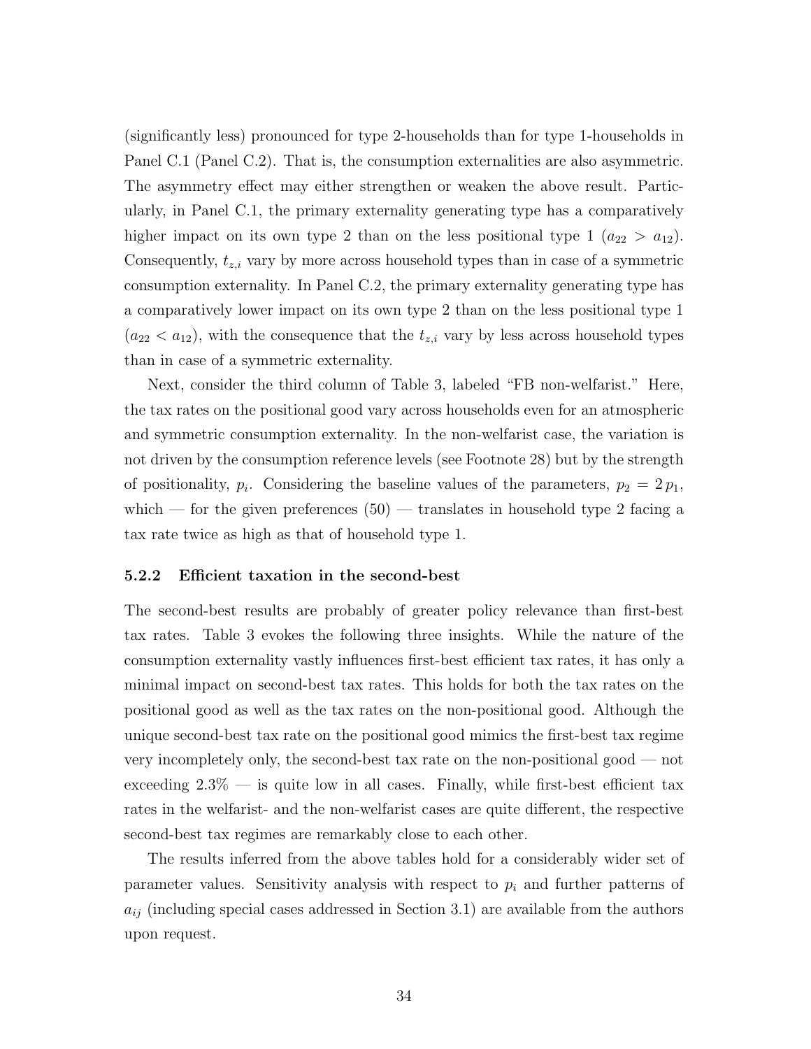(significantly less) pronounced for type 2-households than for type 1-households in Panel C.1 (Panel C.2). That is, the consumption externalities are also asymmetric. The asymmetry effect may either strengthen or weaken the above result. Particularly, in Panel C.1, the primary externality generating type has a comparatively higher impact on its own type 2 than on the less positional type 1 ($a_{22} > a_{12}$). Consequently, $t_{z,i}$ vary by more across household types than in case of a symmetric consumption externality. In Panel C.2, the primary externality generating type has a comparatively lower impact on its own type 2 than on the less positional type 1 ($a_{22} < a_{12}$), with the consequence that the $t_{z,i}$ vary by less across household types than in case of a symmetric externality.

Next, consider the third column of Table 3, labeled "FB non-welfarist." Here, the tax rates on the positional good vary across households even for an atmospheric and symmetric consumption externality. In the non-welfarist case, the variation is not driven by the consumption reference levels (see Footnote 28) but by the strength of positionality, $p_i$. Considering the baseline values of the parameters, $p_2 = 2\,p_1$, which — for the given preferences (50) — translates in household type 2 facing a tax rate twice as high as that of household type 1.

### 5.2.2 Efficient taxation in the second-best

The second-best results are probably of greater policy relevance than first-best tax rates. Table 3 evokes the following three insights. While the nature of the consumption externality vastly influences first-best efficient tax rates, it has only a minimal impact on second-best tax rates. This holds for both the tax rates on the positional good as well as the tax rates on the non-positional good. Although the unique second-best tax rate on the positional good mimics the first-best tax regime very incompletely only, the second-best tax rate on the non-positional good — not exceeding 2.3% — is quite low in all cases. Finally, while first-best efficient tax rates in the welfarist- and the non-welfarist cases are quite different, the respective second-best tax regimes are remarkably close to each other.

The results inferred from the above tables hold for a considerably wider set of parameter values. Sensitivity analysis with respect to $p_i$ and further patterns of $a_{ij}$ (including special cases addressed in Section 3.1) are available from the authors upon request.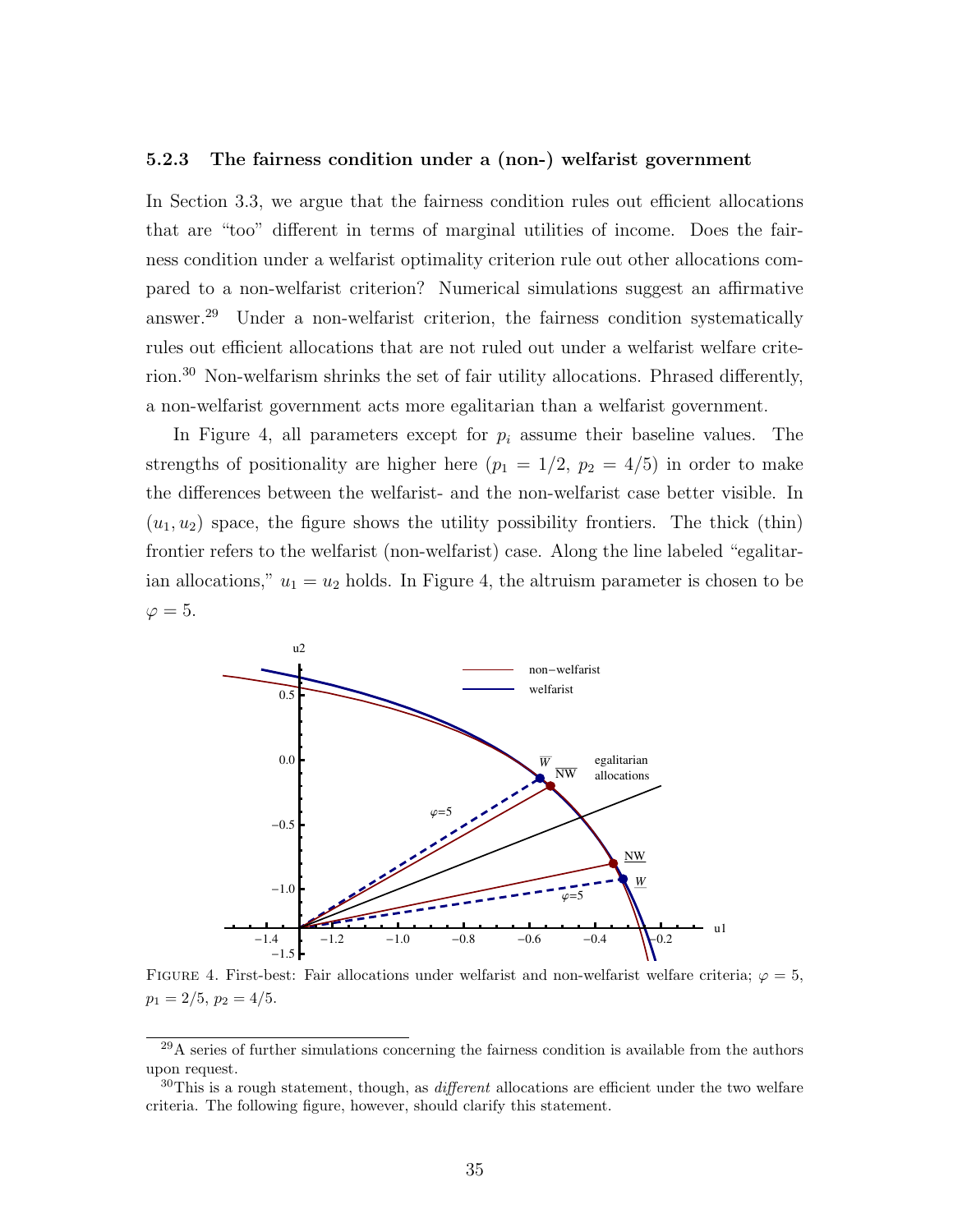### 5.2.3 The fairness condition under a (non-) welfarist government

In Section 3.3, we argue that the fairness condition rules out efficient allocations that are "too" different in terms of marginal utilities of income. Does the fairness condition under a welfarist optimality criterion rule out other allocations compared to a non-welfarist criterion? Numerical simulations suggest an affirmative answer.[29] Under a non-welfarist criterion, the fairness condition systematically rules out efficient allocations that are not ruled out under a welfarist welfare criterion.[30] Non-welfarism shrinks the set of fair utility allocations. Phrased differently, a non-welfarist government acts more egalitarian than a welfarist government.

In Figure 4, all parameters except for $p_i$ assume their baseline values. The strengths of positionality are higher here ($p_1 = 1/2$, $p_2 = 4/5$) in order to make the differences between the welfarist- and the non-welfarist case better visible. In $(u_1, u_2)$ space, the figure shows the utility possibility frontiers. The thick (thin) frontier refers to the welfarist (non-welfarist) case. Along the line labeled "egalitarian allocations," $u_1 = u_2$ holds. In Figure 4, the altruism parameter is chosen to be $\varphi = 5$.

FIGURE 4. First-best: Fair allocations under welfarist and non-welfarist welfare criteria; $\varphi = 5$, $p_1 = 2/5$, $p_2 = 4/5$.

[29] A series of further simulations concerning the fairness condition is available from the authors upon request.

[30] This is a rough statement, though, as *different* allocations are efficient under the two welfare criteria. The following figure, however, should clarify this statement.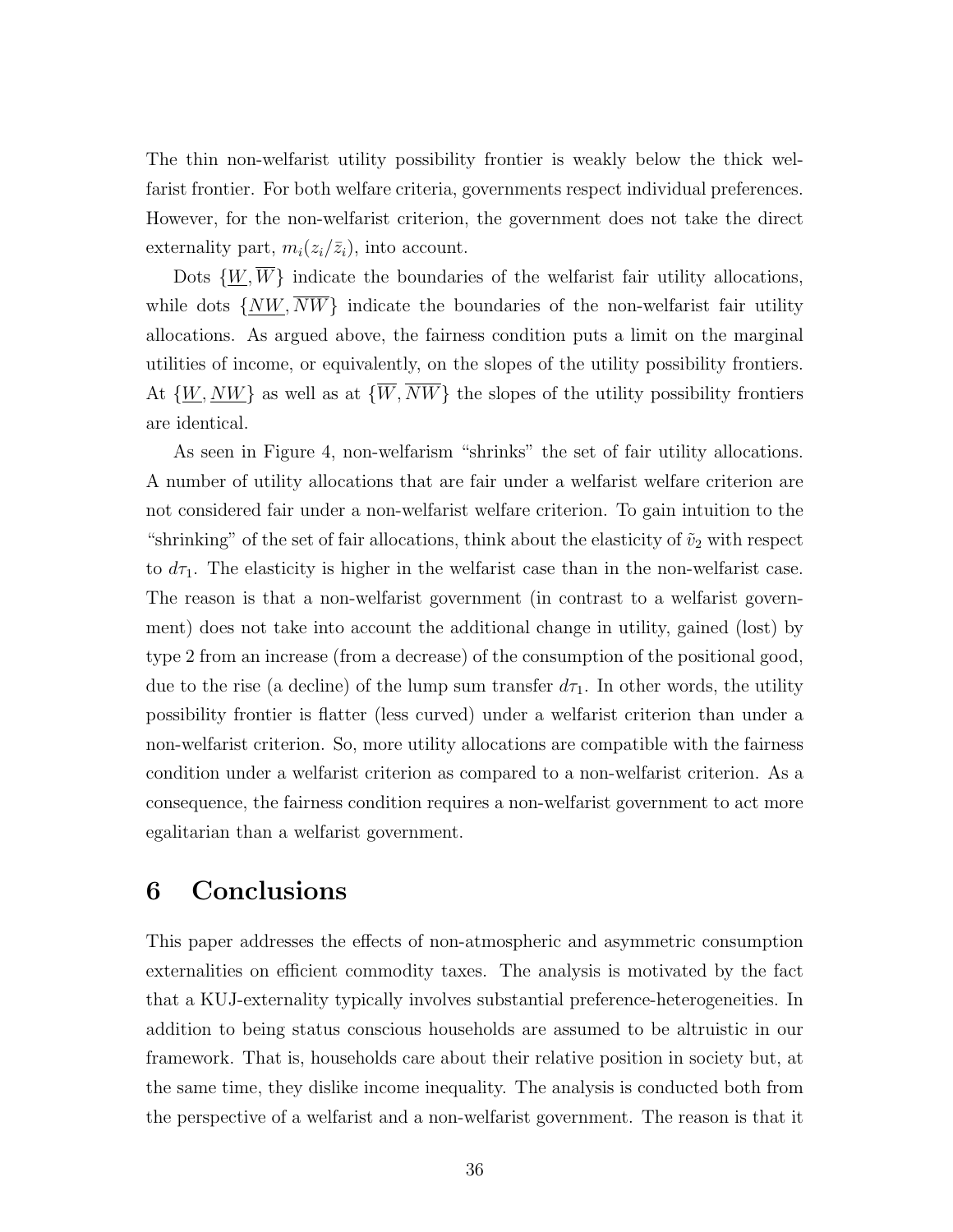The thin non-welfarist utility possibility frontier is weakly below the thick welfarist frontier. For both welfare criteria, governments respect individual preferences. However, for the non-welfarist criterion, the government does not take the direct externality part, $m_i(z_i/\bar{z}_i)$, into account.

Dots $\{\underline{W}, \overline{W}\}$ indicate the boundaries of the welfarist fair utility allocations, while dots $\{\underline{NW}, \overline{NW}\}$ indicate the boundaries of the non-welfarist fair utility allocations. As argued above, the fairness condition puts a limit on the marginal utilities of income, or equivalently, on the slopes of the utility possibility frontiers. At $\{\underline{W}, \underline{NW}\}$ as well as at $\{\overline{W}, \overline{NW}\}$ the slopes of the utility possibility frontiers are identical.

As seen in Figure 4, non-welfarism "shrinks" the set of fair utility allocations. A number of utility allocations that are fair under a welfarist welfare criterion are not considered fair under a non-welfarist welfare criterion. To gain intuition to the "shrinking" of the set of fair allocations, think about the elasticity of $\tilde{v}_2$ with respect to $d\tau_1$. The elasticity is higher in the welfarist case than in the non-welfarist case. The reason is that a non-welfarist government (in contrast to a welfarist government) does not take into account the additional change in utility, gained (lost) by type 2 from an increase (from a decrease) of the consumption of the positional good, due to the rise (a decline) of the lump sum transfer $d\tau_1$. In other words, the utility possibility frontier is flatter (less curved) under a welfarist criterion than under a non-welfarist criterion. So, more utility allocations are compatible with the fairness condition under a welfarist criterion as compared to a non-welfarist criterion. As a consequence, the fairness condition requires a non-welfarist government to act more egalitarian than a welfarist government.

# 6 Conclusions

This paper addresses the effects of non-atmospheric and asymmetric consumption externalities on efficient commodity taxes. The analysis is motivated by the fact that a KUJ-externality typically involves substantial preference-heterogeneities. In addition to being status conscious households are assumed to be altruistic in our framework. That is, households care about their relative position in society but, at the same time, they dislike income inequality. The analysis is conducted both from the perspective of a welfarist and a non-welfarist government. The reason is that it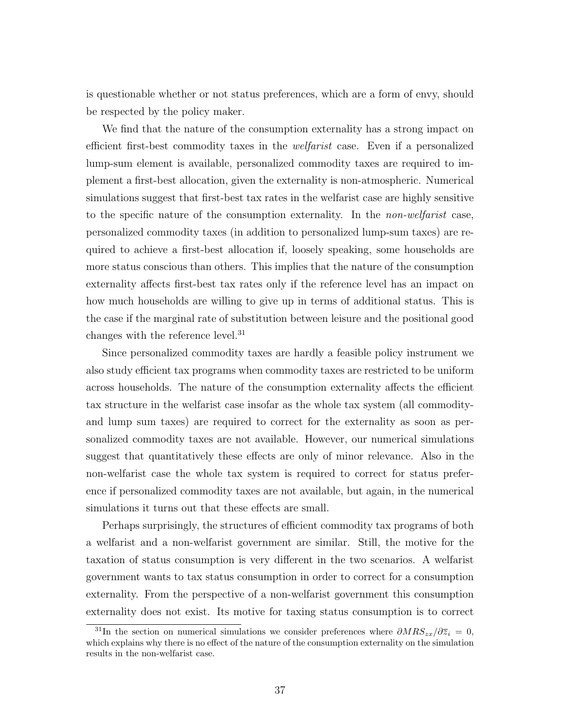is questionable whether or not status preferences, which are a form of envy, should be respected by the policy maker.

We find that the nature of the consumption externality has a strong impact on efficient first-best commodity taxes in the *welfarist* case. Even if a personalized lump-sum element is available, personalized commodity taxes are required to implement a first-best allocation, given the externality is non-atmospheric. Numerical simulations suggest that first-best tax rates in the welfarist case are highly sensitive to the specific nature of the consumption externality. In the *non-welfarist* case, personalized commodity taxes (in addition to personalized lump-sum taxes) are required to achieve a first-best allocation if, loosely speaking, some households are more status conscious than others. This implies that the nature of the consumption externality affects first-best tax rates only if the reference level has an impact on how much households are willing to give up in terms of additional status. This is the case if the marginal rate of substitution between leisure and the positional good changes with the reference level.[31]

Since personalized commodity taxes are hardly a feasible policy instrument we also study efficient tax programs when commodity taxes are restricted to be uniform across households. The nature of the consumption externality affects the efficient tax structure in the welfarist case insofar as the whole tax system (all commodity- and lump sum taxes) are required to correct for the externality as soon as personalized commodity taxes are not available. However, our numerical simulations suggest that quantitatively these effects are only of minor relevance. Also in the non-welfarist case the whole tax system is required to correct for status preference if personalized commodity taxes are not available, but again, in the numerical simulations it turns out that these effects are small.

Perhaps surprisingly, the structures of efficient commodity tax programs of both a welfarist and a non-welfarist government are similar. Still, the motive for the taxation of status consumption is very different in the two scenarios. A welfarist government wants to tax status consumption in order to correct for a consumption externality. From the perspective of a non-welfarist government this consumption externality does not exist. Its motive for taxing status consumption is to correct

[31] In the section on numerical simulations we consider preferences where $\partial MRS_{zx}/\partial \bar{z}_i = 0$, which explains why there is no effect of the nature of the consumption externality on the simulation results in the non-welfarist case.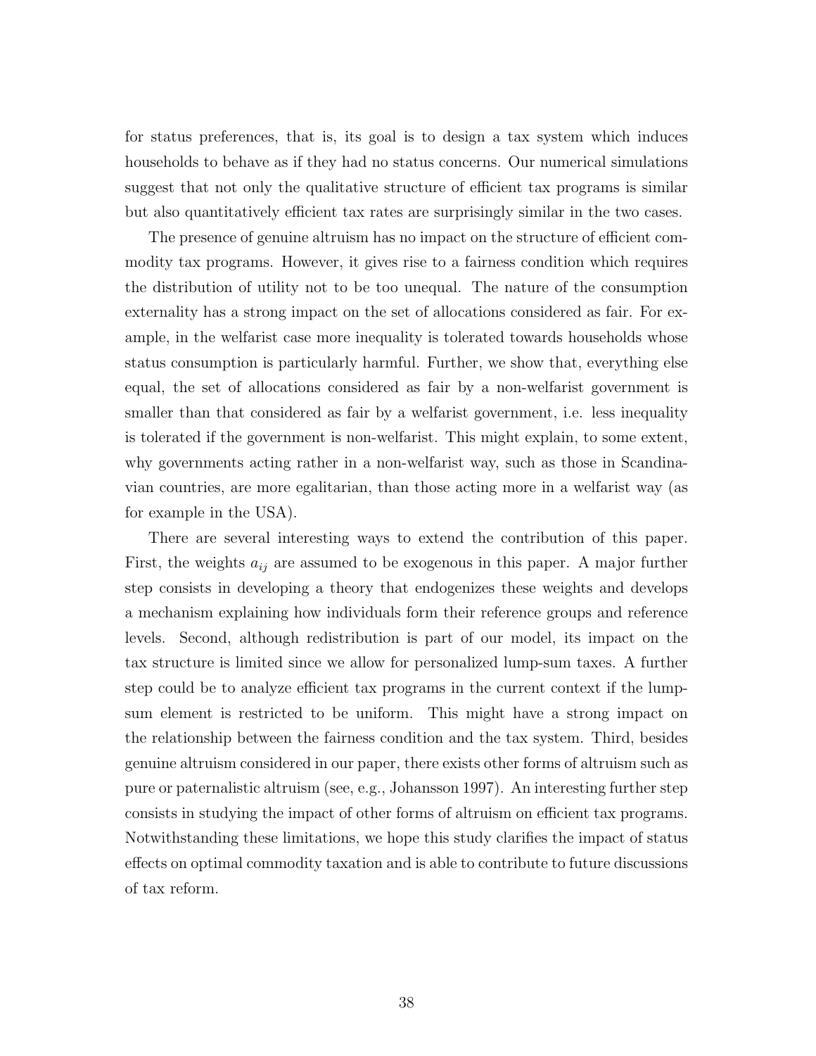for status preferences, that is, its goal is to design a tax system which induces households to behave as if they had no status concerns. Our numerical simulations suggest that not only the qualitative structure of efficient tax programs is similar but also quantitatively efficient tax rates are surprisingly similar in the two cases.

The presence of genuine altruism has no impact on the structure of efficient commodity tax programs. However, it gives rise to a fairness condition which requires the distribution of utility not to be too unequal. The nature of the consumption externality has a strong impact on the set of allocations considered as fair. For example, in the welfarist case more inequality is tolerated towards households whose status consumption is particularly harmful. Further, we show that, everything else equal, the set of allocations considered as fair by a non-welfarist government is smaller than that considered as fair by a welfarist government, i.e. less inequality is tolerated if the government is non-welfarist. This might explain, to some extent, why governments acting rather in a non-welfarist way, such as those in Scandinavian countries, are more egalitarian, than those acting more in a welfarist way (as for example in the USA).

There are several interesting ways to extend the contribution of this paper. First, the weights $a_{ij}$ are assumed to be exogenous in this paper. A major further step consists in developing a theory that endogenizes these weights and develops a mechanism explaining how individuals form their reference groups and reference levels. Second, although redistribution is part of our model, its impact on the tax structure is limited since we allow for personalized lump-sum taxes. A further step could be to analyze efficient tax programs in the current context if the lump-sum element is restricted to be uniform. This might have a strong impact on the relationship between the fairness condition and the tax system. Third, besides genuine altruism considered in our paper, there exists other forms of altruism such as pure or paternalistic altruism (see, e.g., Johansson 1997). An interesting further step consists in studying the impact of other forms of altruism on efficient tax programs. Notwithstanding these limitations, we hope this study clarifies the impact of status effects on optimal commodity taxation and is able to contribute to future discussions of tax reform.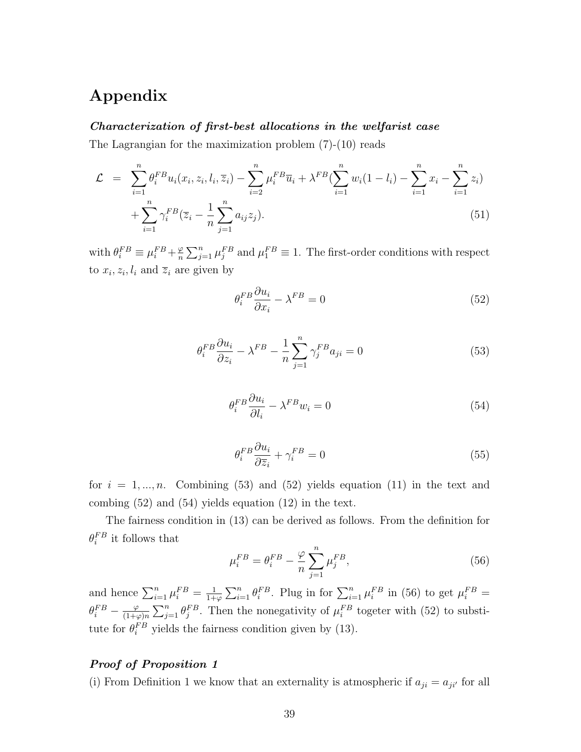# Appendix

***Characterization of first-best allocations in the welfarist case***

The Lagrangian for the maximization problem (7)-(10) reads

$$\mathcal{L} = \sum_{i=1}^{n} \theta_i^{FB} u_i(x_i, z_i, l_i, \overline{z}_i) - \sum_{i=2}^{n} \mu_i^{FB} \overline{u}_i + \lambda^{FB} \Big(\sum_{i=1}^{n} w_i(1 - l_i) - \sum_{i=1}^{n} x_i - \sum_{i=1}^{n} z_i\Big) + \sum_{i=1}^{n} \gamma_i^{FB} \Big(\overline{z}_i - \frac{1}{n} \sum_{j=1}^{n} a_{ij} z_j\Big). \tag{51}$$

with $\theta_i^{FB} \equiv \mu_i^{FB} + \frac{\varphi}{n} \sum_{j=1}^{n} \mu_j^{FB}$ and $\mu_1^{FB} \equiv 1$. The first-order conditions with respect to $x_i, z_i, l_i$ and $\overline{z}_i$ are given by

$$\theta_i^{FB} \frac{\partial u_i}{\partial x_i} - \lambda^{FB} = 0 \tag{52}$$

$$\theta_i^{FB} \frac{\partial u_i}{\partial z_i} - \lambda^{FB} - \frac{1}{n} \sum_{j=1}^{n} \gamma_j^{FB} a_{ji} = 0 \tag{53}$$

$$\theta_i^{FB} \frac{\partial u_i}{\partial l_i} - \lambda^{FB} w_i = 0 \tag{54}$$

$$\theta_i^{FB} \frac{\partial u_i}{\partial \overline{z}_i} + \gamma_i^{FB} = 0 \tag{55}$$

for $i = 1, ..., n$. Combining (53) and (52) yields equation (11) in the text and combing (52) and (54) yields equation (12) in the text.

The fairness condition in (13) can be derived as follows. From the definition for $\theta_i^{FB}$ it follows that

$$\mu_i^{FB} = \theta_i^{FB} - \frac{\varphi}{n} \sum_{j=1}^{n} \mu_j^{FB}, \tag{56}$$

and hence $\sum_{i=1}^{n} \mu_i^{FB} = \frac{1}{1+\varphi} \sum_{i=1}^{n} \theta_i^{FB}$. Plug in for $\sum_{i=1}^{n} \mu_i^{FB}$ in (56) to get $\mu_i^{FB} = \theta_i^{FB} - \frac{\varphi}{(1+\varphi)n} \sum_{j=1}^{n} \theta_j^{FB}$. Then the nonegativity of $\mu_i^{FB}$ togeter with (52) to substitute for $\theta_i^{FB}$ yields the fairness condition given by (13).

***Proof of Proposition 1***

(i) From Definition 1 we know that an externality is atmospheric if $a_{ji} = a_{ji'}$ for all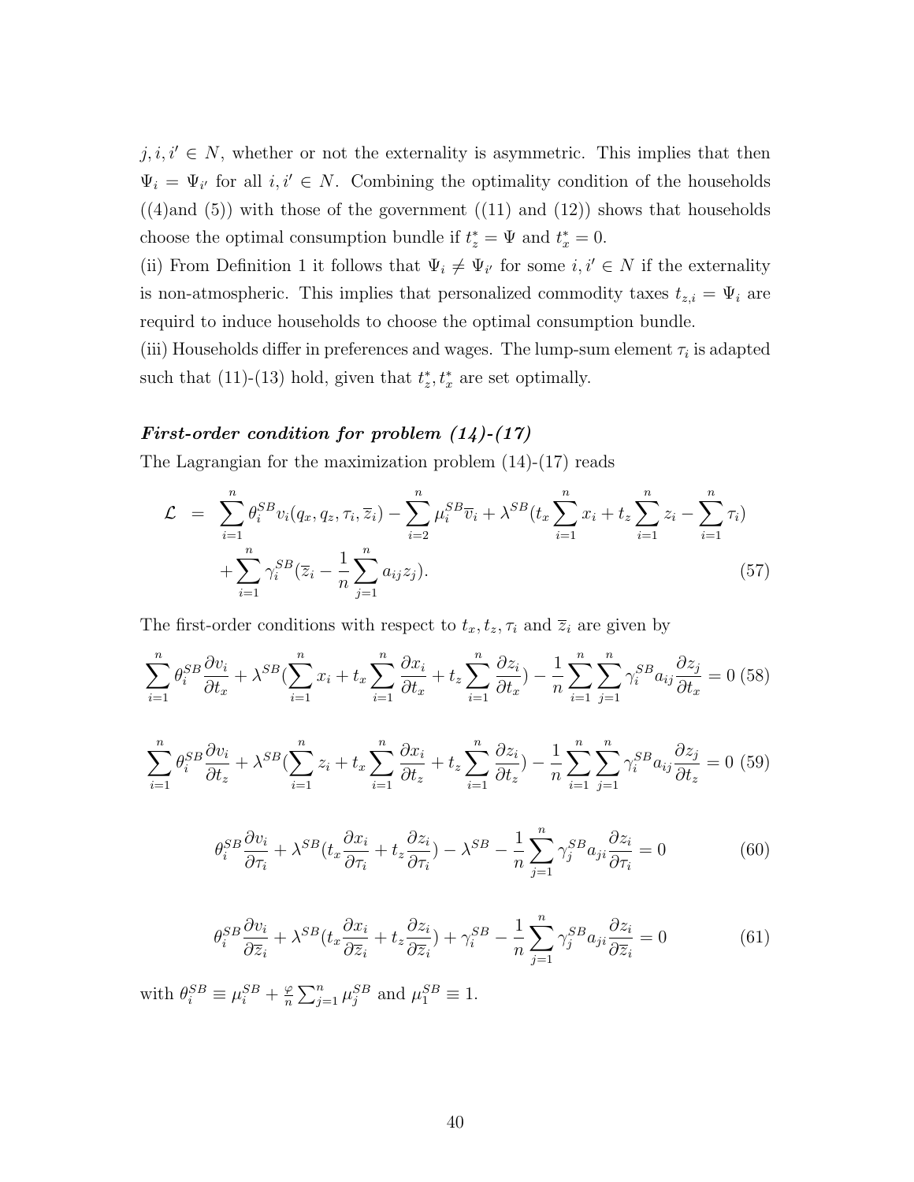$j, i, i' \in N$, whether or not the externality is asymmetric. This implies that then $\Psi_i = \Psi_{i'}$ for all $i, i' \in N$. Combining the optimality condition of the households ((4)and (5)) with those of the government ((11) and (12)) shows that households choose the optimal consumption bundle if $t_z^* = \Psi$ and $t_x^* = 0$.

(ii) From Definition 1 it follows that $\Psi_i \neq \Psi_{i'}$ for some $i, i' \in N$ if the externality is non-atmospheric. This implies that personalized commodity taxes $t_{z,i} = \Psi_i$ are requird to induce households to choose the optimal consumption bundle.

(iii) Households differ in preferences and wages. The lump-sum element $\tau_i$ is adapted such that (11)-(13) hold, given that $t_z^*, t_x^*$ are set optimally.

***First-order condition for problem (14)-(17)***

The Lagrangian for the maximization problem (14)-(17) reads

$$\mathcal{L} = \sum_{i=1}^{n} \theta_i^{SB} v_i(q_x, q_z, \tau_i, \overline{z}_i) - \sum_{i=2}^{n} \mu_i^{SB} \overline{v}_i + \lambda^{SB}(t_x \sum_{i=1}^{n} x_i + t_z \sum_{i=1}^{n} z_i - \sum_{i=1}^{n} \tau_i) + \sum_{i=1}^{n} \gamma_i^{SB}(\overline{z}_i - \frac{1}{n} \sum_{j=1}^{n} a_{ij} z_j). \tag{57}$$

The first-order conditions with respect to $t_x, t_z, \tau_i$ and $\overline{z}_i$ are given by

$$\sum_{i=1}^{n} \theta_i^{SB} \frac{\partial v_i}{\partial t_x} + \lambda^{SB}(\sum_{i=1}^{n} x_i + t_x \sum_{i=1}^{n} \frac{\partial x_i}{\partial t_x} + t_z \sum_{i=1}^{n} \frac{\partial z_i}{\partial t_x}) - \frac{1}{n} \sum_{i=1}^{n} \sum_{j=1}^{n} \gamma_i^{SB} a_{ij} \frac{\partial z_j}{\partial t_x} = 0 \tag{58}$$

$$\sum_{i=1}^{n} \theta_i^{SB} \frac{\partial v_i}{\partial t_z} + \lambda^{SB}(\sum_{i=1}^{n} z_i + t_x \sum_{i=1}^{n} \frac{\partial x_i}{\partial t_z} + t_z \sum_{i=1}^{n} \frac{\partial z_i}{\partial t_z}) - \frac{1}{n} \sum_{i=1}^{n} \sum_{j=1}^{n} \gamma_i^{SB} a_{ij} \frac{\partial z_j}{\partial t_z} = 0 \tag{59}$$

$$\theta_i^{SB} \frac{\partial v_i}{\partial \tau_i} + \lambda^{SB}(t_x \frac{\partial x_i}{\partial \tau_i} + t_z \frac{\partial z_i}{\partial \tau_i}) - \lambda^{SB} - \frac{1}{n} \sum_{j=1}^{n} \gamma_j^{SB} a_{ji} \frac{\partial z_i}{\partial \tau_i} = 0 \tag{60}$$

$$\theta_i^{SB} \frac{\partial v_i}{\partial \overline{z}_i} + \lambda^{SB}(t_x \frac{\partial x_i}{\partial \overline{z}_i} + t_z \frac{\partial z_i}{\partial \overline{z}_i}) + \gamma_i^{SB} - \frac{1}{n} \sum_{j=1}^{n} \gamma_j^{SB} a_{ji} \frac{\partial z_i}{\partial \overline{z}_i} = 0 \tag{61}$$

with $\theta_i^{SB} \equiv \mu_i^{SB} + \frac{\varphi}{n} \sum_{j=1}^{n} \mu_j^{SB}$ and $\mu_1^{SB} \equiv 1$.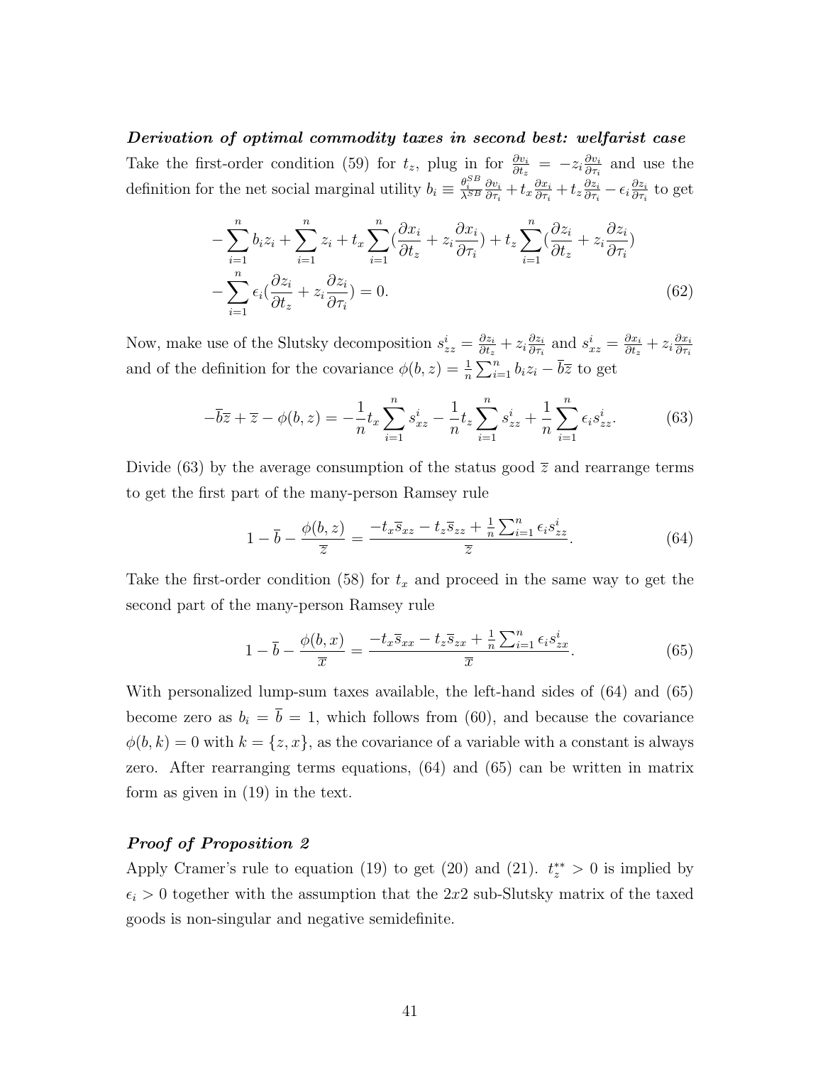***Derivation of optimal commodity taxes in second best: welfarist case***

Take the first-order condition (59) for $t_z$, plug in for $\frac{\partial v_i}{\partial t_z} = -z_i \frac{\partial v_i}{\partial \tau_i}$ and use the definition for the net social marginal utility $b_i \equiv \frac{\theta_i^{SB}}{\lambda^{SB}} \frac{\partial v_i}{\partial \tau_i} + t_x \frac{\partial x_i}{\partial \tau_i} + t_z \frac{\partial z_i}{\partial \tau_i} - \epsilon_i \frac{\partial z_i}{\partial \tau_i}$ to get

$$
\begin{aligned}
&-\sum_{i=1}^{n} b_i z_i + \sum_{i=1}^{n} z_i + t_x \sum_{i=1}^{n} (\frac{\partial x_i}{\partial t_z} + z_i \frac{\partial x_i}{\partial \tau_i}) + t_z \sum_{i=1}^{n} (\frac{\partial z_i}{\partial t_z} + z_i \frac{\partial z_i}{\partial \tau_i}) \\
&-\sum_{i=1}^{n} \epsilon_i (\frac{\partial z_i}{\partial t_z} + z_i \frac{\partial z_i}{\partial \tau_i}) = 0.
\end{aligned}
\tag{62}
$$

Now, make use of the Slutsky decomposition $s_{zz}^i = \frac{\partial z_i}{\partial t_z} + z_i \frac{\partial z_i}{\partial \tau_i}$ and $s_{xz}^i = \frac{\partial x_i}{\partial t_z} + z_i \frac{\partial x_i}{\partial \tau_i}$ and of the definition for the covariance $\phi(b, z) = \frac{1}{n} \sum_{i=1}^{n} b_i z_i - \overline{b}\overline{z}$ to get

$$
-\overline{b}\overline{z} + \overline{z} - \phi(b, z) = -\frac{1}{n} t_x \sum_{i=1}^{n} s_{xz}^i - \frac{1}{n} t_z \sum_{i=1}^{n} s_{zz}^i + \frac{1}{n} \sum_{i=1}^{n} \epsilon_i s_{zz}^i. \tag{63}
$$

Divide (63) by the average consumption of the status good $\overline{z}$ and rearrange terms to get the first part of the many-person Ramsey rule

$$
1 - \overline{b} - \frac{\phi(b, z)}{\overline{z}} = \frac{-t_x \overline{s}_{xz} - t_z \overline{s}_{zz} + \frac{1}{n} \sum_{i=1}^{n} \epsilon_i s_{zz}^i}{\overline{z}}. \tag{64}
$$

Take the first-order condition (58) for $t_x$ and proceed in the same way to get the second part of the many-person Ramsey rule

$$
1 - \overline{b} - \frac{\phi(b, x)}{\overline{x}} = \frac{-t_x \overline{s}_{xx} - t_z \overline{s}_{zx} + \frac{1}{n} \sum_{i=1}^{n} \epsilon_i s_{zx}^i}{\overline{x}}. \tag{65}
$$

With personalized lump-sum taxes available, the left-hand sides of (64) and (65) become zero as $b_i = \overline{b} = 1$, which follows from (60), and because the covariance $\phi(b, k) = 0$ with $k = \{z, x\}$, as the covariance of a variable with a constant is always zero. After rearranging terms equations, (64) and (65) can be written in matrix form as given in (19) in the text.

***Proof of Proposition 2***

Apply Cramer's rule to equation (19) to get (20) and (21). $t_z^{**} > 0$ is implied by $\epsilon_i > 0$ together with the assumption that the $2x2$ sub-Slutsky matrix of the taxed goods is non-singular and negative semidefinite.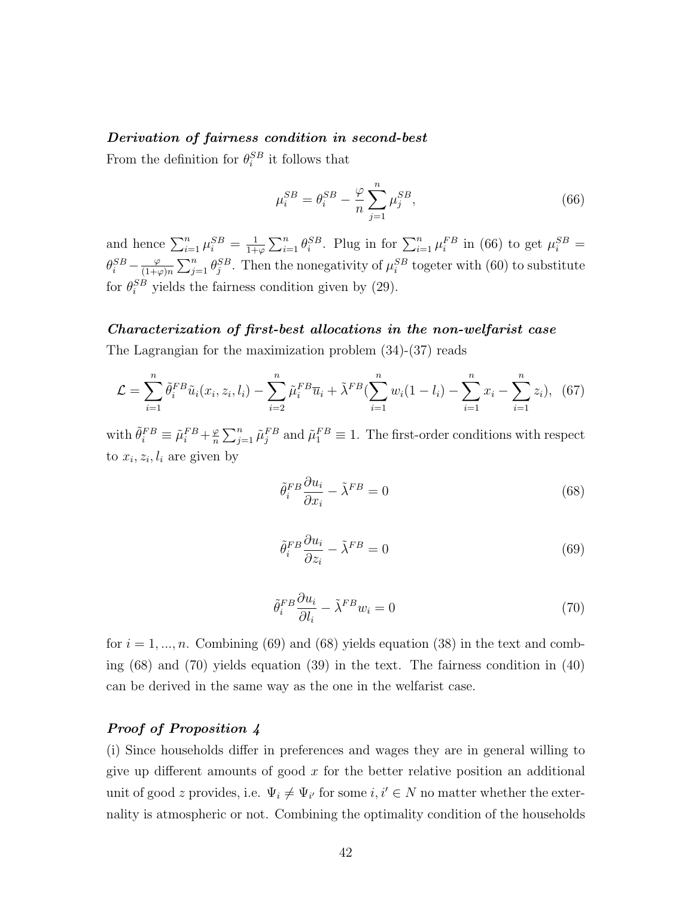***Derivation of fairness condition in second-best***

From the definition for $\theta_i^{SB}$ it follows that

$$\mu_i^{SB} = \theta_i^{SB} - \frac{\varphi}{n}\sum_{j=1}^{n}\mu_j^{SB}, \tag{66}$$

and hence $\sum_{i=1}^{n}\mu_i^{SB} = \frac{1}{1+\varphi}\sum_{i=1}^{n}\theta_i^{SB}$. Plug in for $\sum_{i=1}^{n}\mu_i^{FB}$ in (66) to get $\mu_i^{SB} = \theta_i^{SB} - \frac{\varphi}{(1+\varphi)n}\sum_{j=1}^{n}\theta_j^{SB}$. Then the nonegativity of $\mu_i^{SB}$ togeter with (60) to substitute for $\theta_i^{SB}$ yields the fairness condition given by (29).

***Characterization of first-best allocations in the non-welfarist case***

The Lagrangian for the maximization problem (34)-(37) reads

$$\mathcal{L} = \sum_{i=1}^{n}\tilde{\theta}_i^{FB}\tilde{u}_i(x_i, z_i, l_i) - \sum_{i=2}^{n}\tilde{\mu}_i^{FB}\overline{u}_i + \tilde{\lambda}^{FB}(\sum_{i=1}^{n}w_i(1-l_i) - \sum_{i=1}^{n}x_i - \sum_{i=1}^{n}z_i), \tag{67}$$

with $\tilde{\theta}_i^{FB} \equiv \tilde{\mu}_i^{FB} + \frac{\varphi}{n}\sum_{j=1}^{n}\tilde{\mu}_j^{FB}$ and $\tilde{\mu}_1^{FB} \equiv 1$. The first-order conditions with respect to $x_i, z_i, l_i$ are given by

$$\tilde{\theta}_i^{FB}\frac{\partial u_i}{\partial x_i} - \tilde{\lambda}^{FB} = 0 \tag{68}$$

$$\tilde{\theta}_i^{FB}\frac{\partial u_i}{\partial z_i} - \tilde{\lambda}^{FB} = 0 \tag{69}$$

$$\tilde{\theta}_i^{FB}\frac{\partial u_i}{\partial l_i} - \tilde{\lambda}^{FB}w_i = 0 \tag{70}$$

for $i = 1, ..., n$. Combining (69) and (68) yields equation (38) in the text and combing (68) and (70) yields equation (39) in the text. The fairness condition in (40) can be derived in the same way as the one in the welfarist case.

***Proof of Proposition 4***

(i) Since households differ in preferences and wages they are in general willing to give up different amounts of good $x$ for the better relative position an additional unit of good $z$ provides, i.e. $\Psi_i \neq \Psi_{i'}$ for some $i, i' \in N$ no matter whether the externality is atmospheric or not. Combining the optimality condition of the households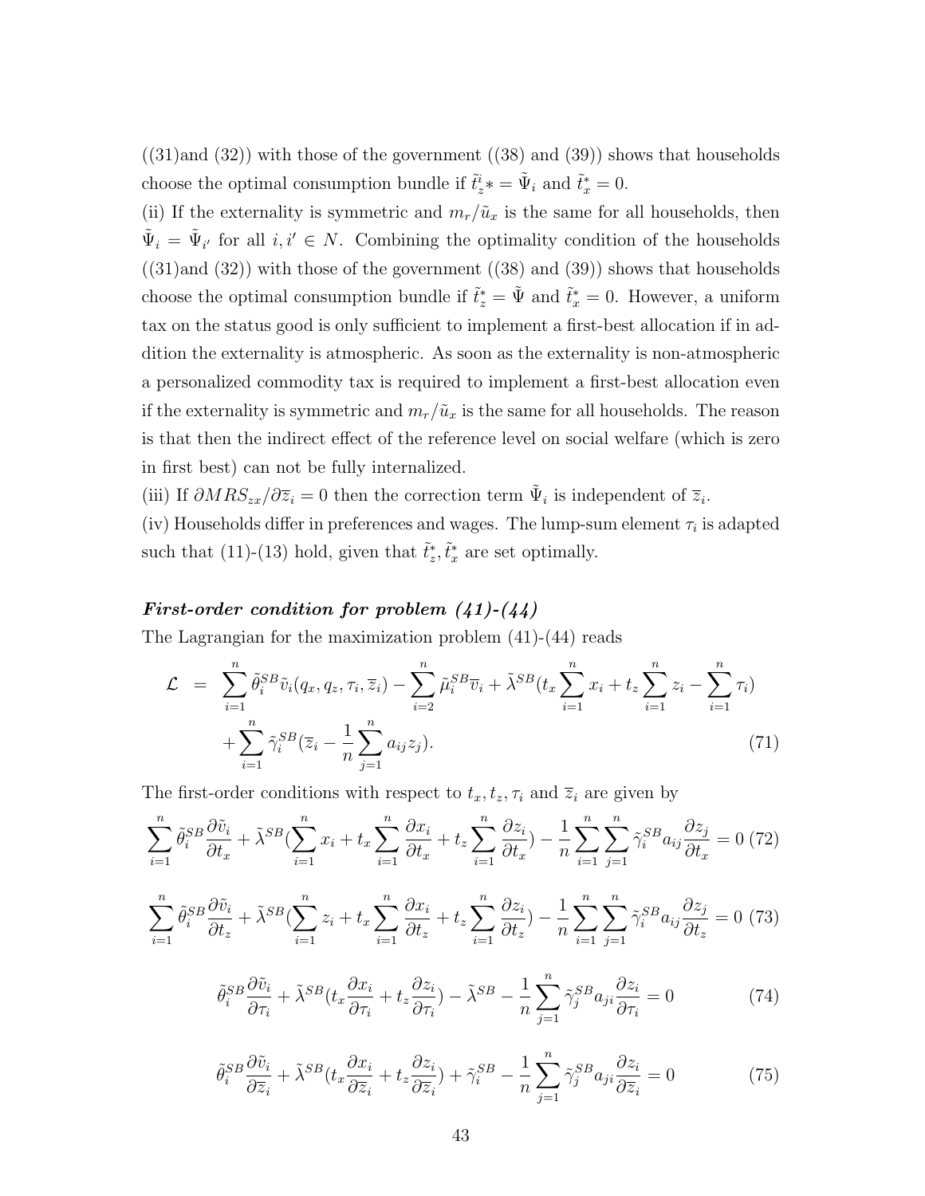((31)and (32)) with those of the government ((38) and (39)) shows that households choose the optimal consumption bundle if $\tilde{t}_z^i* = \tilde{\Psi}_i$ and $\tilde{t}_x^* = 0$.

(ii) If the externality is symmetric and $m_r/\tilde{u}_x$ is the same for all households, then $\tilde{\Psi}_i = \tilde{\Psi}_{i'}$ for all $i, i' \in N$. Combining the optimality condition of the households ((31)and (32)) with those of the government ((38) and (39)) shows that households choose the optimal consumption bundle if $\tilde{t}_z^* = \tilde{\Psi}$ and $\tilde{t}_x^* = 0$. However, a uniform tax on the status good is only sufficient to implement a first-best allocation if in addition the externality is atmospheric. As soon as the externality is non-atmospheric a personalized commodity tax is required to implement a first-best allocation even if the externality is symmetric and $m_r/\tilde{u}_x$ is the same for all households. The reason is that then the indirect effect of the reference level on social welfare (which is zero in first best) can not be fully internalized.

(iii) If $\partial MRS_{zx}/\partial \overline{z}_i = 0$ then the correction term $\tilde{\Psi}_i$ is independent of $\overline{z}_i$.

(iv) Households differ in preferences and wages. The lump-sum element $\tau_i$ is adapted such that (11)-(13) hold, given that $\tilde{t}_z^*, \tilde{t}_x^*$ are set optimally.

***First-order condition for problem (41)-(44)***

The Lagrangian for the maximization problem (41)-(44) reads

$$
\begin{aligned}
\mathcal{L} &= \sum_{i=1}^{n} \tilde{\theta}_i^{SB} \tilde{v}_i(q_x, q_z, \tau_i, \overline{z}_i) - \sum_{i=2}^{n} \tilde{\mu}_i^{SB} \overline{v}_i + \tilde{\lambda}^{SB}(t_x \sum_{i=1}^{n} x_i + t_z \sum_{i=1}^{n} z_i - \sum_{i=1}^{n} \tau_i) \\
&\quad + \sum_{i=1}^{n} \tilde{\gamma}_i^{SB}(\overline{z}_i - \frac{1}{n}\sum_{j=1}^{n} a_{ij} z_j). \qquad (71)
\end{aligned}
$$

The first-order conditions with respect to $t_x, t_z, \tau_i$ and $\overline{z}_i$ are given by

$$
\sum_{i=1}^{n} \tilde{\theta}_i^{SB} \frac{\partial \tilde{v}_i}{\partial t_x} + \tilde{\lambda}^{SB}(\sum_{i=1}^{n} x_i + t_x \sum_{i=1}^{n} \frac{\partial x_i}{\partial t_x} + t_z \sum_{i=1}^{n} \frac{\partial z_i}{\partial t_x}) - \frac{1}{n}\sum_{i=1}^{n}\sum_{j=1}^{n} \tilde{\gamma}_i^{SB} a_{ij} \frac{\partial z_j}{\partial t_x} = 0 \quad (72)
$$

$$
\sum_{i=1}^{n} \tilde{\theta}_i^{SB} \frac{\partial \tilde{v}_i}{\partial t_z} + \tilde{\lambda}^{SB}(\sum_{i=1}^{n} z_i + t_x \sum_{i=1}^{n} \frac{\partial x_i}{\partial t_z} + t_z \sum_{i=1}^{n} \frac{\partial z_i}{\partial t_z}) - \frac{1}{n}\sum_{i=1}^{n}\sum_{j=1}^{n} \tilde{\gamma}_i^{SB} a_{ij} \frac{\partial z_j}{\partial t_z} = 0 \quad (73)
$$

$$
\tilde{\theta}_i^{SB} \frac{\partial \tilde{v}_i}{\partial \tau_i} + \tilde{\lambda}^{SB}(t_x \frac{\partial x_i}{\partial \tau_i} + t_z \frac{\partial z_i}{\partial \tau_i}) - \tilde{\lambda}^{SB} - \frac{1}{n}\sum_{j=1}^{n} \tilde{\gamma}_j^{SB} a_{ji} \frac{\partial z_i}{\partial \tau_i} = 0 \quad (74)
$$

$$
\tilde{\theta}_i^{SB} \frac{\partial \tilde{v}_i}{\partial \overline{z}_i} + \tilde{\lambda}^{SB}(t_x \frac{\partial x_i}{\partial \overline{z}_i} + t_z \frac{\partial z_i}{\partial \overline{z}_i}) + \tilde{\gamma}_i^{SB} - \frac{1}{n}\sum_{j=1}^{n} \tilde{\gamma}_j^{SB} a_{ji} \frac{\partial z_i}{\partial \overline{z}_i} = 0 \quad (75)
$$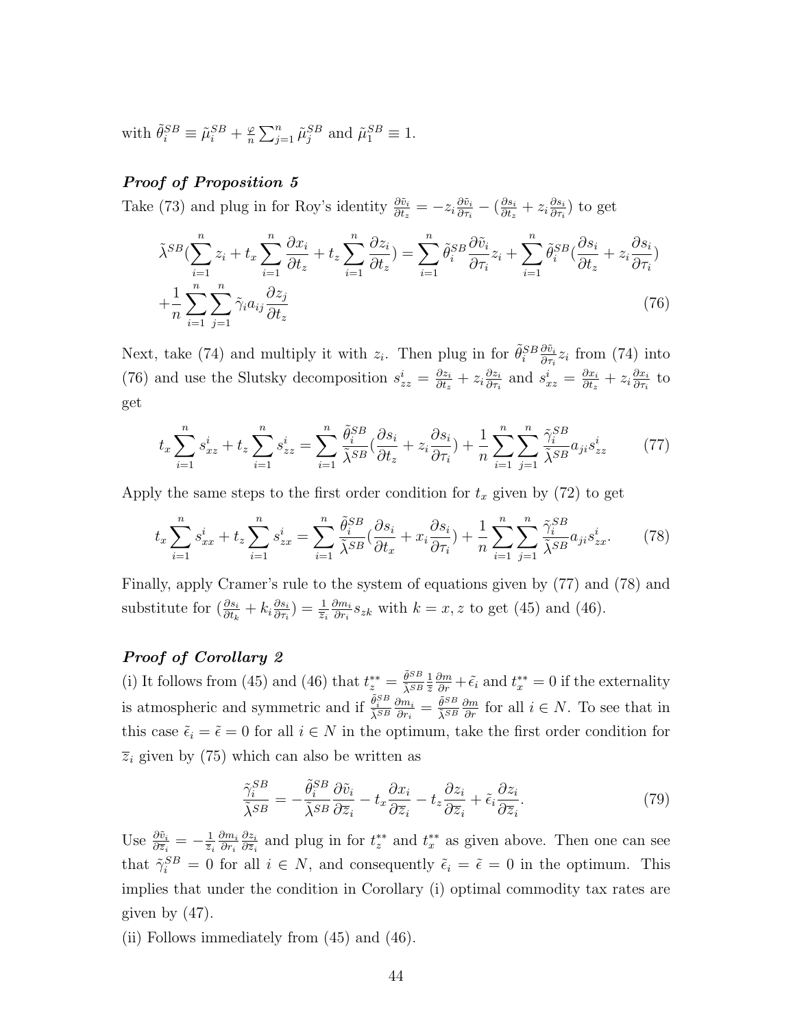with $\tilde{\theta}_i^{SB} \equiv \tilde{\mu}_i^{SB} + \frac{\varphi}{n}\sum_{j=1}^{n}\tilde{\mu}_j^{SB}$ and $\tilde{\mu}_1^{SB} \equiv 1$.

***Proof of Proposition 5***

Take (73) and plug in for Roy's identity $\frac{\partial \tilde{v}_i}{\partial t_z} = -z_i \frac{\partial \tilde{v}_i}{\partial \tau_i} - (\frac{\partial s_i}{\partial t_z} + z_i \frac{\partial s_i}{\partial \tau_i})$ to get

$$\tilde{\lambda}^{SB}(\sum_{i=1}^{n} z_i + t_x \sum_{i=1}^{n} \frac{\partial x_i}{\partial t_z} + t_z \sum_{i=1}^{n} \frac{\partial z_i}{\partial t_z}) = \sum_{i=1}^{n} \tilde{\theta}_i^{SB} \frac{\partial \tilde{v}_i}{\partial \tau_i} z_i + \sum_{i=1}^{n} \tilde{\theta}_i^{SB} (\frac{\partial s_i}{\partial t_z} + z_i \frac{\partial s_i}{\partial \tau_i})$$
$$+ \frac{1}{n} \sum_{i=1}^{n} \sum_{j=1}^{n} \tilde{\gamma}_i a_{ij} \frac{\partial z_j}{\partial t_z} \tag{76}$$

Next, take (74) and multiply it with $z_i$. Then plug in for $\tilde{\theta}_i^{SB} \frac{\partial \tilde{v}_i}{\partial \tau_i} z_i$ from (74) into (76) and use the Slutsky decomposition $s_{zz}^i = \frac{\partial z_i}{\partial t_z} + z_i \frac{\partial z_i}{\partial \tau_i}$ and $s_{xz}^i = \frac{\partial x_i}{\partial t_z} + z_i \frac{\partial x_i}{\partial \tau_i}$ to get

$$t_x \sum_{i=1}^{n} s_{xz}^i + t_z \sum_{i=1}^{n} s_{zz}^i = \sum_{i=1}^{n} \frac{\tilde{\theta}_i^{SB}}{\tilde{\lambda}^{SB}} (\frac{\partial s_i}{\partial t_z} + z_i \frac{\partial s_i}{\partial \tau_i}) + \frac{1}{n} \sum_{i=1}^{n} \sum_{j=1}^{n} \frac{\tilde{\gamma}_i^{SB}}{\tilde{\lambda}^{SB}} a_{ji} s_{zz}^i \tag{77}$$

Apply the same steps to the first order condition for $t_x$ given by (72) to get

$$t_x \sum_{i=1}^{n} s_{xx}^i + t_z \sum_{i=1}^{n} s_{zx}^i = \sum_{i=1}^{n} \frac{\tilde{\theta}_i^{SB}}{\tilde{\lambda}^{SB}} (\frac{\partial s_i}{\partial t_x} + x_i \frac{\partial s_i}{\partial \tau_i}) + \frac{1}{n} \sum_{i=1}^{n} \sum_{j=1}^{n} \frac{\tilde{\gamma}_i^{SB}}{\tilde{\lambda}^{SB}} a_{ji} s_{zx}^i. \tag{78}$$

Finally, apply Cramer's rule to the system of equations given by (77) and (78) and substitute for $(\frac{\partial s_i}{\partial t_k} + k_i \frac{\partial s_i}{\partial \tau_i}) = \frac{1}{\overline{z}_i} \frac{\partial m_i}{\partial r_i} s_{zk}$ with $k = x, z$ to get (45) and (46).

***Proof of Corollary 2***

(i) It follows from (45) and (46) that $t_z^{**} = \frac{\tilde{\theta}^{SB}}{\tilde{\lambda}^{SB}} \frac{1}{\overline{z}} \frac{\partial m}{\partial r} + \tilde{\epsilon}_i$ and $t_x^{**} = 0$ if the externality is atmospheric and symmetric and if $\frac{\tilde{\theta}_i^{SB}}{\tilde{\lambda}^{SB}} \frac{\partial m_i}{\partial r_i} = \frac{\tilde{\theta}^{SB}}{\tilde{\lambda}^{SB}} \frac{\partial m}{\partial r}$ for all $i \in N$. To see that in this case $\tilde{\epsilon}_i = \tilde{\epsilon} = 0$ for all $i \in N$ in the optimum, take the first order condition for $\overline{z}_i$ given by (75) which can also be written as

$$\frac{\tilde{\gamma}_i^{SB}}{\tilde{\lambda}^{SB}} = -\frac{\tilde{\theta}_i^{SB}}{\tilde{\lambda}^{SB}} \frac{\partial \tilde{v}_i}{\partial \overline{z}_i} - t_x \frac{\partial x_i}{\partial \overline{z}_i} - t_z \frac{\partial z_i}{\partial \overline{z}_i} + \tilde{\epsilon}_i \frac{\partial z_i}{\partial \overline{z}_i}. \tag{79}$$

Use $\frac{\partial \tilde{v}_i}{\partial \overline{z}_i} = -\frac{1}{\overline{z}_i} \frac{\partial m_i}{\partial r_i} \frac{\partial z_i}{\partial \overline{z}_i}$ and plug in for $t_z^{**}$ and $t_x^{**}$ as given above. Then one can see that $\tilde{\gamma}_i^{SB} = 0$ for all $i \in N$, and consequently $\tilde{\epsilon}_i = \tilde{\epsilon} = 0$ in the optimum. This implies that under the condition in Corollary (i) optimal commodity tax rates are given by (47).

(ii) Follows immediately from (45) and (46).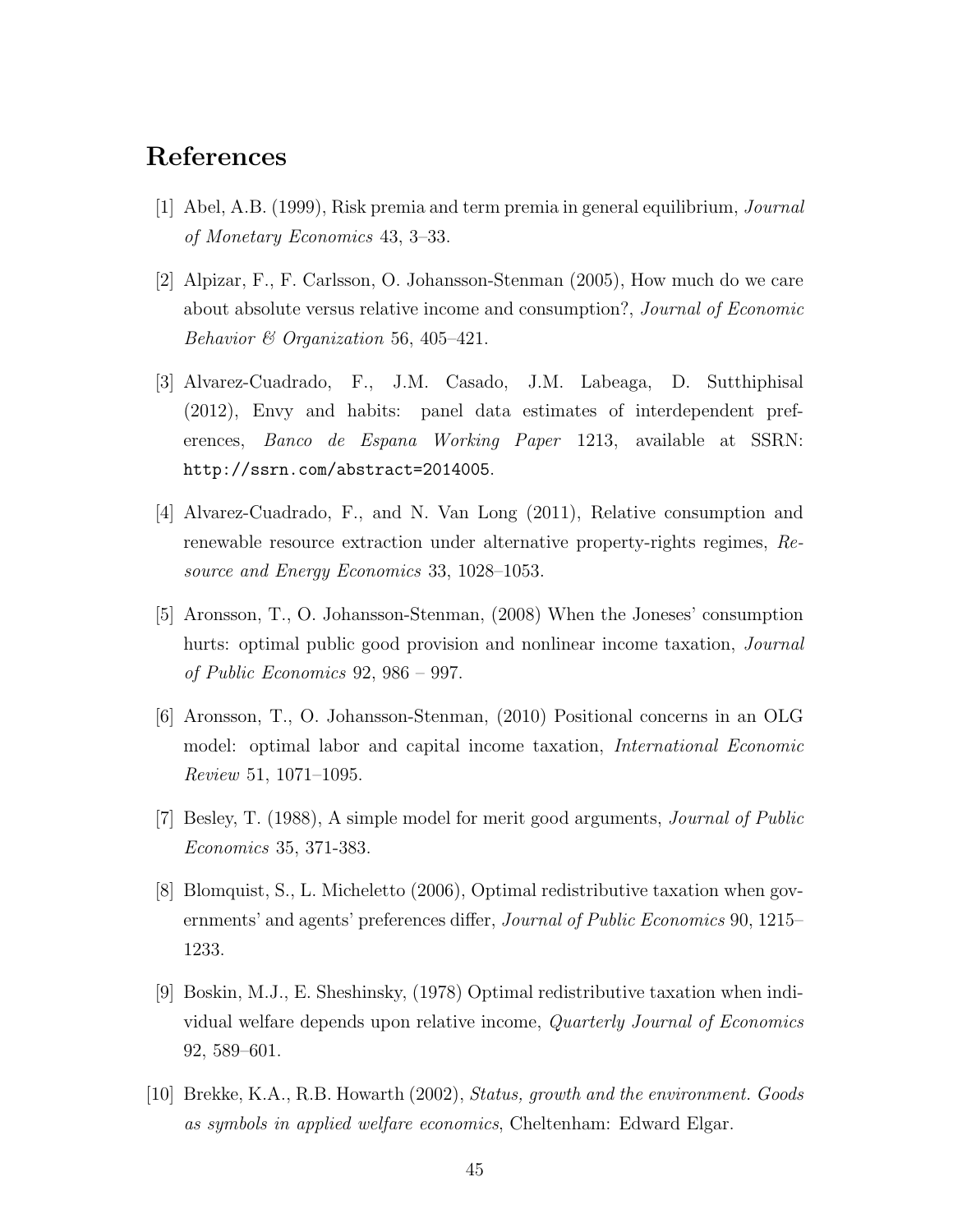# References

[1] Abel, A.B. (1999), Risk premia and term premia in general equilibrium, *Journal of Monetary Economics* 43, 3–33.

[2] Alpizar, F., F. Carlsson, O. Johansson-Stenman (2005), How much do we care about absolute versus relative income and consumption?, *Journal of Economic Behavior & Organization* 56, 405–421.

[3] Alvarez-Cuadrado, F., J.M. Casado, J.M. Labeaga, D. Sutthiphisal (2012), Envy and habits: panel data estimates of interdependent preferences, *Banco de Espana Working Paper* 1213, available at SSRN: http://ssrn.com/abstract=2014005.

[4] Alvarez-Cuadrado, F., and N. Van Long (2011), Relative consumption and renewable resource extraction under alternative property-rights regimes, *Resource and Energy Economics* 33, 1028–1053.

[5] Aronsson, T., O. Johansson-Stenman, (2008) When the Joneses' consumption hurts: optimal public good provision and nonlinear income taxation, *Journal of Public Economics* 92, 986 – 997.

[6] Aronsson, T., O. Johansson-Stenman, (2010) Positional concerns in an OLG model: optimal labor and capital income taxation, *International Economic Review* 51, 1071–1095.

[7] Besley, T. (1988), A simple model for merit good arguments, *Journal of Public Economics* 35, 371-383.

[8] Blomquist, S., L. Micheletto (2006), Optimal redistributive taxation when governments' and agents' preferences differ, *Journal of Public Economics* 90, 1215–1233.

[9] Boskin, M.J., E. Sheshinsky, (1978) Optimal redistributive taxation when individual welfare depends upon relative income, *Quarterly Journal of Economics* 92, 589–601.

[10] Brekke, K.A., R.B. Howarth (2002), *Status, growth and the environment. Goods as symbols in applied welfare economics*, Cheltenham: Edward Elgar.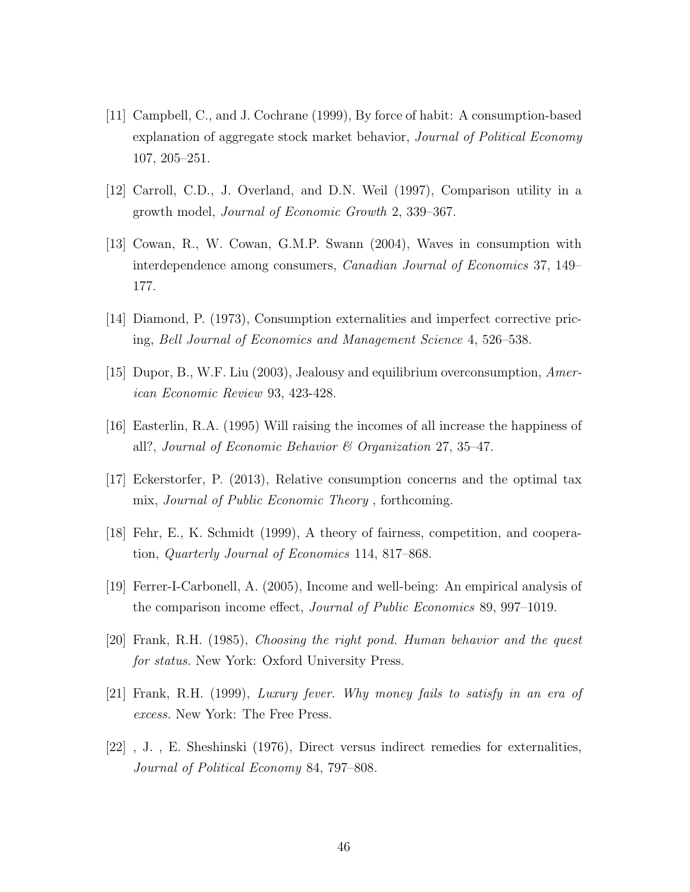[11] Campbell, C., and J. Cochrane (1999), By force of habit: A consumption-based explanation of aggregate stock market behavior, *Journal of Political Economy* 107, 205–251.

[12] Carroll, C.D., J. Overland, and D.N. Weil (1997), Comparison utility in a growth model, *Journal of Economic Growth* 2, 339–367.

[13] Cowan, R., W. Cowan, G.M.P. Swann (2004), Waves in consumption with interdependence among consumers, *Canadian Journal of Economics* 37, 149–177.

[14] Diamond, P. (1973), Consumption externalities and imperfect corrective pricing, *Bell Journal of Economics and Management Science* 4, 526–538.

[15] Dupor, B., W.F. Liu (2003), Jealousy and equilibrium overconsumption, *American Economic Review* 93, 423-428.

[16] Easterlin, R.A. (1995) Will raising the incomes of all increase the happiness of all?, *Journal of Economic Behavior & Organization* 27, 35–47.

[17] Eckerstorfer, P. (2013), Relative consumption concerns and the optimal tax mix, *Journal of Public Economic Theory* , forthcoming.

[18] Fehr, E., K. Schmidt (1999), A theory of fairness, competition, and cooperation, *Quarterly Journal of Economics* 114, 817–868.

[19] Ferrer-I-Carbonell, A. (2005), Income and well-being: An empirical analysis of the comparison income effect, *Journal of Public Economics* 89, 997–1019.

[20] Frank, R.H. (1985), *Choosing the right pond. Human behavior and the quest for status.* New York: Oxford University Press.

[21] Frank, R.H. (1999), *Luxury fever. Why money fails to satisfy in an era of excess.* New York: The Free Press.

[22] , J. , E. Sheshinski (1976), Direct versus indirect remedies for externalities, *Journal of Political Economy* 84, 797–808.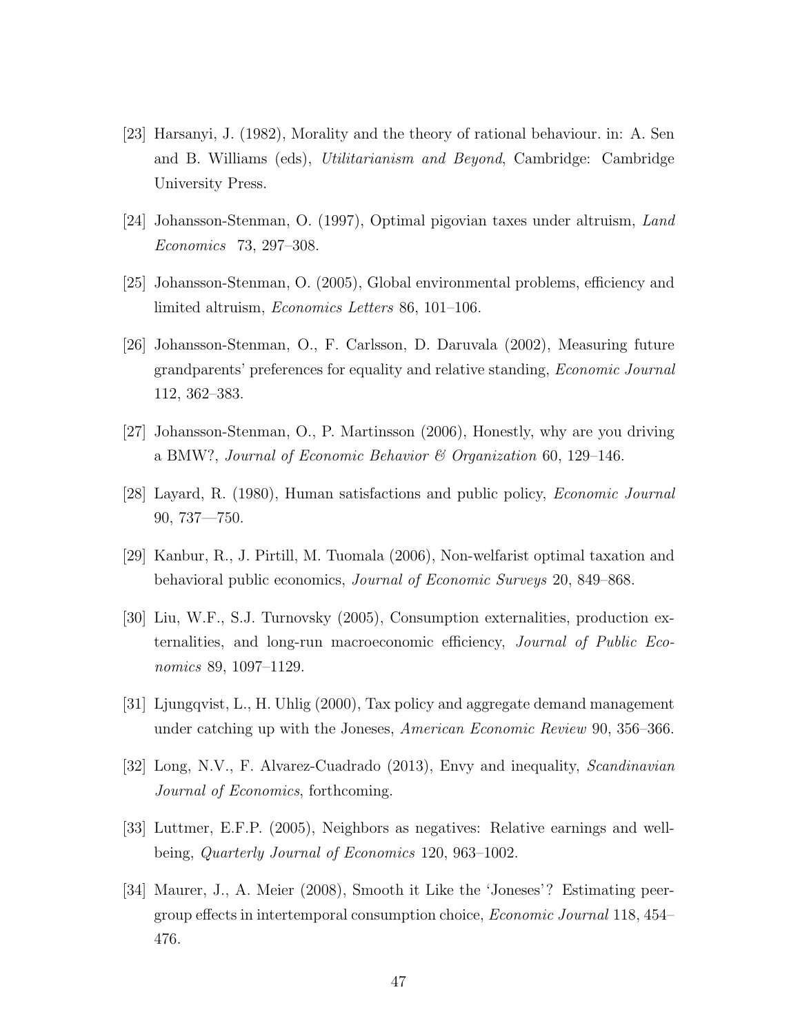[23] Harsanyi, J. (1982), Morality and the theory of rational behaviour. in: A. Sen and B. Williams (eds), *Utilitarianism and Beyond*, Cambridge: Cambridge University Press.

[24] Johansson-Stenman, O. (1997), Optimal pigovian taxes under altruism, *Land Economics* 73, 297–308.

[25] Johansson-Stenman, O. (2005), Global environmental problems, efficiency and limited altruism, *Economics Letters* 86, 101–106.

[26] Johansson-Stenman, O., F. Carlsson, D. Daruvala (2002), Measuring future grandparents' preferences for equality and relative standing, *Economic Journal* 112, 362–383.

[27] Johansson-Stenman, O., P. Martinsson (2006), Honestly, why are you driving a BMW?, *Journal of Economic Behavior & Organization* 60, 129–146.

[28] Layard, R. (1980), Human satisfactions and public policy, *Economic Journal* 90, 737—750.

[29] Kanbur, R., J. Pirtill, M. Tuomala (2006), Non-welfarist optimal taxation and behavioral public economics, *Journal of Economic Surveys* 20, 849–868.

[30] Liu, W.F., S.J. Turnovsky (2005), Consumption externalities, production externalities, and long-run macroeconomic efficiency, *Journal of Public Economics* 89, 1097–1129.

[31] Ljungqvist, L., H. Uhlig (2000), Tax policy and aggregate demand management under catching up with the Joneses, *American Economic Review* 90, 356–366.

[32] Long, N.V., F. Alvarez-Cuadrado (2013), Envy and inequality, *Scandinavian Journal of Economics*, forthcoming.

[33] Luttmer, E.F.P. (2005), Neighbors as negatives: Relative earnings and well-being, *Quarterly Journal of Economics* 120, 963–1002.

[34] Maurer, J., A. Meier (2008), Smooth it Like the 'Joneses'? Estimating peer-group effects in intertemporal consumption choice, *Economic Journal* 118, 454–476.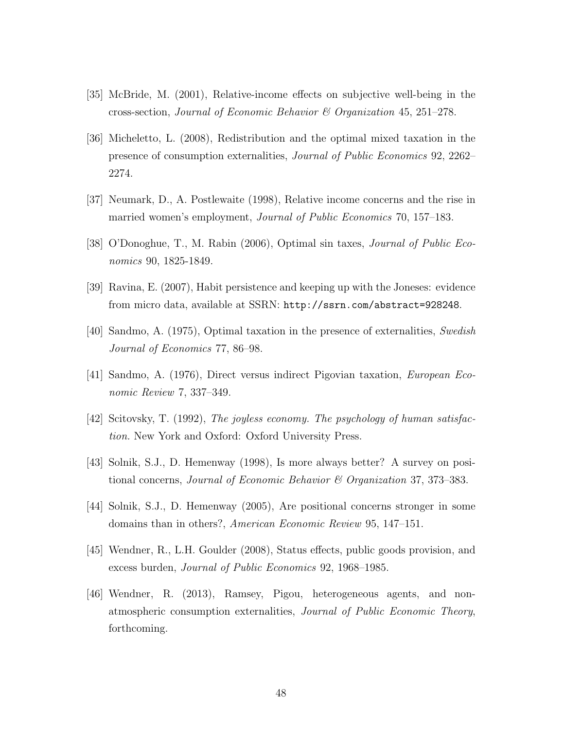[35] McBride, M. (2001), Relative-income effects on subjective well-being in the cross-section, *Journal of Economic Behavior & Organization* 45, 251–278.

[36] Micheletto, L. (2008), Redistribution and the optimal mixed taxation in the presence of consumption externalities, *Journal of Public Economics* 92, 2262–2274.

[37] Neumark, D., A. Postlewaite (1998), Relative income concerns and the rise in married women's employment, *Journal of Public Economics* 70, 157–183.

[38] O'Donoghue, T., M. Rabin (2006), Optimal sin taxes, *Journal of Public Economics* 90, 1825-1849.

[39] Ravina, E. (2007), Habit persistence and keeping up with the Joneses: evidence from micro data, available at SSRN: `http://ssrn.com/abstract=928248`.

[40] Sandmo, A. (1975), Optimal taxation in the presence of externalities, *Swedish Journal of Economics* 77, 86–98.

[41] Sandmo, A. (1976), Direct versus indirect Pigovian taxation, *European Economic Review* 7, 337–349.

[42] Scitovsky, T. (1992), *The joyless economy. The psychology of human satisfaction.* New York and Oxford: Oxford University Press.

[43] Solnik, S.J., D. Hemenway (1998), Is more always better? A survey on positional concerns, *Journal of Economic Behavior & Organization* 37, 373–383.

[44] Solnik, S.J., D. Hemenway (2005), Are positional concerns stronger in some domains than in others?, *American Economic Review* 95, 147–151.

[45] Wendner, R., L.H. Goulder (2008), Status effects, public goods provision, and excess burden, *Journal of Public Economics* 92, 1968–1985.

[46] Wendner, R. (2013), Ramsey, Pigou, heterogeneous agents, and non-atmospheric consumption externalities, *Journal of Public Economic Theory*, forthcoming.